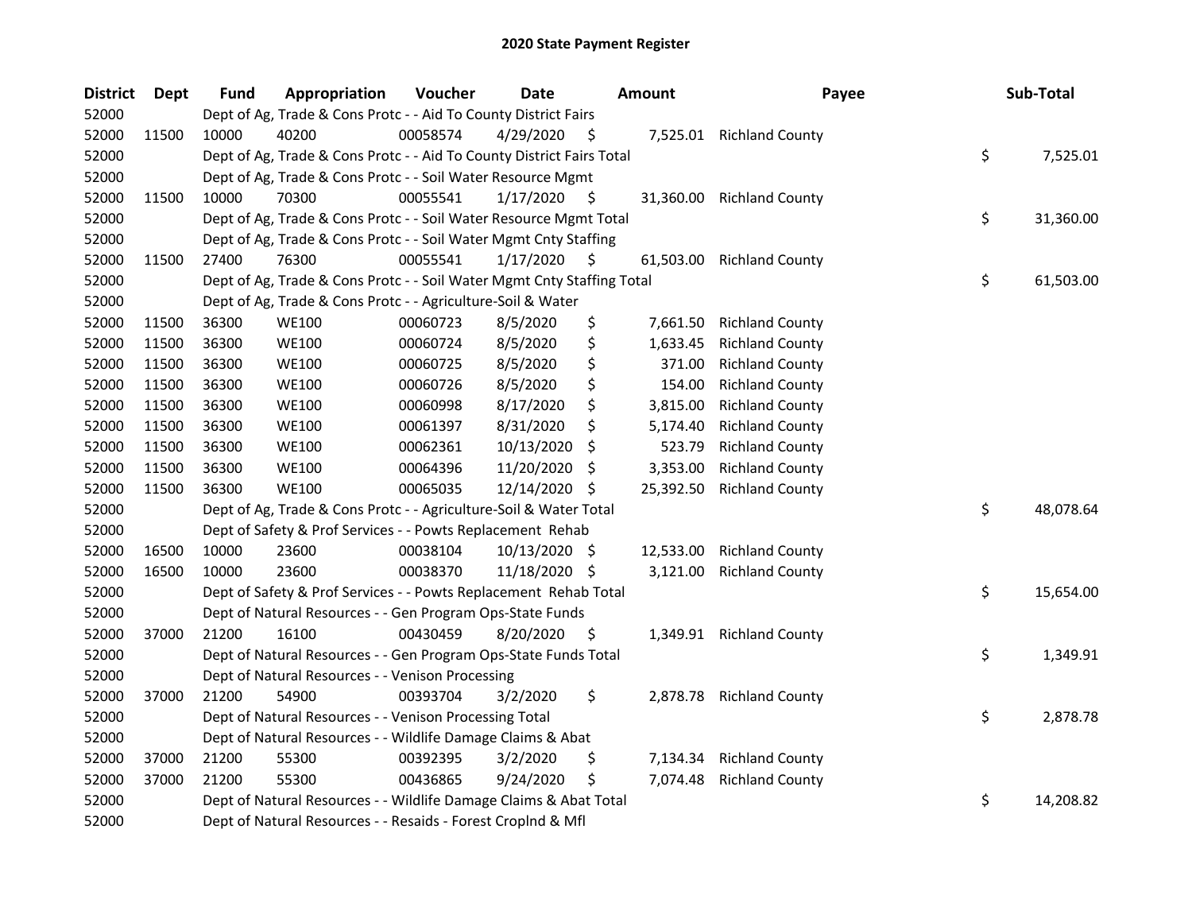# 2020 State Payment Register

| District | Dept | Fund | Appropriation | Voucher | Date | Amount | Payee | Sub-Total |
|---|---|---|---|---|---|---|---|---|
| 52000 | | Dept of Ag, Trade & Cons Protc - - Aid To County District Fairs | | | | | | |
| 52000 | 11500 | 10000 | 40200 | 00058574 | 4/29/2020 | $ 7,525.01 | Richland County | |
| 52000 | | Dept of Ag, Trade & Cons Protc - - Aid To County District Fairs Total | | | | | | $ 7,525.01 |
| 52000 | | Dept of Ag, Trade & Cons Protc - - Soil Water Resource Mgmt | | | | | | |
| 52000 | 11500 | 10000 | 70300 | 00055541 | 1/17/2020 | $ 31,360.00 | Richland County | |
| 52000 | | Dept of Ag, Trade & Cons Protc - - Soil Water Resource Mgmt Total | | | | | | $ 31,360.00 |
| 52000 | | Dept of Ag, Trade & Cons Protc - - Soil Water Mgmt Cnty Staffing | | | | | | |
| 52000 | 11500 | 27400 | 76300 | 00055541 | 1/17/2020 | $ 61,503.00 | Richland County | |
| 52000 | | Dept of Ag, Trade & Cons Protc - - Soil Water Mgmt Cnty Staffing Total | | | | | | $ 61,503.00 |
| 52000 | | Dept of Ag, Trade & Cons Protc - - Agriculture-Soil & Water | | | | | | |
| 52000 | 11500 | 36300 | WE100 | 00060723 | 8/5/2020 | $ 7,661.50 | Richland County | |
| 52000 | 11500 | 36300 | WE100 | 00060724 | 8/5/2020 | $ 1,633.45 | Richland County | |
| 52000 | 11500 | 36300 | WE100 | 00060725 | 8/5/2020 | $ 371.00 | Richland County | |
| 52000 | 11500 | 36300 | WE100 | 00060726 | 8/5/2020 | $ 154.00 | Richland County | |
| 52000 | 11500 | 36300 | WE100 | 00060998 | 8/17/2020 | $ 3,815.00 | Richland County | |
| 52000 | 11500 | 36300 | WE100 | 00061397 | 8/31/2020 | $ 5,174.40 | Richland County | |
| 52000 | 11500 | 36300 | WE100 | 00062361 | 10/13/2020 | $ 523.79 | Richland County | |
| 52000 | 11500 | 36300 | WE100 | 00064396 | 11/20/2020 | $ 3,353.00 | Richland County | |
| 52000 | 11500 | 36300 | WE100 | 00065035 | 12/14/2020 | $ 25,392.50 | Richland County | |
| 52000 | | Dept of Ag, Trade & Cons Protc - - Agriculture-Soil & Water Total | | | | | | $ 48,078.64 |
| 52000 | | Dept of Safety & Prof Services - - Powts Replacement Rehab | | | | | | |
| 52000 | 16500 | 10000 | 23600 | 00038104 | 10/13/2020 | $ 12,533.00 | Richland County | |
| 52000 | 16500 | 10000 | 23600 | 00038370 | 11/18/2020 | $ 3,121.00 | Richland County | |
| 52000 | | Dept of Safety & Prof Services - - Powts Replacement Rehab Total | | | | | | $ 15,654.00 |
| 52000 | | Dept of Natural Resources - - Gen Program Ops-State Funds | | | | | | |
| 52000 | 37000 | 21200 | 16100 | 00430459 | 8/20/2020 | $ 1,349.91 | Richland County | |
| 52000 | | Dept of Natural Resources - - Gen Program Ops-State Funds Total | | | | | | $ 1,349.91 |
| 52000 | | Dept of Natural Resources - - Venison Processing | | | | | | |
| 52000 | 37000 | 21200 | 54900 | 00393704 | 3/2/2020 | $ 2,878.78 | Richland County | |
| 52000 | | Dept of Natural Resources - - Venison Processing Total | | | | | | $ 2,878.78 |
| 52000 | | Dept of Natural Resources - - Wildlife Damage Claims & Abat | | | | | | |
| 52000 | 37000 | 21200 | 55300 | 00392395 | 3/2/2020 | $ 7,134.34 | Richland County | |
| 52000 | 37000 | 21200 | 55300 | 00436865 | 9/24/2020 | $ 7,074.48 | Richland County | |
| 52000 | | Dept of Natural Resources - - Wildlife Damage Claims & Abat Total | | | | | | $ 14,208.82 |
| 52000 | | Dept of Natural Resources - - Resaids - Forest Croplnd & Mfl | | | | | | |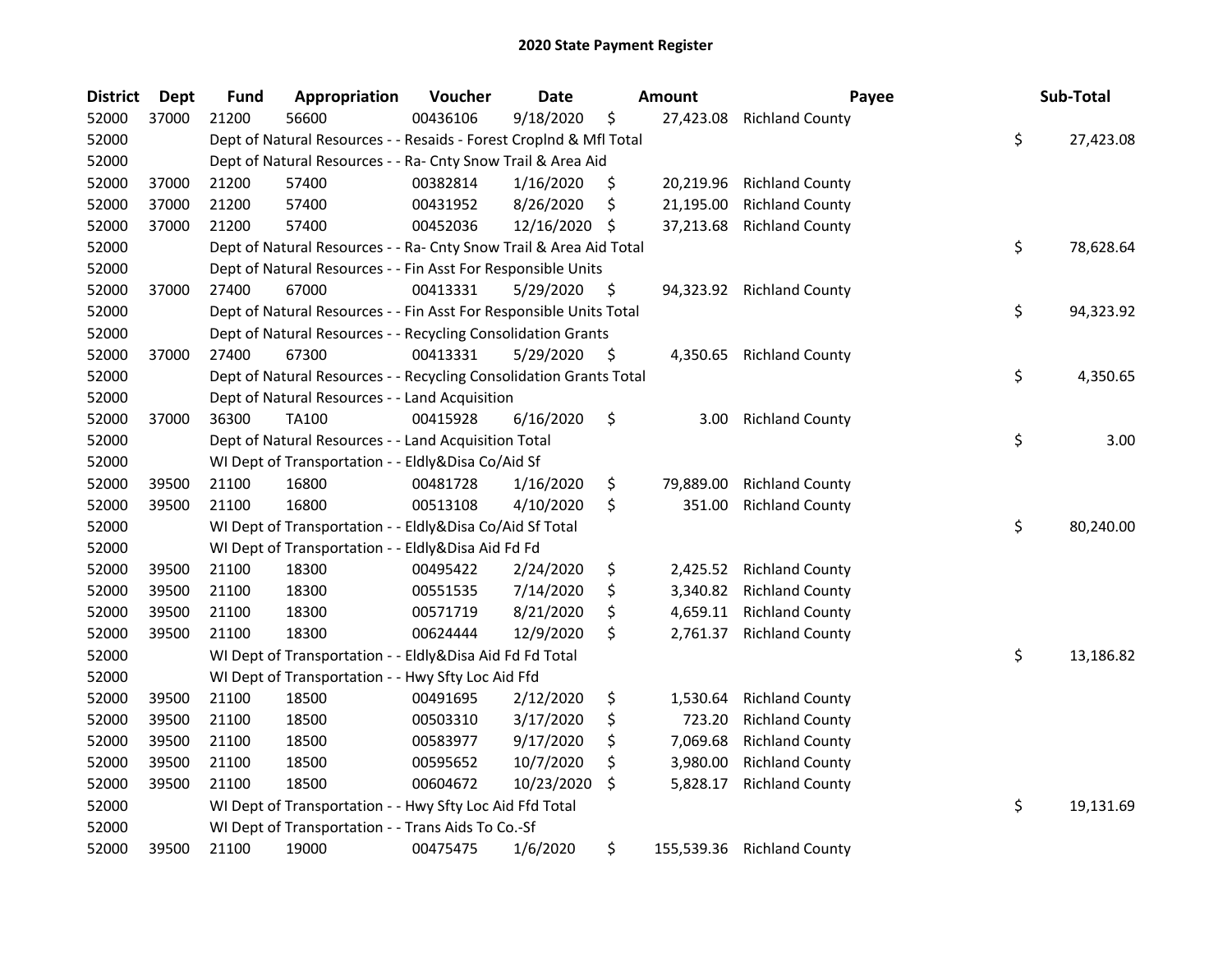# 2020 State Payment Register

| District | Dept | Fund | Appropriation | Voucher | Date | Amount | Payee | Sub-Total |
|---|---|---|---|---|---|---|---|---|
| 52000 | 37000 | 21200 | 56600 | 00436106 | 9/18/2020 | $ 27,423.08 | Richland County | |
| 52000 | | Dept of Natural Resources - - Resaids - Forest Croplnd & Mfl Total | | | | | | $ 27,423.08 |
| 52000 | | Dept of Natural Resources - - Ra- Cnty Snow Trail & Area Aid | | | | | | |
| 52000 | 37000 | 21200 | 57400 | 00382814 | 1/16/2020 | $ 20,219.96 | Richland County | |
| 52000 | 37000 | 21200 | 57400 | 00431952 | 8/26/2020 | $ 21,195.00 | Richland County | |
| 52000 | 37000 | 21200 | 57400 | 00452036 | 12/16/2020 | $ 37,213.68 | Richland County | |
| 52000 | | Dept of Natural Resources - - Ra- Cnty Snow Trail & Area Aid Total | | | | | | $ 78,628.64 |
| 52000 | | Dept of Natural Resources - - Fin Asst For Responsible Units | | | | | | |
| 52000 | 37000 | 27400 | 67000 | 00413331 | 5/29/2020 | $ 94,323.92 | Richland County | |
| 52000 | | Dept of Natural Resources - - Fin Asst For Responsible Units Total | | | | | | $ 94,323.92 |
| 52000 | | Dept of Natural Resources - - Recycling Consolidation Grants | | | | | | |
| 52000 | 37000 | 27400 | 67300 | 00413331 | 5/29/2020 | $ 4,350.65 | Richland County | |
| 52000 | | Dept of Natural Resources - - Recycling Consolidation Grants Total | | | | | | $ 4,350.65 |
| 52000 | | Dept of Natural Resources - - Land Acquisition | | | | | | |
| 52000 | 37000 | 36300 | TA100 | 00415928 | 6/16/2020 | $ 3.00 | Richland County | |
| 52000 | | Dept of Natural Resources - - Land Acquisition Total | | | | | | $ 3.00 |
| 52000 | | WI Dept of Transportation - - Eldly&Disa Co/Aid Sf | | | | | | |
| 52000 | 39500 | 21100 | 16800 | 00481728 | 1/16/2020 | $ 79,889.00 | Richland County | |
| 52000 | 39500 | 21100 | 16800 | 00513108 | 4/10/2020 | $ 351.00 | Richland County | |
| 52000 | | WI Dept of Transportation - - Eldly&Disa Co/Aid Sf Total | | | | | | $ 80,240.00 |
| 52000 | | WI Dept of Transportation - - Eldly&Disa Aid Fd Fd | | | | | | |
| 52000 | 39500 | 21100 | 18300 | 00495422 | 2/24/2020 | $ 2,425.52 | Richland County | |
| 52000 | 39500 | 21100 | 18300 | 00551535 | 7/14/2020 | $ 3,340.82 | Richland County | |
| 52000 | 39500 | 21100 | 18300 | 00571719 | 8/21/2020 | $ 4,659.11 | Richland County | |
| 52000 | 39500 | 21100 | 18300 | 00624444 | 12/9/2020 | $ 2,761.37 | Richland County | |
| 52000 | | WI Dept of Transportation - - Eldly&Disa Aid Fd Fd Total | | | | | | $ 13,186.82 |
| 52000 | | WI Dept of Transportation - - Hwy Sfty Loc Aid Ffd | | | | | | |
| 52000 | 39500 | 21100 | 18500 | 00491695 | 2/12/2020 | $ 1,530.64 | Richland County | |
| 52000 | 39500 | 21100 | 18500 | 00503310 | 3/17/2020 | $ 723.20 | Richland County | |
| 52000 | 39500 | 21100 | 18500 | 00583977 | 9/17/2020 | $ 7,069.68 | Richland County | |
| 52000 | 39500 | 21100 | 18500 | 00595652 | 10/7/2020 | $ 3,980.00 | Richland County | |
| 52000 | 39500 | 21100 | 18500 | 00604672 | 10/23/2020 | $ 5,828.17 | Richland County | |
| 52000 | | WI Dept of Transportation - - Hwy Sfty Loc Aid Ffd Total | | | | | | $ 19,131.69 |
| 52000 | | WI Dept of Transportation - - Trans Aids To Co.-Sf | | | | | | |
| 52000 | 39500 | 21100 | 19000 | 00475475 | 1/6/2020 | $ 155,539.36 | Richland County | |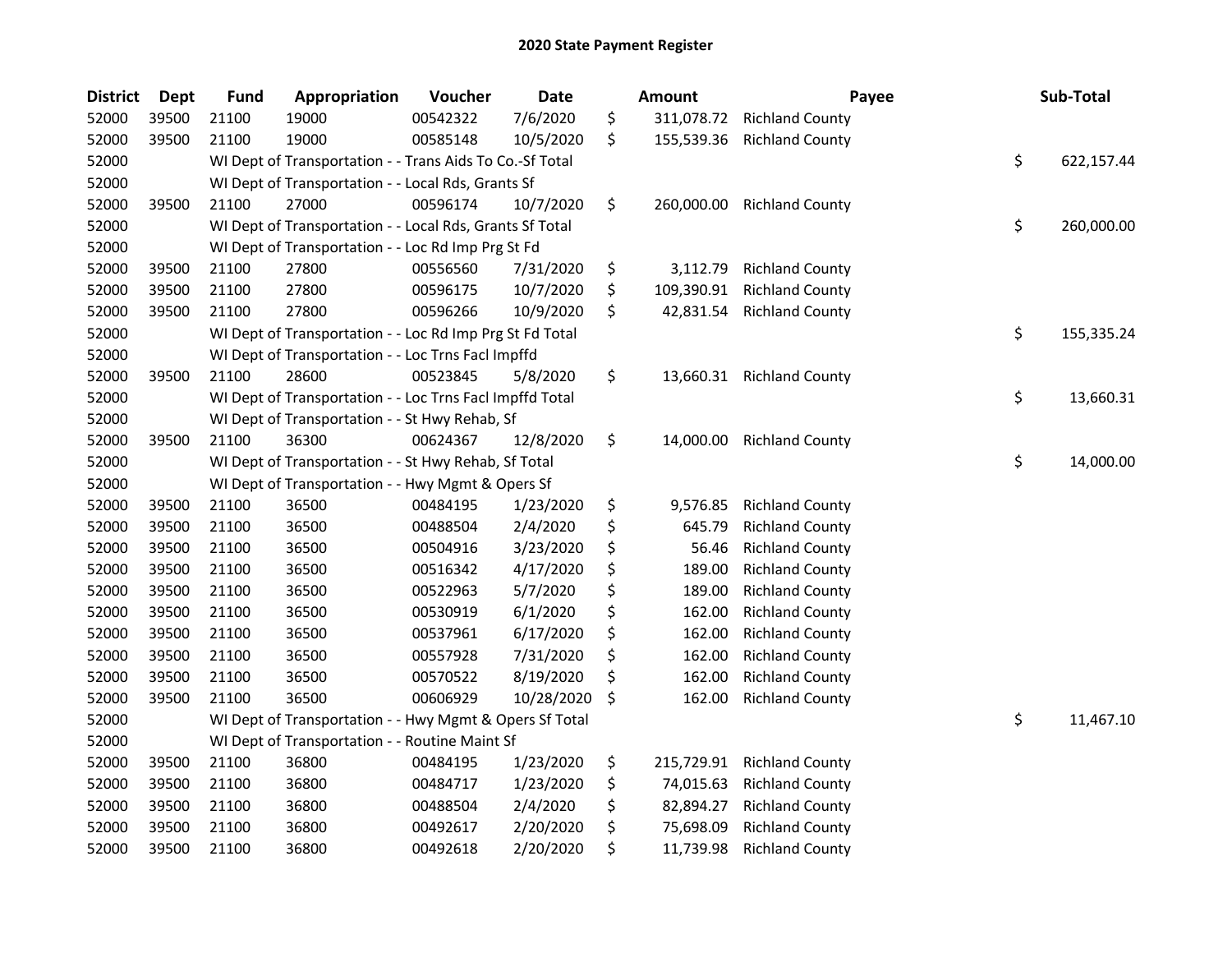# 2020 State Payment Register

| District | Dept | Fund | Appropriation | Voucher | Date | Amount | Payee | Sub-Total |
|---|---|---|---|---|---|---|---|---|
| 52000 | 39500 | 21100 | 19000 | 00542322 | 7/6/2020 | $ 311,078.72 | Richland County | |
| 52000 | 39500 | 21100 | 19000 | 00585148 | 10/5/2020 | $ 155,539.36 | Richland County | |
| 52000 | | WI Dept of Transportation - - Trans Aids To Co.-Sf Total | | | | | | $ 622,157.44 |
| 52000 | | WI Dept of Transportation - - Local Rds, Grants Sf | | | | | | |
| 52000 | 39500 | 21100 | 27000 | 00596174 | 10/7/2020 | $ 260,000.00 | Richland County | |
| 52000 | | WI Dept of Transportation - - Local Rds, Grants Sf Total | | | | | | $ 260,000.00 |
| 52000 | | WI Dept of Transportation - - Loc Rd Imp Prg St Fd | | | | | | |
| 52000 | 39500 | 21100 | 27800 | 00556560 | 7/31/2020 | $ 3,112.79 | Richland County | |
| 52000 | 39500 | 21100 | 27800 | 00596175 | 10/7/2020 | $ 109,390.91 | Richland County | |
| 52000 | 39500 | 21100 | 27800 | 00596266 | 10/9/2020 | $ 42,831.54 | Richland County | |
| 52000 | | WI Dept of Transportation - - Loc Rd Imp Prg St Fd Total | | | | | | $ 155,335.24 |
| 52000 | | WI Dept of Transportation - - Loc Trns Facl Impffd | | | | | | |
| 52000 | 39500 | 21100 | 28600 | 00523845 | 5/8/2020 | $ 13,660.31 | Richland County | |
| 52000 | | WI Dept of Transportation - - Loc Trns Facl Impffd Total | | | | | | $ 13,660.31 |
| 52000 | | WI Dept of Transportation - - St Hwy Rehab, Sf | | | | | | |
| 52000 | 39500 | 21100 | 36300 | 00624367 | 12/8/2020 | $ 14,000.00 | Richland County | |
| 52000 | | WI Dept of Transportation - - St Hwy Rehab, Sf Total | | | | | | $ 14,000.00 |
| 52000 | | WI Dept of Transportation - - Hwy Mgmt & Opers Sf | | | | | | |
| 52000 | 39500 | 21100 | 36500 | 00484195 | 1/23/2020 | $ 9,576.85 | Richland County | |
| 52000 | 39500 | 21100 | 36500 | 00488504 | 2/4/2020 | $ 645.79 | Richland County | |
| 52000 | 39500 | 21100 | 36500 | 00504916 | 3/23/2020 | $ 56.46 | Richland County | |
| 52000 | 39500 | 21100 | 36500 | 00516342 | 4/17/2020 | $ 189.00 | Richland County | |
| 52000 | 39500 | 21100 | 36500 | 00522963 | 5/7/2020 | $ 189.00 | Richland County | |
| 52000 | 39500 | 21100 | 36500 | 00530919 | 6/1/2020 | $ 162.00 | Richland County | |
| 52000 | 39500 | 21100 | 36500 | 00537961 | 6/17/2020 | $ 162.00 | Richland County | |
| 52000 | 39500 | 21100 | 36500 | 00557928 | 7/31/2020 | $ 162.00 | Richland County | |
| 52000 | 39500 | 21100 | 36500 | 00570522 | 8/19/2020 | $ 162.00 | Richland County | |
| 52000 | 39500 | 21100 | 36500 | 00606929 | 10/28/2020 | $ 162.00 | Richland County | |
| 52000 | | WI Dept of Transportation - - Hwy Mgmt & Opers Sf Total | | | | | | $ 11,467.10 |
| 52000 | | WI Dept of Transportation - - Routine Maint Sf | | | | | | |
| 52000 | 39500 | 21100 | 36800 | 00484195 | 1/23/2020 | $ 215,729.91 | Richland County | |
| 52000 | 39500 | 21100 | 36800 | 00484717 | 1/23/2020 | $ 74,015.63 | Richland County | |
| 52000 | 39500 | 21100 | 36800 | 00488504 | 2/4/2020 | $ 82,894.27 | Richland County | |
| 52000 | 39500 | 21100 | 36800 | 00492617 | 2/20/2020 | $ 75,698.09 | Richland County | |
| 52000 | 39500 | 21100 | 36800 | 00492618 | 2/20/2020 | $ 11,739.98 | Richland County | |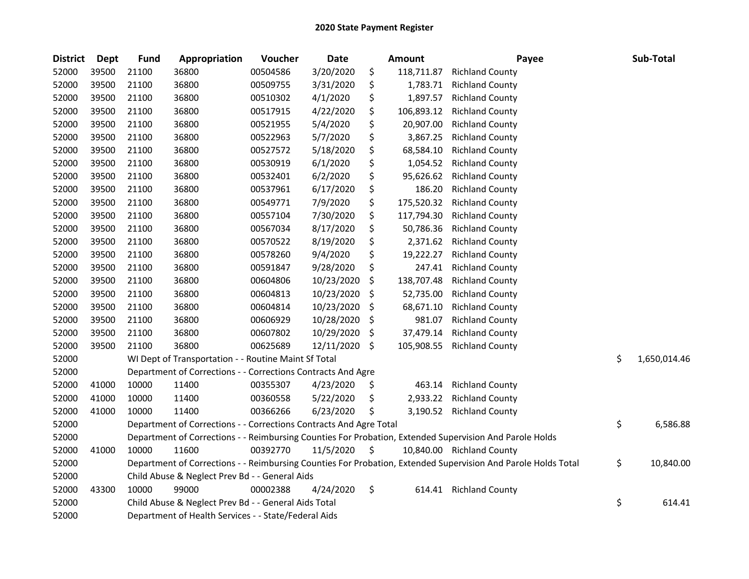# 2020 State Payment Register

| District | Dept | Fund | Appropriation | Voucher | Date | Amount | Payee | Sub-Total |
|---|---|---|---|---|---|---|---|---|
| 52000 | 39500 | 21100 | 36800 | 00504586 | 3/20/2020 | $ 118,711.87 | Richland County | |
| 52000 | 39500 | 21100 | 36800 | 00509755 | 3/31/2020 | $ 1,783.71 | Richland County | |
| 52000 | 39500 | 21100 | 36800 | 00510302 | 4/1/2020 | $ 1,897.57 | Richland County | |
| 52000 | 39500 | 21100 | 36800 | 00517915 | 4/22/2020 | $ 106,893.12 | Richland County | |
| 52000 | 39500 | 21100 | 36800 | 00521955 | 5/4/2020 | $ 20,907.00 | Richland County | |
| 52000 | 39500 | 21100 | 36800 | 00522963 | 5/7/2020 | $ 3,867.25 | Richland County | |
| 52000 | 39500 | 21100 | 36800 | 00527572 | 5/18/2020 | $ 68,584.10 | Richland County | |
| 52000 | 39500 | 21100 | 36800 | 00530919 | 6/1/2020 | $ 1,054.52 | Richland County | |
| 52000 | 39500 | 21100 | 36800 | 00532401 | 6/2/2020 | $ 95,626.62 | Richland County | |
| 52000 | 39500 | 21100 | 36800 | 00537961 | 6/17/2020 | $ 186.20 | Richland County | |
| 52000 | 39500 | 21100 | 36800 | 00549771 | 7/9/2020 | $ 175,520.32 | Richland County | |
| 52000 | 39500 | 21100 | 36800 | 00557104 | 7/30/2020 | $ 117,794.30 | Richland County | |
| 52000 | 39500 | 21100 | 36800 | 00567034 | 8/17/2020 | $ 50,786.36 | Richland County | |
| 52000 | 39500 | 21100 | 36800 | 00570522 | 8/19/2020 | $ 2,371.62 | Richland County | |
| 52000 | 39500 | 21100 | 36800 | 00578260 | 9/4/2020 | $ 19,222.27 | Richland County | |
| 52000 | 39500 | 21100 | 36800 | 00591847 | 9/28/2020 | $ 247.41 | Richland County | |
| 52000 | 39500 | 21100 | 36800 | 00604806 | 10/23/2020 | $ 138,707.48 | Richland County | |
| 52000 | 39500 | 21100 | 36800 | 00604813 | 10/23/2020 | $ 52,735.00 | Richland County | |
| 52000 | 39500 | 21100 | 36800 | 00604814 | 10/23/2020 | $ 68,671.10 | Richland County | |
| 52000 | 39500 | 21100 | 36800 | 00606929 | 10/28/2020 | $ 981.07 | Richland County | |
| 52000 | 39500 | 21100 | 36800 | 00607802 | 10/29/2020 | $ 37,479.14 | Richland County | |
| 52000 | 39500 | 21100 | 36800 | 00625689 | 12/11/2020 | $ 105,908.55 | Richland County | |
| 52000 | | WI Dept of Transportation - - Routine Maint Sf Total | | | | | | $ 1,650,014.46 |
| 52000 | | Department of Corrections - - Corrections Contracts And Agre | | | | | | |
| 52000 | 41000 | 10000 | 11400 | 00355307 | 4/23/2020 | $ 463.14 | Richland County | |
| 52000 | 41000 | 10000 | 11400 | 00360558 | 5/22/2020 | $ 2,933.22 | Richland County | |
| 52000 | 41000 | 10000 | 11400 | 00366266 | 6/23/2020 | $ 3,190.52 | Richland County | |
| 52000 | | Department of Corrections - - Corrections Contracts And Agre Total | | | | | | $ 6,586.88 |
| 52000 | | Department of Corrections - - Reimbursing Counties For Probation, Extended Supervision And Parole Holds | | | | | | |
| 52000 | 41000 | 10000 | 11600 | 00392770 | 11/5/2020 | $ 10,840.00 | Richland County | |
| 52000 | | Department of Corrections - - Reimbursing Counties For Probation, Extended Supervision And Parole Holds Total | | | | | | $ 10,840.00 |
| 52000 | | Child Abuse & Neglect Prev Bd - - General Aids | | | | | | |
| 52000 | 43300 | 10000 | 99000 | 00002388 | 4/24/2020 | $ 614.41 | Richland County | |
| 52000 | | Child Abuse & Neglect Prev Bd - - General Aids Total | | | | | | $ 614.41 |
| 52000 | | Department of Health Services - - State/Federal Aids | | | | | | |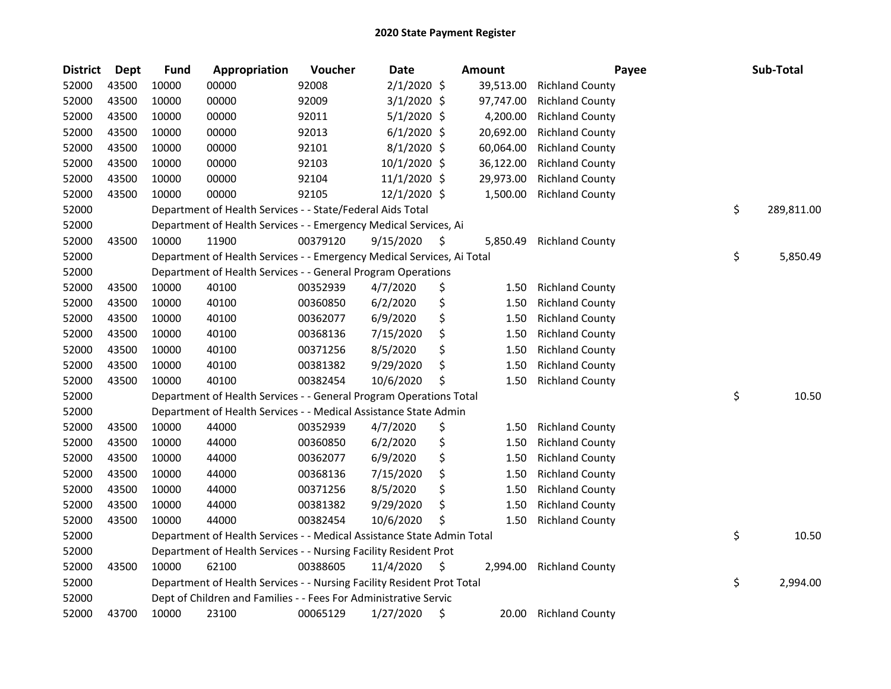# 2020 State Payment Register

| District | Dept | Fund | Appropriation | Voucher | Date | Amount | Payee | Sub-Total |
|---|---|---|---|---|---|---|---|---|
| 52000 | 43500 | 10000 | 00000 | 92008 | 2/1/2020 | $ 39,513.00 | Richland County | |
| 52000 | 43500 | 10000 | 00000 | 92009 | 3/1/2020 | $ 97,747.00 | Richland County | |
| 52000 | 43500 | 10000 | 00000 | 92011 | 5/1/2020 | $ 4,200.00 | Richland County | |
| 52000 | 43500 | 10000 | 00000 | 92013 | 6/1/2020 | $ 20,692.00 | Richland County | |
| 52000 | 43500 | 10000 | 00000 | 92101 | 8/1/2020 | $ 60,064.00 | Richland County | |
| 52000 | 43500 | 10000 | 00000 | 92103 | 10/1/2020 | $ 36,122.00 | Richland County | |
| 52000 | 43500 | 10000 | 00000 | 92104 | 11/1/2020 | $ 29,973.00 | Richland County | |
| 52000 | 43500 | 10000 | 00000 | 92105 | 12/1/2020 | $ 1,500.00 | Richland County | |
| 52000 | | Department of Health Services - - State/Federal Aids Total | | | | | | $ 289,811.00 |
| 52000 | | Department of Health Services - - Emergency Medical Services, Ai | | | | | | |
| 52000 | 43500 | 10000 | 11900 | 00379120 | 9/15/2020 | $ 5,850.49 | Richland County | |
| 52000 | | Department of Health Services - - Emergency Medical Services, Ai Total | | | | | | $ 5,850.49 |
| 52000 | | Department of Health Services - - General Program Operations | | | | | | |
| 52000 | 43500 | 10000 | 40100 | 00352939 | 4/7/2020 | $ 1.50 | Richland County | |
| 52000 | 43500 | 10000 | 40100 | 00360850 | 6/2/2020 | $ 1.50 | Richland County | |
| 52000 | 43500 | 10000 | 40100 | 00362077 | 6/9/2020 | $ 1.50 | Richland County | |
| 52000 | 43500 | 10000 | 40100 | 00368136 | 7/15/2020 | $ 1.50 | Richland County | |
| 52000 | 43500 | 10000 | 40100 | 00371256 | 8/5/2020 | $ 1.50 | Richland County | |
| 52000 | 43500 | 10000 | 40100 | 00381382 | 9/29/2020 | $ 1.50 | Richland County | |
| 52000 | 43500 | 10000 | 40100 | 00382454 | 10/6/2020 | $ 1.50 | Richland County | |
| 52000 | | Department of Health Services - - General Program Operations Total | | | | | | $ 10.50 |
| 52000 | | Department of Health Services - - Medical Assistance State Admin | | | | | | |
| 52000 | 43500 | 10000 | 44000 | 00352939 | 4/7/2020 | $ 1.50 | Richland County | |
| 52000 | 43500 | 10000 | 44000 | 00360850 | 6/2/2020 | $ 1.50 | Richland County | |
| 52000 | 43500 | 10000 | 44000 | 00362077 | 6/9/2020 | $ 1.50 | Richland County | |
| 52000 | 43500 | 10000 | 44000 | 00368136 | 7/15/2020 | $ 1.50 | Richland County | |
| 52000 | 43500 | 10000 | 44000 | 00371256 | 8/5/2020 | $ 1.50 | Richland County | |
| 52000 | 43500 | 10000 | 44000 | 00381382 | 9/29/2020 | $ 1.50 | Richland County | |
| 52000 | 43500 | 10000 | 44000 | 00382454 | 10/6/2020 | $ 1.50 | Richland County | |
| 52000 | | Department of Health Services - - Medical Assistance State Admin Total | | | | | | $ 10.50 |
| 52000 | | Department of Health Services - - Nursing Facility Resident Prot | | | | | | |
| 52000 | 43500 | 10000 | 62100 | 00388605 | 11/4/2020 | $ 2,994.00 | Richland County | |
| 52000 | | Department of Health Services - - Nursing Facility Resident Prot Total | | | | | | $ 2,994.00 |
| 52000 | | Dept of Children and Families - - Fees For Administrative Servic | | | | | | |
| 52000 | 43700 | 10000 | 23100 | 00065129 | 1/27/2020 | $ 20.00 | Richland County | |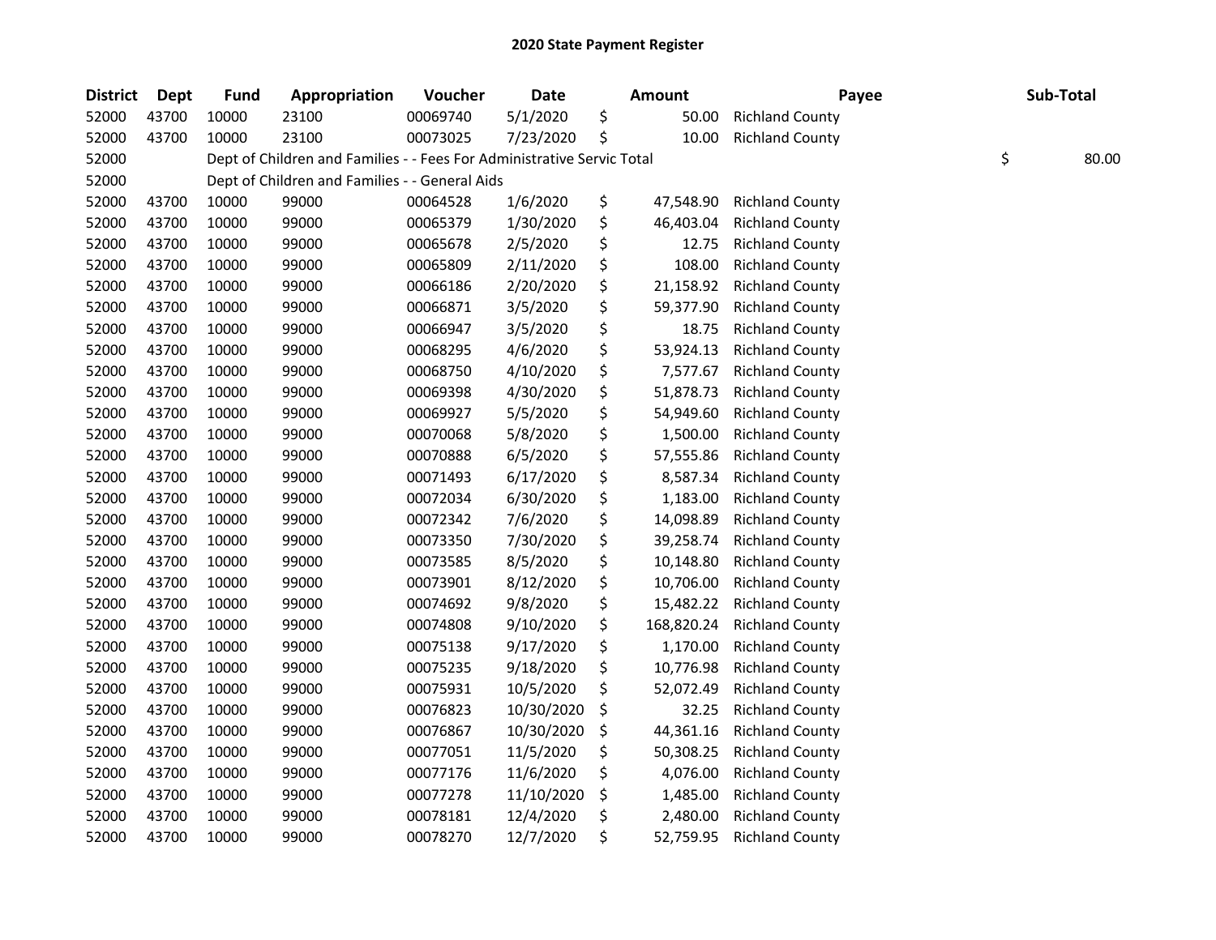## 2020 State Payment Register

| District | Dept | Fund | Appropriation | Voucher | Date | Amount | Payee | Sub-Total |
|---|---|---|---|---|---|---|---|---|
| 52000 | 43700 | 10000 | 23100 | 00069740 | 5/1/2020 | $ 50.00 | Richland County | |
| 52000 | 43700 | 10000 | 23100 | 00073025 | 7/23/2020 | $ 10.00 | Richland County | |
| 52000 | | Dept of Children and Families - - Fees For Administrative Servic Total | | | | | | $ 80.00 |
| 52000 | | Dept of Children and Families - - General Aids | | | | | | |
| 52000 | 43700 | 10000 | 99000 | 00064528 | 1/6/2020 | $ 47,548.90 | Richland County | |
| 52000 | 43700 | 10000 | 99000 | 00065379 | 1/30/2020 | $ 46,403.04 | Richland County | |
| 52000 | 43700 | 10000 | 99000 | 00065678 | 2/5/2020 | $ 12.75 | Richland County | |
| 52000 | 43700 | 10000 | 99000 | 00065809 | 2/11/2020 | $ 108.00 | Richland County | |
| 52000 | 43700 | 10000 | 99000 | 00066186 | 2/20/2020 | $ 21,158.92 | Richland County | |
| 52000 | 43700 | 10000 | 99000 | 00066871 | 3/5/2020 | $ 59,377.90 | Richland County | |
| 52000 | 43700 | 10000 | 99000 | 00066947 | 3/5/2020 | $ 18.75 | Richland County | |
| 52000 | 43700 | 10000 | 99000 | 00068295 | 4/6/2020 | $ 53,924.13 | Richland County | |
| 52000 | 43700 | 10000 | 99000 | 00068750 | 4/10/2020 | $ 7,577.67 | Richland County | |
| 52000 | 43700 | 10000 | 99000 | 00069398 | 4/30/2020 | $ 51,878.73 | Richland County | |
| 52000 | 43700 | 10000 | 99000 | 00069927 | 5/5/2020 | $ 54,949.60 | Richland County | |
| 52000 | 43700 | 10000 | 99000 | 00070068 | 5/8/2020 | $ 1,500.00 | Richland County | |
| 52000 | 43700 | 10000 | 99000 | 00070888 | 6/5/2020 | $ 57,555.86 | Richland County | |
| 52000 | 43700 | 10000 | 99000 | 00071493 | 6/17/2020 | $ 8,587.34 | Richland County | |
| 52000 | 43700 | 10000 | 99000 | 00072034 | 6/30/2020 | $ 1,183.00 | Richland County | |
| 52000 | 43700 | 10000 | 99000 | 00072342 | 7/6/2020 | $ 14,098.89 | Richland County | |
| 52000 | 43700 | 10000 | 99000 | 00073350 | 7/30/2020 | $ 39,258.74 | Richland County | |
| 52000 | 43700 | 10000 | 99000 | 00073585 | 8/5/2020 | $ 10,148.80 | Richland County | |
| 52000 | 43700 | 10000 | 99000 | 00073901 | 8/12/2020 | $ 10,706.00 | Richland County | |
| 52000 | 43700 | 10000 | 99000 | 00074692 | 9/8/2020 | $ 15,482.22 | Richland County | |
| 52000 | 43700 | 10000 | 99000 | 00074808 | 9/10/2020 | $ 168,820.24 | Richland County | |
| 52000 | 43700 | 10000 | 99000 | 00075138 | 9/17/2020 | $ 1,170.00 | Richland County | |
| 52000 | 43700 | 10000 | 99000 | 00075235 | 9/18/2020 | $ 10,776.98 | Richland County | |
| 52000 | 43700 | 10000 | 99000 | 00075931 | 10/5/2020 | $ 52,072.49 | Richland County | |
| 52000 | 43700 | 10000 | 99000 | 00076823 | 10/30/2020 | $ 32.25 | Richland County | |
| 52000 | 43700 | 10000 | 99000 | 00076867 | 10/30/2020 | $ 44,361.16 | Richland County | |
| 52000 | 43700 | 10000 | 99000 | 00077051 | 11/5/2020 | $ 50,308.25 | Richland County | |
| 52000 | 43700 | 10000 | 99000 | 00077176 | 11/6/2020 | $ 4,076.00 | Richland County | |
| 52000 | 43700 | 10000 | 99000 | 00077278 | 11/10/2020 | $ 1,485.00 | Richland County | |
| 52000 | 43700 | 10000 | 99000 | 00078181 | 12/4/2020 | $ 2,480.00 | Richland County | |
| 52000 | 43700 | 10000 | 99000 | 00078270 | 12/7/2020 | $ 52,759.95 | Richland County | |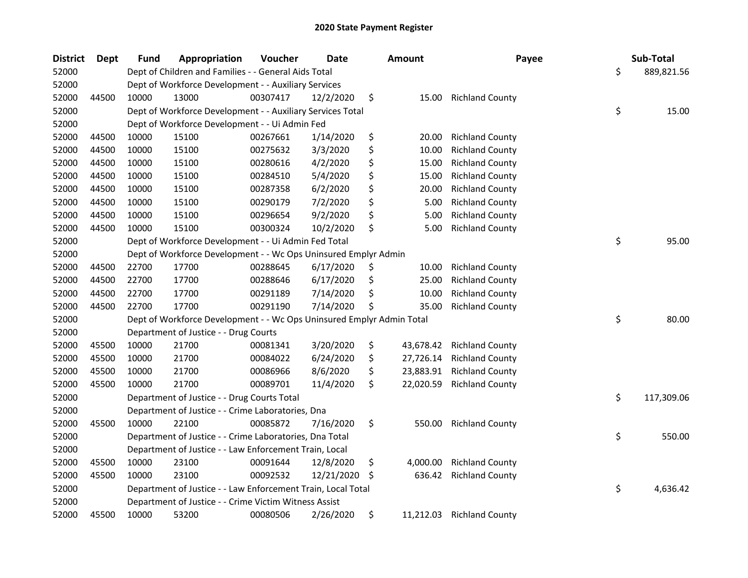# 2020 State Payment Register

| District | Dept | Fund | Appropriation | Voucher | Date | Amount | Payee | Sub-Total |
|---|---|---|---|---|---|---|---|---|
| 52000 | | Dept of Children and Families - - General Aids Total | | | | | | $ 889,821.56 |
| 52000 | | Dept of Workforce Development - - Auxiliary Services | | | | | | |
| 52000 | 44500 | 10000 | 13000 | 00307417 | 12/2/2020 | $ 15.00 | Richland County | |
| 52000 | | Dept of Workforce Development - - Auxiliary Services Total | | | | | | $ 15.00 |
| 52000 | | Dept of Workforce Development - - Ui Admin Fed | | | | | | |
| 52000 | 44500 | 10000 | 15100 | 00267661 | 1/14/2020 | $ 20.00 | Richland County | |
| 52000 | 44500 | 10000 | 15100 | 00275632 | 3/3/2020 | $ 10.00 | Richland County | |
| 52000 | 44500 | 10000 | 15100 | 00280616 | 4/2/2020 | $ 15.00 | Richland County | |
| 52000 | 44500 | 10000 | 15100 | 00284510 | 5/4/2020 | $ 15.00 | Richland County | |
| 52000 | 44500 | 10000 | 15100 | 00287358 | 6/2/2020 | $ 20.00 | Richland County | |
| 52000 | 44500 | 10000 | 15100 | 00290179 | 7/2/2020 | $ 5.00 | Richland County | |
| 52000 | 44500 | 10000 | 15100 | 00296654 | 9/2/2020 | $ 5.00 | Richland County | |
| 52000 | 44500 | 10000 | 15100 | 00300324 | 10/2/2020 | $ 5.00 | Richland County | |
| 52000 | | Dept of Workforce Development - - Ui Admin Fed Total | | | | | | $ 95.00 |
| 52000 | | Dept of Workforce Development - - Wc Ops Uninsured Emplyr Admin | | | | | | |
| 52000 | 44500 | 22700 | 17700 | 00288645 | 6/17/2020 | $ 10.00 | Richland County | |
| 52000 | 44500 | 22700 | 17700 | 00288646 | 6/17/2020 | $ 25.00 | Richland County | |
| 52000 | 44500 | 22700 | 17700 | 00291189 | 7/14/2020 | $ 10.00 | Richland County | |
| 52000 | 44500 | 22700 | 17700 | 00291190 | 7/14/2020 | $ 35.00 | Richland County | |
| 52000 | | Dept of Workforce Development - - Wc Ops Uninsured Emplyr Admin Total | | | | | | $ 80.00 |
| 52000 | | Department of Justice - - Drug Courts | | | | | | |
| 52000 | 45500 | 10000 | 21700 | 00081341 | 3/20/2020 | $ 43,678.42 | Richland County | |
| 52000 | 45500 | 10000 | 21700 | 00084022 | 6/24/2020 | $ 27,726.14 | Richland County | |
| 52000 | 45500 | 10000 | 21700 | 00086966 | 8/6/2020 | $ 23,883.91 | Richland County | |
| 52000 | 45500 | 10000 | 21700 | 00089701 | 11/4/2020 | $ 22,020.59 | Richland County | |
| 52000 | | Department of Justice - - Drug Courts Total | | | | | | $ 117,309.06 |
| 52000 | | Department of Justice - - Crime Laboratories, Dna | | | | | | |
| 52000 | 45500 | 10000 | 22100 | 00085872 | 7/16/2020 | $ 550.00 | Richland County | |
| 52000 | | Department of Justice - - Crime Laboratories, Dna Total | | | | | | $ 550.00 |
| 52000 | | Department of Justice - - Law Enforcement Train, Local | | | | | | |
| 52000 | 45500 | 10000 | 23100 | 00091644 | 12/8/2020 | $ 4,000.00 | Richland County | |
| 52000 | 45500 | 10000 | 23100 | 00092532 | 12/21/2020 | $ 636.42 | Richland County | |
| 52000 | | Department of Justice - - Law Enforcement Train, Local Total | | | | | | $ 4,636.42 |
| 52000 | | Department of Justice - - Crime Victim Witness Assist | | | | | | |
| 52000 | 45500 | 10000 | 53200 | 00080506 | 2/26/2020 | $ 11,212.03 | Richland County | |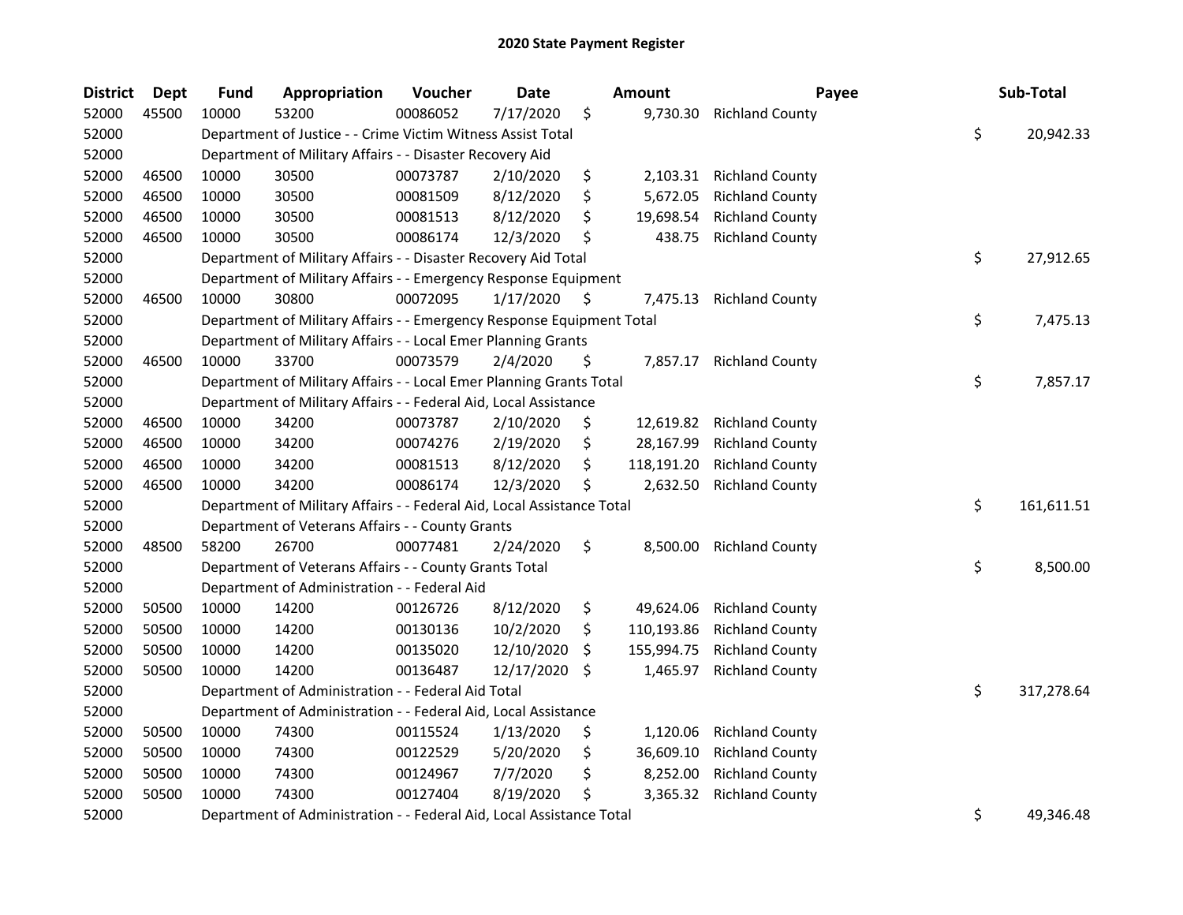# 2020 State Payment Register

| District | Dept | Fund | Appropriation | Voucher | Date | Amount | Payee | Sub-Total |
|---|---|---|---|---|---|---|---|---|
| 52000 | 45500 | 10000 | 53200 | 00086052 | 7/17/2020 | $ 9,730.30 | Richland County | |
| 52000 | | Department of Justice - - Crime Victim Witness Assist Total | | | | | | $ 20,942.33 |
| 52000 | | Department of Military Affairs - - Disaster Recovery Aid | | | | | | |
| 52000 | 46500 | 10000 | 30500 | 00073787 | 2/10/2020 | $ 2,103.31 | Richland County | |
| 52000 | 46500 | 10000 | 30500 | 00081509 | 8/12/2020 | $ 5,672.05 | Richland County | |
| 52000 | 46500 | 10000 | 30500 | 00081513 | 8/12/2020 | $ 19,698.54 | Richland County | |
| 52000 | 46500 | 10000 | 30500 | 00086174 | 12/3/2020 | $ 438.75 | Richland County | |
| 52000 | | Department of Military Affairs - - Disaster Recovery Aid Total | | | | | | $ 27,912.65 |
| 52000 | | Department of Military Affairs - - Emergency Response Equipment | | | | | | |
| 52000 | 46500 | 10000 | 30800 | 00072095 | 1/17/2020 | $ 7,475.13 | Richland County | |
| 52000 | | Department of Military Affairs - - Emergency Response Equipment Total | | | | | | $ 7,475.13 |
| 52000 | | Department of Military Affairs - - Local Emer Planning Grants | | | | | | |
| 52000 | 46500 | 10000 | 33700 | 00073579 | 2/4/2020 | $ 7,857.17 | Richland County | |
| 52000 | | Department of Military Affairs - - Local Emer Planning Grants Total | | | | | | $ 7,857.17 |
| 52000 | | Department of Military Affairs - - Federal Aid, Local Assistance | | | | | | |
| 52000 | 46500 | 10000 | 34200 | 00073787 | 2/10/2020 | $ 12,619.82 | Richland County | |
| 52000 | 46500 | 10000 | 34200 | 00074276 | 2/19/2020 | $ 28,167.99 | Richland County | |
| 52000 | 46500 | 10000 | 34200 | 00081513 | 8/12/2020 | $ 118,191.20 | Richland County | |
| 52000 | 46500 | 10000 | 34200 | 00086174 | 12/3/2020 | $ 2,632.50 | Richland County | |
| 52000 | | Department of Military Affairs - - Federal Aid, Local Assistance Total | | | | | | $ 161,611.51 |
| 52000 | | Department of Veterans Affairs - - County Grants | | | | | | |
| 52000 | 48500 | 58200 | 26700 | 00077481 | 2/24/2020 | $ 8,500.00 | Richland County | |
| 52000 | | Department of Veterans Affairs - - County Grants Total | | | | | | $ 8,500.00 |
| 52000 | | Department of Administration - - Federal Aid | | | | | | |
| 52000 | 50500 | 10000 | 14200 | 00126726 | 8/12/2020 | $ 49,624.06 | Richland County | |
| 52000 | 50500 | 10000 | 14200 | 00130136 | 10/2/2020 | $ 110,193.86 | Richland County | |
| 52000 | 50500 | 10000 | 14200 | 00135020 | 12/10/2020 | $ 155,994.75 | Richland County | |
| 52000 | 50500 | 10000 | 14200 | 00136487 | 12/17/2020 | $ 1,465.97 | Richland County | |
| 52000 | | Department of Administration - - Federal Aid Total | | | | | | $ 317,278.64 |
| 52000 | | Department of Administration - - Federal Aid, Local Assistance | | | | | | |
| 52000 | 50500 | 10000 | 74300 | 00115524 | 1/13/2020 | $ 1,120.06 | Richland County | |
| 52000 | 50500 | 10000 | 74300 | 00122529 | 5/20/2020 | $ 36,609.10 | Richland County | |
| 52000 | 50500 | 10000 | 74300 | 00124967 | 7/7/2020 | $ 8,252.00 | Richland County | |
| 52000 | 50500 | 10000 | 74300 | 00127404 | 8/19/2020 | $ 3,365.32 | Richland County | |
| 52000 | | Department of Administration - - Federal Aid, Local Assistance Total | | | | | | $ 49,346.48 |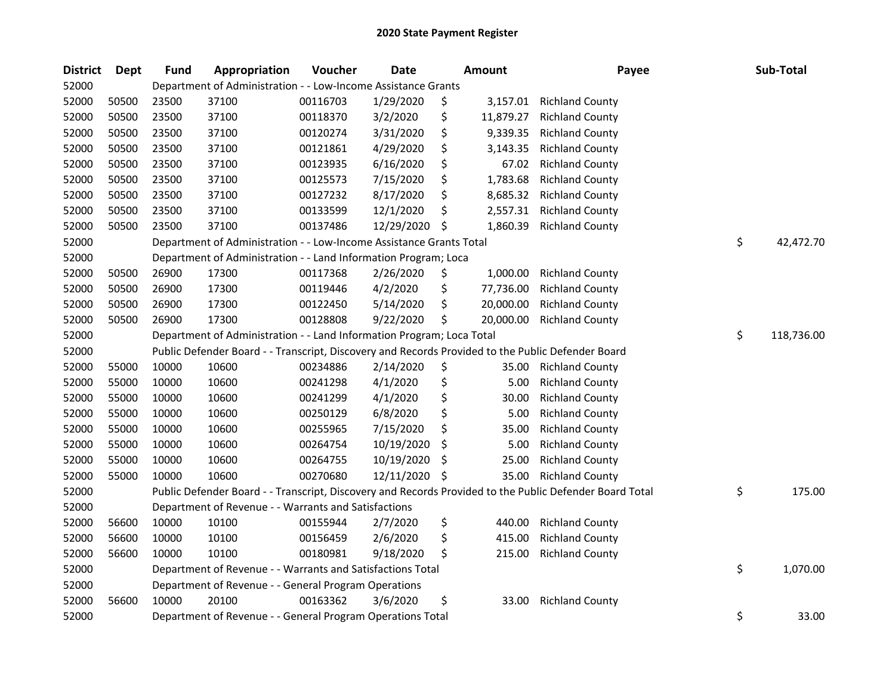# 2020 State Payment Register

| District | Dept | Fund | Appropriation | Voucher | Date | Amount | Payee | Sub-Total |
|---|---|---|---|---|---|---|---|---|
| 52000 | | Department of Administration - - Low-Income Assistance Grants | | | | | | |
| 52000 | 50500 | 23500 | 37100 | 00116703 | 1/29/2020 | $ 3,157.01 | Richland County | |
| 52000 | 50500 | 23500 | 37100 | 00118370 | 3/2/2020 | $ 11,879.27 | Richland County | |
| 52000 | 50500 | 23500 | 37100 | 00120274 | 3/31/2020 | $ 9,339.35 | Richland County | |
| 52000 | 50500 | 23500 | 37100 | 00121861 | 4/29/2020 | $ 3,143.35 | Richland County | |
| 52000 | 50500 | 23500 | 37100 | 00123935 | 6/16/2020 | $ 67.02 | Richland County | |
| 52000 | 50500 | 23500 | 37100 | 00125573 | 7/15/2020 | $ 1,783.68 | Richland County | |
| 52000 | 50500 | 23500 | 37100 | 00127232 | 8/17/2020 | $ 8,685.32 | Richland County | |
| 52000 | 50500 | 23500 | 37100 | 00133599 | 12/1/2020 | $ 2,557.31 | Richland County | |
| 52000 | 50500 | 23500 | 37100 | 00137486 | 12/29/2020 | $ 1,860.39 | Richland County | |
| 52000 | | Department of Administration - - Low-Income Assistance Grants Total | | | | | | $ 42,472.70 |
| 52000 | | Department of Administration - - Land Information Program; Loca | | | | | | |
| 52000 | 50500 | 26900 | 17300 | 00117368 | 2/26/2020 | $ 1,000.00 | Richland County | |
| 52000 | 50500 | 26900 | 17300 | 00119446 | 4/2/2020 | $ 77,736.00 | Richland County | |
| 52000 | 50500 | 26900 | 17300 | 00122450 | 5/14/2020 | $ 20,000.00 | Richland County | |
| 52000 | 50500 | 26900 | 17300 | 00128808 | 9/22/2020 | $ 20,000.00 | Richland County | |
| 52000 | | Department of Administration - - Land Information Program; Loca Total | | | | | | $ 118,736.00 |
| 52000 | | Public Defender Board - - Transcript, Discovery and Records Provided to the Public Defender Board | | | | | | |
| 52000 | 55000 | 10000 | 10600 | 00234886 | 2/14/2020 | $ 35.00 | Richland County | |
| 52000 | 55000 | 10000 | 10600 | 00241298 | 4/1/2020 | $ 5.00 | Richland County | |
| 52000 | 55000 | 10000 | 10600 | 00241299 | 4/1/2020 | $ 30.00 | Richland County | |
| 52000 | 55000 | 10000 | 10600 | 00250129 | 6/8/2020 | $ 5.00 | Richland County | |
| 52000 | 55000 | 10000 | 10600 | 00255965 | 7/15/2020 | $ 35.00 | Richland County | |
| 52000 | 55000 | 10000 | 10600 | 00264754 | 10/19/2020 | $ 5.00 | Richland County | |
| 52000 | 55000 | 10000 | 10600 | 00264755 | 10/19/2020 | $ 25.00 | Richland County | |
| 52000 | 55000 | 10000 | 10600 | 00270680 | 12/11/2020 | $ 35.00 | Richland County | |
| 52000 | | Public Defender Board - - Transcript, Discovery and Records Provided to the Public Defender Board Total | | | | | | $ 175.00 |
| 52000 | | Department of Revenue - - Warrants and Satisfactions | | | | | | |
| 52000 | 56600 | 10000 | 10100 | 00155944 | 2/7/2020 | $ 440.00 | Richland County | |
| 52000 | 56600 | 10000 | 10100 | 00156459 | 2/6/2020 | $ 415.00 | Richland County | |
| 52000 | 56600 | 10000 | 10100 | 00180981 | 9/18/2020 | $ 215.00 | Richland County | |
| 52000 | | Department of Revenue - - Warrants and Satisfactions Total | | | | | | $ 1,070.00 |
| 52000 | | Department of Revenue - - General Program Operations | | | | | | |
| 52000 | 56600 | 10000 | 20100 | 00163362 | 3/6/2020 | $ 33.00 | Richland County | |
| 52000 | | Department of Revenue - - General Program Operations Total | | | | | | $ 33.00 |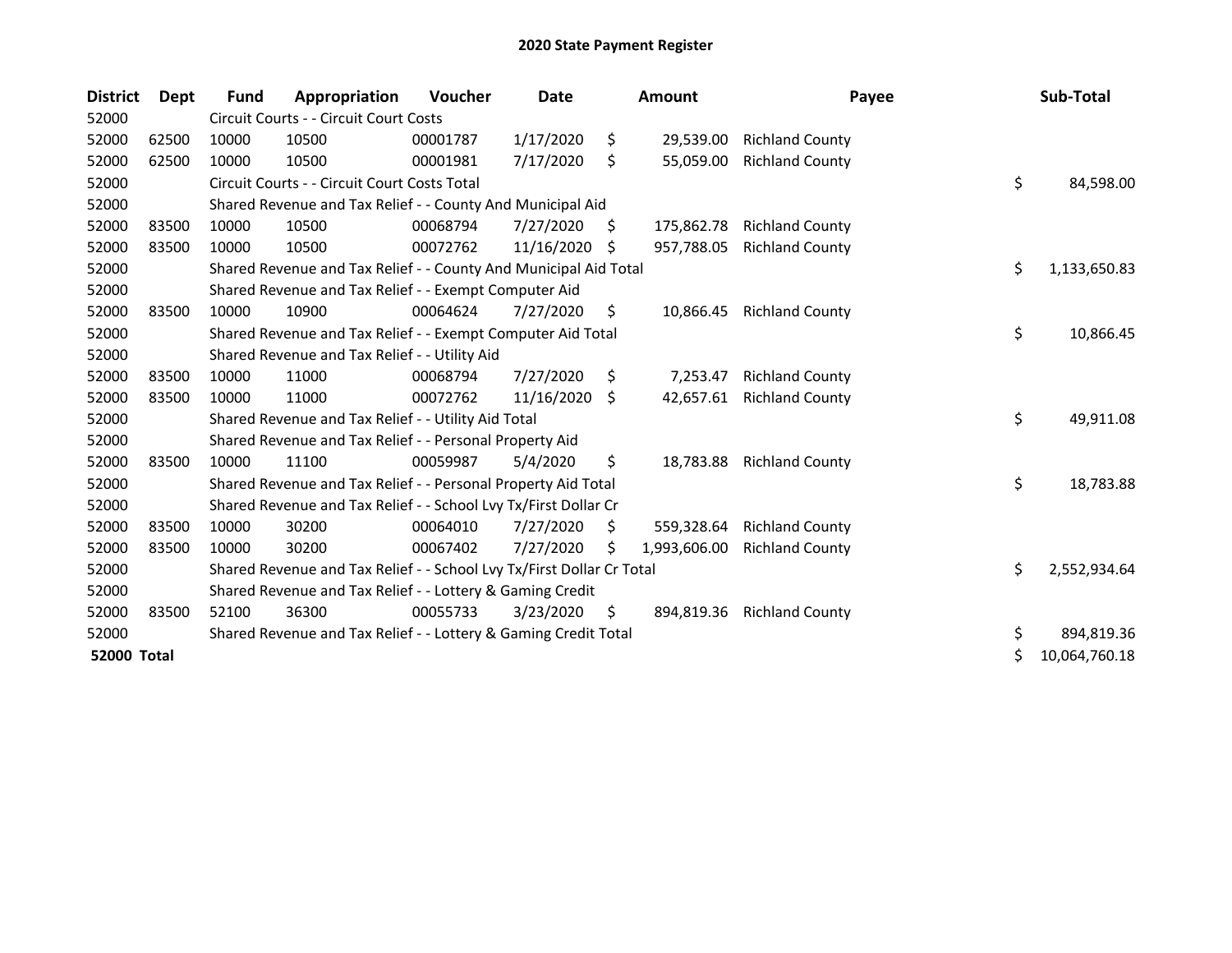# 2020 State Payment Register

| District | Dept | Fund | Appropriation | Voucher | Date | Amount | Payee | Sub-Total |
|---|---|---|---|---|---|---|---|---|
| 52000 | | Circuit Courts - - Circuit Court Costs | | | | | | |
| 52000 | 62500 | 10000 | 10500 | 00001787 | 1/17/2020 | $ 29,539.00 | Richland County | |
| 52000 | 62500 | 10000 | 10500 | 00001981 | 7/17/2020 | $ 55,059.00 | Richland County | |
| 52000 | | Circuit Courts - - Circuit Court Costs Total | | | | | | $ 84,598.00 |
| 52000 | | Shared Revenue and Tax Relief - - County And Municipal Aid | | | | | | |
| 52000 | 83500 | 10000 | 10500 | 00068794 | 7/27/2020 | $ 175,862.78 | Richland County | |
| 52000 | 83500 | 10000 | 10500 | 00072762 | 11/16/2020 | $ 957,788.05 | Richland County | |
| 52000 | | Shared Revenue and Tax Relief - - County And Municipal Aid Total | | | | | | $ 1,133,650.83 |
| 52000 | | Shared Revenue and Tax Relief - - Exempt Computer Aid | | | | | | |
| 52000 | 83500 | 10000 | 10900 | 00064624 | 7/27/2020 | $ 10,866.45 | Richland County | |
| 52000 | | Shared Revenue and Tax Relief - - Exempt Computer Aid Total | | | | | | $ 10,866.45 |
| 52000 | | Shared Revenue and Tax Relief - - Utility Aid | | | | | | |
| 52000 | 83500 | 10000 | 11000 | 00068794 | 7/27/2020 | $ 7,253.47 | Richland County | |
| 52000 | 83500 | 10000 | 11000 | 00072762 | 11/16/2020 | $ 42,657.61 | Richland County | |
| 52000 | | Shared Revenue and Tax Relief - - Utility Aid Total | | | | | | $ 49,911.08 |
| 52000 | | Shared Revenue and Tax Relief - - Personal Property Aid | | | | | | |
| 52000 | 83500 | 10000 | 11100 | 00059987 | 5/4/2020 | $ 18,783.88 | Richland County | |
| 52000 | | Shared Revenue and Tax Relief - - Personal Property Aid Total | | | | | | $ 18,783.88 |
| 52000 | | Shared Revenue and Tax Relief - - School Lvy Tx/First Dollar Cr | | | | | | |
| 52000 | 83500 | 10000 | 30200 | 00064010 | 7/27/2020 | $ 559,328.64 | Richland County | |
| 52000 | 83500 | 10000 | 30200 | 00067402 | 7/27/2020 | $ 1,993,606.00 | Richland County | |
| 52000 | | Shared Revenue and Tax Relief - - School Lvy Tx/First Dollar Cr Total | | | | | | $ 2,552,934.64 |
| 52000 | | Shared Revenue and Tax Relief - - Lottery & Gaming Credit | | | | | | |
| 52000 | 83500 | 52100 | 36300 | 00055733 | 3/23/2020 | $ 894,819.36 | Richland County | |
| 52000 | | Shared Revenue and Tax Relief - - Lottery & Gaming Credit Total | | | | | | $ 894,819.36 |
| **52000 Total** | | | | | | | | $ 10,064,760.18 |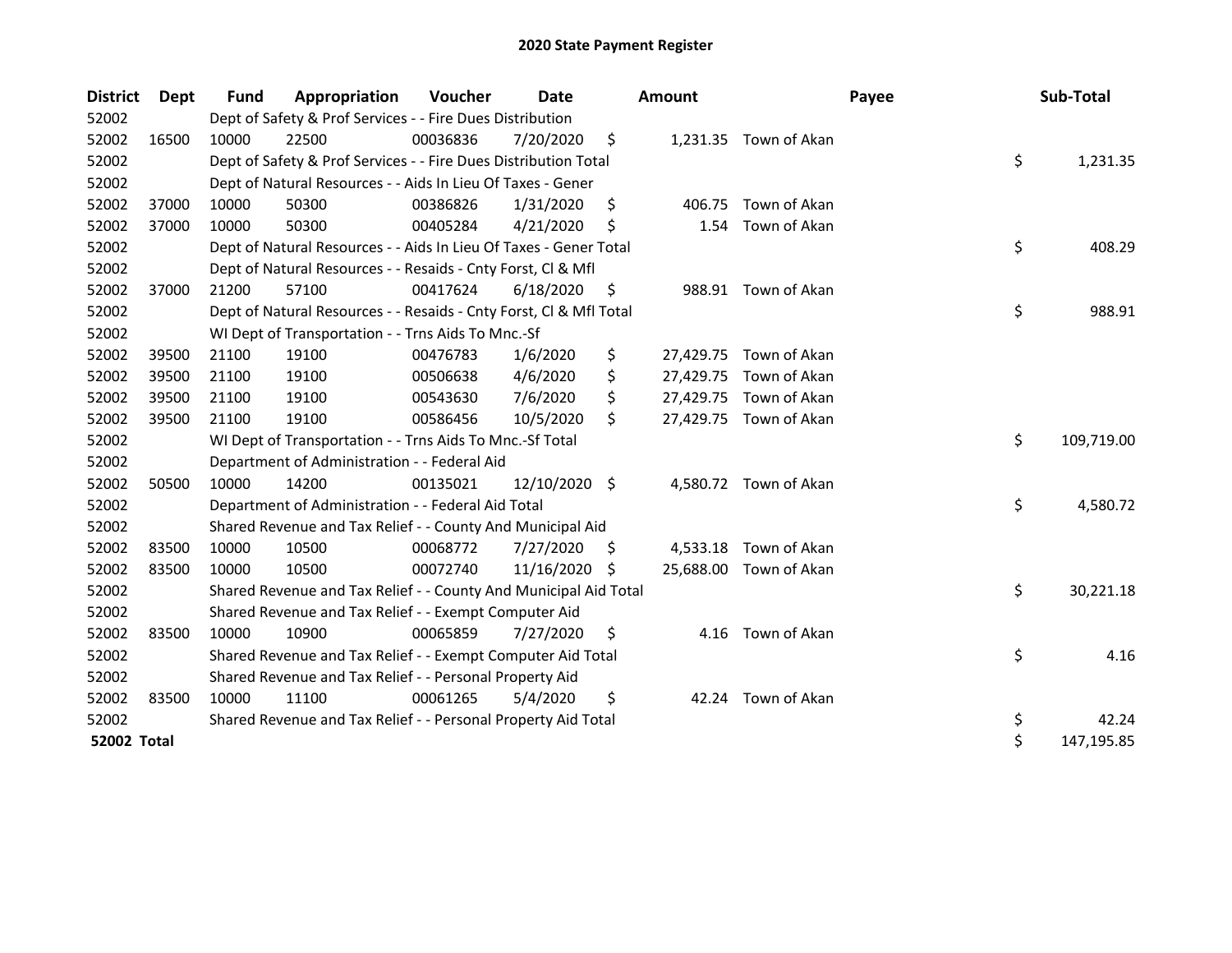# 2020 State Payment Register

| District | Dept | Fund | Appropriation | Voucher | Date | Amount | Payee | Sub-Total |
|---|---|---|---|---|---|---|---|---|
| 52002 | | Dept of Safety & Prof Services - - Fire Dues Distribution | | | | | | |
| 52002 | 16500 | 10000 | 22500 | 00036836 | 7/20/2020 | $ 1,231.35 | Town of Akan | |
| 52002 | | Dept of Safety & Prof Services - - Fire Dues Distribution Total | | | | | | $ 1,231.35 |
| 52002 | | Dept of Natural Resources - - Aids In Lieu Of Taxes - Gener | | | | | | |
| 52002 | 37000 | 10000 | 50300 | 00386826 | 1/31/2020 | $ 406.75 | Town of Akan | |
| 52002 | 37000 | 10000 | 50300 | 00405284 | 4/21/2020 | $ 1.54 | Town of Akan | |
| 52002 | | Dept of Natural Resources - - Aids In Lieu Of Taxes - Gener Total | | | | | | $ 408.29 |
| 52002 | | Dept of Natural Resources - - Resaids - Cnty Forst, Cl & Mfl | | | | | | |
| 52002 | 37000 | 21200 | 57100 | 00417624 | 6/18/2020 | $ 988.91 | Town of Akan | |
| 52002 | | Dept of Natural Resources - - Resaids - Cnty Forst, Cl & Mfl Total | | | | | | $ 988.91 |
| 52002 | | WI Dept of Transportation - - Trns Aids To Mnc.-Sf | | | | | | |
| 52002 | 39500 | 21100 | 19100 | 00476783 | 1/6/2020 | $ 27,429.75 | Town of Akan | |
| 52002 | 39500 | 21100 | 19100 | 00506638 | 4/6/2020 | $ 27,429.75 | Town of Akan | |
| 52002 | 39500 | 21100 | 19100 | 00543630 | 7/6/2020 | $ 27,429.75 | Town of Akan | |
| 52002 | 39500 | 21100 | 19100 | 00586456 | 10/5/2020 | $ 27,429.75 | Town of Akan | |
| 52002 | | WI Dept of Transportation - - Trns Aids To Mnc.-Sf Total | | | | | | $ 109,719.00 |
| 52002 | | Department of Administration - - Federal Aid | | | | | | |
| 52002 | 50500 | 10000 | 14200 | 00135021 | 12/10/2020 | $ 4,580.72 | Town of Akan | |
| 52002 | | Department of Administration - - Federal Aid Total | | | | | | $ 4,580.72 |
| 52002 | | Shared Revenue and Tax Relief - - County And Municipal Aid | | | | | | |
| 52002 | 83500 | 10000 | 10500 | 00068772 | 7/27/2020 | $ 4,533.18 | Town of Akan | |
| 52002 | 83500 | 10000 | 10500 | 00072740 | 11/16/2020 | $ 25,688.00 | Town of Akan | |
| 52002 | | Shared Revenue and Tax Relief - - County And Municipal Aid Total | | | | | | $ 30,221.18 |
| 52002 | | Shared Revenue and Tax Relief - - Exempt Computer Aid | | | | | | |
| 52002 | 83500 | 10000 | 10900 | 00065859 | 7/27/2020 | $ 4.16 | Town of Akan | |
| 52002 | | Shared Revenue and Tax Relief - - Exempt Computer Aid Total | | | | | | $ 4.16 |
| 52002 | | Shared Revenue and Tax Relief - - Personal Property Aid | | | | | | |
| 52002 | 83500 | 10000 | 11100 | 00061265 | 5/4/2020 | $ 42.24 | Town of Akan | |
| 52002 | | Shared Revenue and Tax Relief - - Personal Property Aid Total | | | | | | $ 42.24 |
| **52002 Total** | | | | | | | | $ 147,195.85 |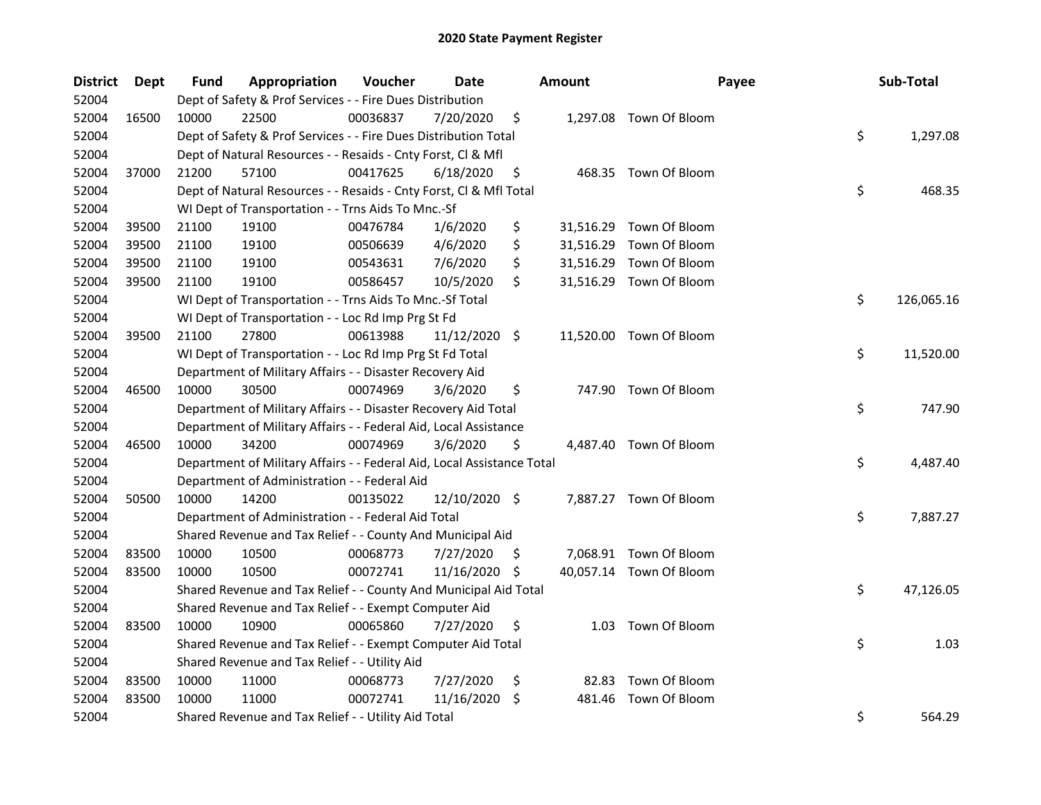# 2020 State Payment Register

| District | Dept | Fund | Appropriation | Voucher | Date | Amount | Payee | Sub-Total |
|---|---|---|---|---|---|---|---|---|
| 52004 | | Dept of Safety & Prof Services - - Fire Dues Distribution | | | | | | |
| 52004 | 16500 | 10000 | 22500 | 00036837 | 7/20/2020 | $ 1,297.08 | Town Of Bloom | |
| 52004 | | Dept of Safety & Prof Services - - Fire Dues Distribution Total | | | | | | $ 1,297.08 |
| 52004 | | Dept of Natural Resources - - Resaids - Cnty Forst, Cl & Mfl | | | | | | |
| 52004 | 37000 | 21200 | 57100 | 00417625 | 6/18/2020 | $ 468.35 | Town Of Bloom | |
| 52004 | | Dept of Natural Resources - - Resaids - Cnty Forst, Cl & Mfl Total | | | | | | $ 468.35 |
| 52004 | | WI Dept of Transportation - - Trns Aids To Mnc.-Sf | | | | | | |
| 52004 | 39500 | 21100 | 19100 | 00476784 | 1/6/2020 | $ 31,516.29 | Town Of Bloom | |
| 52004 | 39500 | 21100 | 19100 | 00506639 | 4/6/2020 | $ 31,516.29 | Town Of Bloom | |
| 52004 | 39500 | 21100 | 19100 | 00543631 | 7/6/2020 | $ 31,516.29 | Town Of Bloom | |
| 52004 | 39500 | 21100 | 19100 | 00586457 | 10/5/2020 | $ 31,516.29 | Town Of Bloom | |
| 52004 | | WI Dept of Transportation - - Trns Aids To Mnc.-Sf Total | | | | | | $ 126,065.16 |
| 52004 | | WI Dept of Transportation - - Loc Rd Imp Prg St Fd | | | | | | |
| 52004 | 39500 | 21100 | 27800 | 00613988 | 11/12/2020 | $ 11,520.00 | Town Of Bloom | |
| 52004 | | WI Dept of Transportation - - Loc Rd Imp Prg St Fd Total | | | | | | $ 11,520.00 |
| 52004 | | Department of Military Affairs - - Disaster Recovery Aid | | | | | | |
| 52004 | 46500 | 10000 | 30500 | 00074969 | 3/6/2020 | $ 747.90 | Town Of Bloom | |
| 52004 | | Department of Military Affairs - - Disaster Recovery Aid Total | | | | | | $ 747.90 |
| 52004 | | Department of Military Affairs - - Federal Aid, Local Assistance | | | | | | |
| 52004 | 46500 | 10000 | 34200 | 00074969 | 3/6/2020 | $ 4,487.40 | Town Of Bloom | |
| 52004 | | Department of Military Affairs - - Federal Aid, Local Assistance Total | | | | | | $ 4,487.40 |
| 52004 | | Department of Administration - - Federal Aid | | | | | | |
| 52004 | 50500 | 10000 | 14200 | 00135022 | 12/10/2020 | $ 7,887.27 | Town Of Bloom | |
| 52004 | | Department of Administration - - Federal Aid Total | | | | | | $ 7,887.27 |
| 52004 | | Shared Revenue and Tax Relief - - County And Municipal Aid | | | | | | |
| 52004 | 83500 | 10000 | 10500 | 00068773 | 7/27/2020 | $ 7,068.91 | Town Of Bloom | |
| 52004 | 83500 | 10000 | 10500 | 00072741 | 11/16/2020 | $ 40,057.14 | Town Of Bloom | |
| 52004 | | Shared Revenue and Tax Relief - - County And Municipal Aid Total | | | | | | $ 47,126.05 |
| 52004 | | Shared Revenue and Tax Relief - - Exempt Computer Aid | | | | | | |
| 52004 | 83500 | 10000 | 10900 | 00065860 | 7/27/2020 | $ 1.03 | Town Of Bloom | |
| 52004 | | Shared Revenue and Tax Relief - - Exempt Computer Aid Total | | | | | | $ 1.03 |
| 52004 | | Shared Revenue and Tax Relief - - Utility Aid | | | | | | |
| 52004 | 83500 | 10000 | 11000 | 00068773 | 7/27/2020 | $ 82.83 | Town Of Bloom | |
| 52004 | 83500 | 10000 | 11000 | 00072741 | 11/16/2020 | $ 481.46 | Town Of Bloom | |
| 52004 | | Shared Revenue and Tax Relief - - Utility Aid Total | | | | | | $ 564.29 |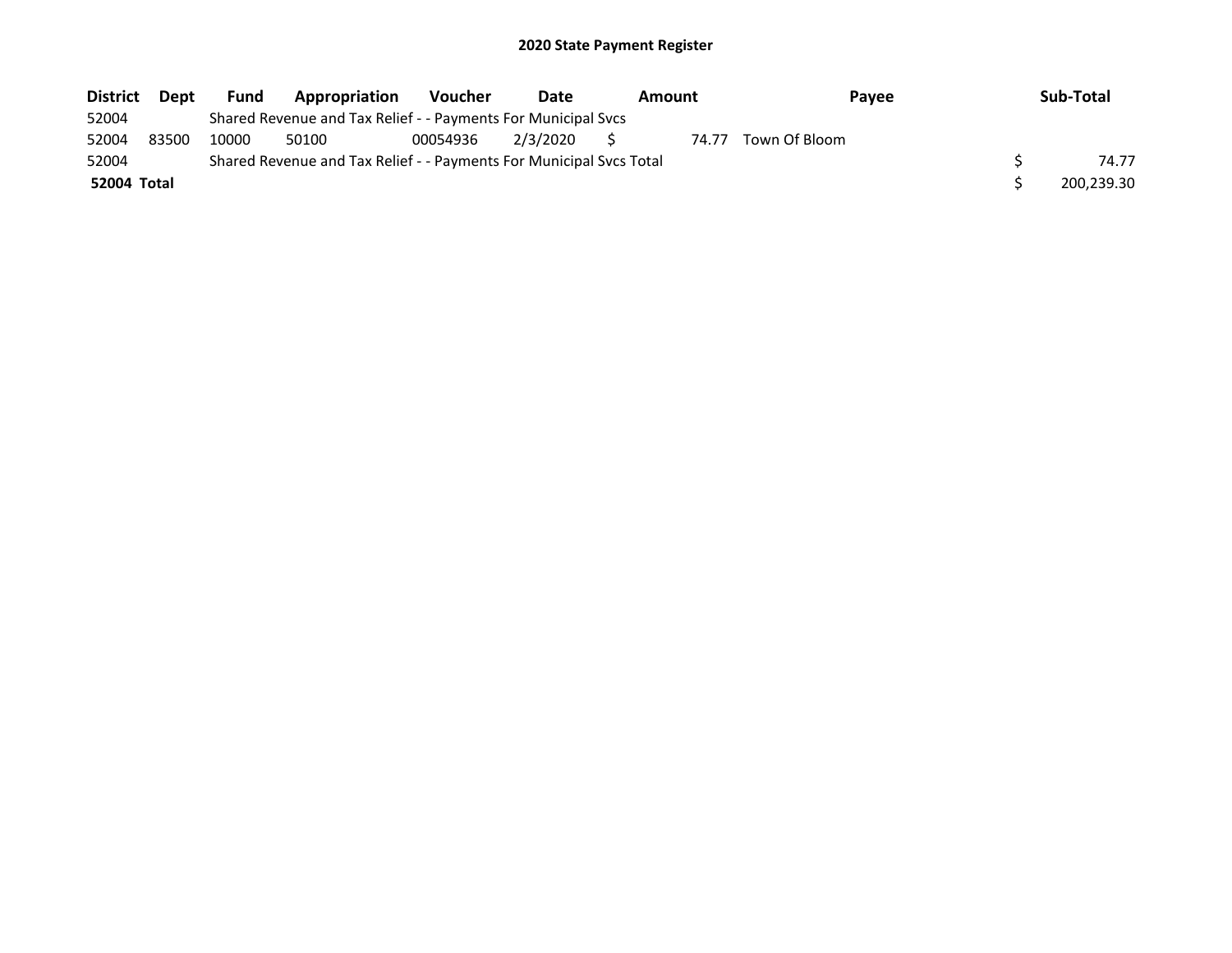# 2020 State Payment Register

| District | Dept | Fund | Appropriation | Voucher | Date | Amount | Payee | Sub-Total |
|---|---|---|---|---|---|---|---|---|
| 52004 | | Shared Revenue and Tax Relief - - Payments For Municipal Svcs | | | | | | |
| 52004 | 83500 | 10000 | 50100 | 00054936 | 2/3/2020 | $ 74.77 | Town Of Bloom | |
| 52004 | | Shared Revenue and Tax Relief - - Payments For Municipal Svcs Total | | | | | | $ 74.77 |
| **52004 Total** | | | | | | | | $ 200,239.30 |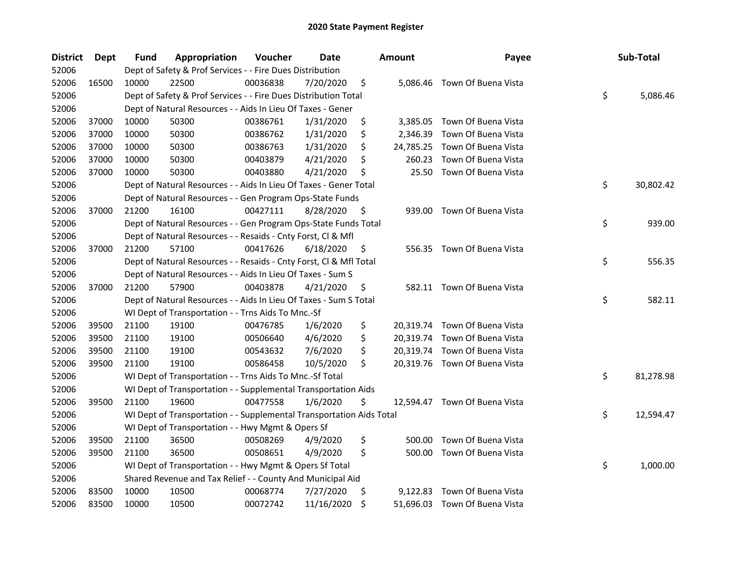# 2020 State Payment Register

| District | Dept | Fund | Appropriation | Voucher | Date | Amount | Payee | Sub-Total |
|---|---|---|---|---|---|---|---|---|
| 52006 | | Dept of Safety & Prof Services - - Fire Dues Distribution | | | | | | |
| 52006 | 16500 | 10000 | 22500 | 00036838 | 7/20/2020 | $ 5,086.46 | Town Of Buena Vista | |
| 52006 | | Dept of Safety & Prof Services - - Fire Dues Distribution Total | | | | | | $ 5,086.46 |
| 52006 | | Dept of Natural Resources - - Aids In Lieu Of Taxes - Gener | | | | | | |
| 52006 | 37000 | 10000 | 50300 | 00386761 | 1/31/2020 | $ 3,385.05 | Town Of Buena Vista | |
| 52006 | 37000 | 10000 | 50300 | 00386762 | 1/31/2020 | $ 2,346.39 | Town Of Buena Vista | |
| 52006 | 37000 | 10000 | 50300 | 00386763 | 1/31/2020 | $ 24,785.25 | Town Of Buena Vista | |
| 52006 | 37000 | 10000 | 50300 | 00403879 | 4/21/2020 | $ 260.23 | Town Of Buena Vista | |
| 52006 | 37000 | 10000 | 50300 | 00403880 | 4/21/2020 | $ 25.50 | Town Of Buena Vista | |
| 52006 | | Dept of Natural Resources - - Aids In Lieu Of Taxes - Gener Total | | | | | | $ 30,802.42 |
| 52006 | | Dept of Natural Resources - - Gen Program Ops-State Funds | | | | | | |
| 52006 | 37000 | 21200 | 16100 | 00427111 | 8/28/2020 | $ 939.00 | Town Of Buena Vista | |
| 52006 | | Dept of Natural Resources - - Gen Program Ops-State Funds Total | | | | | | $ 939.00 |
| 52006 | | Dept of Natural Resources - - Resaids - Cnty Forst, Cl & Mfl | | | | | | |
| 52006 | 37000 | 21200 | 57100 | 00417626 | 6/18/2020 | $ 556.35 | Town Of Buena Vista | |
| 52006 | | Dept of Natural Resources - - Resaids - Cnty Forst, Cl & Mfl Total | | | | | | $ 556.35 |
| 52006 | | Dept of Natural Resources - - Aids In Lieu Of Taxes - Sum S | | | | | | |
| 52006 | 37000 | 21200 | 57900 | 00403878 | 4/21/2020 | $ 582.11 | Town Of Buena Vista | |
| 52006 | | Dept of Natural Resources - - Aids In Lieu Of Taxes - Sum S Total | | | | | | $ 582.11 |
| 52006 | | WI Dept of Transportation - - Trns Aids To Mnc.-Sf | | | | | | |
| 52006 | 39500 | 21100 | 19100 | 00476785 | 1/6/2020 | $ 20,319.74 | Town Of Buena Vista | |
| 52006 | 39500 | 21100 | 19100 | 00506640 | 4/6/2020 | $ 20,319.74 | Town Of Buena Vista | |
| 52006 | 39500 | 21100 | 19100 | 00543632 | 7/6/2020 | $ 20,319.74 | Town Of Buena Vista | |
| 52006 | 39500 | 21100 | 19100 | 00586458 | 10/5/2020 | $ 20,319.76 | Town Of Buena Vista | |
| 52006 | | WI Dept of Transportation - - Trns Aids To Mnc.-Sf Total | | | | | | $ 81,278.98 |
| 52006 | | WI Dept of Transportation - - Supplemental Transportation Aids | | | | | | |
| 52006 | 39500 | 21100 | 19600 | 00477558 | 1/6/2020 | $ 12,594.47 | Town Of Buena Vista | |
| 52006 | | WI Dept of Transportation - - Supplemental Transportation Aids Total | | | | | | $ 12,594.47 |
| 52006 | | WI Dept of Transportation - - Hwy Mgmt & Opers Sf | | | | | | |
| 52006 | 39500 | 21100 | 36500 | 00508269 | 4/9/2020 | $ 500.00 | Town Of Buena Vista | |
| 52006 | 39500 | 21100 | 36500 | 00508651 | 4/9/2020 | $ 500.00 | Town Of Buena Vista | |
| 52006 | | WI Dept of Transportation - - Hwy Mgmt & Opers Sf Total | | | | | | $ 1,000.00 |
| 52006 | | Shared Revenue and Tax Relief - - County And Municipal Aid | | | | | | |
| 52006 | 83500 | 10000 | 10500 | 00068774 | 7/27/2020 | $ 9,122.83 | Town Of Buena Vista | |
| 52006 | 83500 | 10000 | 10500 | 00072742 | 11/16/2020 | $ 51,696.03 | Town Of Buena Vista | |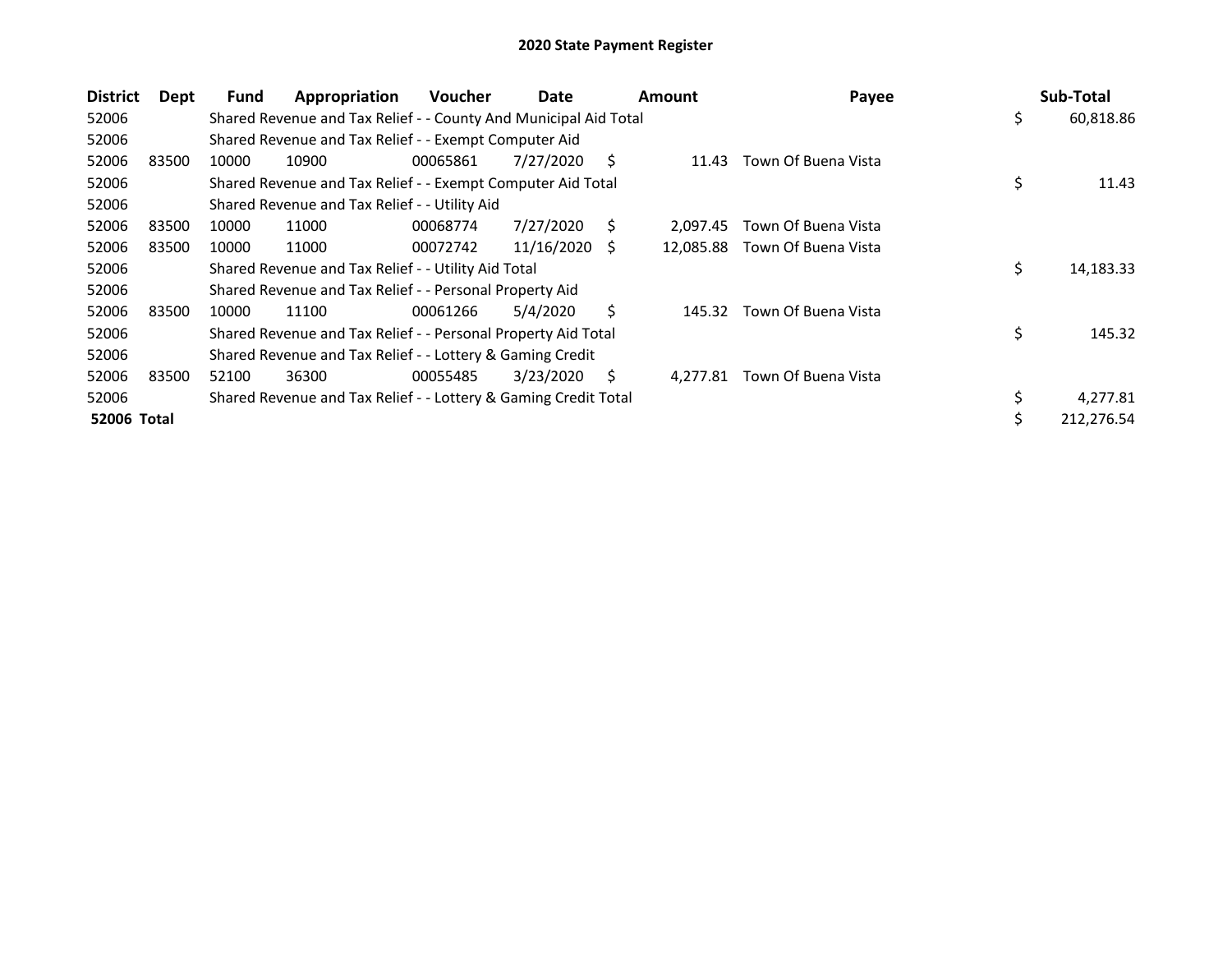# 2020 State Payment Register

| District | Dept | Fund | Appropriation | Voucher | Date | Amount | Payee | Sub-Total |
|---|---|---|---|---|---|---|---|---|
| 52006 | | Shared Revenue and Tax Relief - - County And Municipal Aid Total | | | | | | $ 60,818.86 |
| 52006 | | Shared Revenue and Tax Relief - - Exempt Computer Aid | | | | | | |
| 52006 | 83500 | 10000 | 10900 | 00065861 | 7/27/2020 | $ 11.43 | Town Of Buena Vista | |
| 52006 | | Shared Revenue and Tax Relief - - Exempt Computer Aid Total | | | | | | $ 11.43 |
| 52006 | | Shared Revenue and Tax Relief - - Utility Aid | | | | | | |
| 52006 | 83500 | 10000 | 11000 | 00068774 | 7/27/2020 | $ 2,097.45 | Town Of Buena Vista | |
| 52006 | 83500 | 10000 | 11000 | 00072742 | 11/16/2020 | $ 12,085.88 | Town Of Buena Vista | |
| 52006 | | Shared Revenue and Tax Relief - - Utility Aid Total | | | | | | $ 14,183.33 |
| 52006 | | Shared Revenue and Tax Relief - - Personal Property Aid | | | | | | |
| 52006 | 83500 | 10000 | 11100 | 00061266 | 5/4/2020 | $ 145.32 | Town Of Buena Vista | |
| 52006 | | Shared Revenue and Tax Relief - - Personal Property Aid Total | | | | | | $ 145.32 |
| 52006 | | Shared Revenue and Tax Relief - - Lottery & Gaming Credit | | | | | | |
| 52006 | 83500 | 52100 | 36300 | 00055485 | 3/23/2020 | $ 4,277.81 | Town Of Buena Vista | |
| 52006 | | Shared Revenue and Tax Relief - - Lottery & Gaming Credit Total | | | | | | $ 4,277.81 |
| **52006 Total** | | | | | | | | $ 212,276.54 |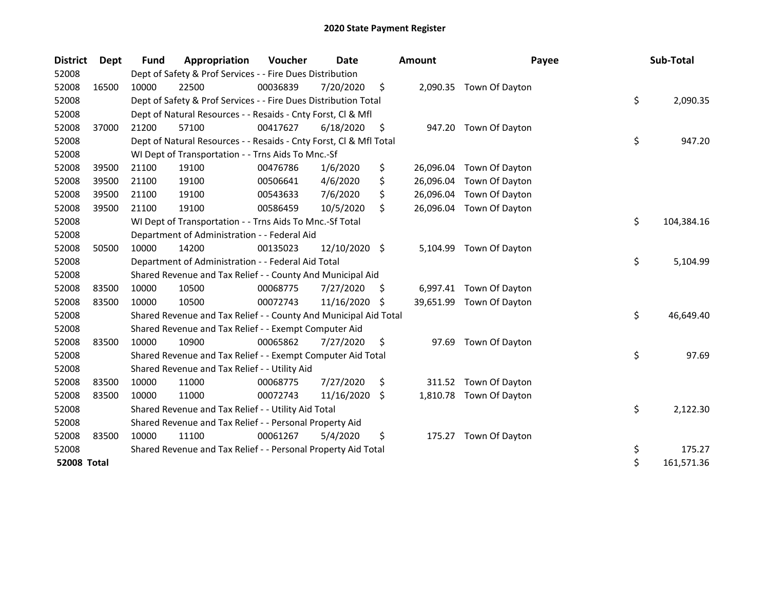# 2020 State Payment Register

| District | Dept | Fund | Appropriation | Voucher | Date | Amount | Payee | Sub-Total |
|---|---|---|---|---|---|---|---|---|
| 52008 | | Dept of Safety & Prof Services - - Fire Dues Distribution | | | | | | |
| 52008 | 16500 | 10000 | 22500 | 00036839 | 7/20/2020 | $ 2,090.35 | Town Of Dayton | |
| 52008 | | Dept of Safety & Prof Services - - Fire Dues Distribution Total | | | | | | $ 2,090.35 |
| 52008 | | Dept of Natural Resources - - Resaids - Cnty Forst, Cl & Mfl | | | | | | |
| 52008 | 37000 | 21200 | 57100 | 00417627 | 6/18/2020 | $ 947.20 | Town Of Dayton | |
| 52008 | | Dept of Natural Resources - - Resaids - Cnty Forst, Cl & Mfl Total | | | | | | $ 947.20 |
| 52008 | | WI Dept of Transportation - - Trns Aids To Mnc.-Sf | | | | | | |
| 52008 | 39500 | 21100 | 19100 | 00476786 | 1/6/2020 | $ 26,096.04 | Town Of Dayton | |
| 52008 | 39500 | 21100 | 19100 | 00506641 | 4/6/2020 | $ 26,096.04 | Town Of Dayton | |
| 52008 | 39500 | 21100 | 19100 | 00543633 | 7/6/2020 | $ 26,096.04 | Town Of Dayton | |
| 52008 | 39500 | 21100 | 19100 | 00586459 | 10/5/2020 | $ 26,096.04 | Town Of Dayton | |
| 52008 | | WI Dept of Transportation - - Trns Aids To Mnc.-Sf Total | | | | | | $ 104,384.16 |
| 52008 | | Department of Administration - - Federal Aid | | | | | | |
| 52008 | 50500 | 10000 | 14200 | 00135023 | 12/10/2020 | $ 5,104.99 | Town Of Dayton | |
| 52008 | | Department of Administration - - Federal Aid Total | | | | | | $ 5,104.99 |
| 52008 | | Shared Revenue and Tax Relief - - County And Municipal Aid | | | | | | |
| 52008 | 83500 | 10000 | 10500 | 00068775 | 7/27/2020 | $ 6,997.41 | Town Of Dayton | |
| 52008 | 83500 | 10000 | 10500 | 00072743 | 11/16/2020 | $ 39,651.99 | Town Of Dayton | |
| 52008 | | Shared Revenue and Tax Relief - - County And Municipal Aid Total | | | | | | $ 46,649.40 |
| 52008 | | Shared Revenue and Tax Relief - - Exempt Computer Aid | | | | | | |
| 52008 | 83500 | 10000 | 10900 | 00065862 | 7/27/2020 | $ 97.69 | Town Of Dayton | |
| 52008 | | Shared Revenue and Tax Relief - - Exempt Computer Aid Total | | | | | | $ 97.69 |
| 52008 | | Shared Revenue and Tax Relief - - Utility Aid | | | | | | |
| 52008 | 83500 | 10000 | 11000 | 00068775 | 7/27/2020 | $ 311.52 | Town Of Dayton | |
| 52008 | 83500 | 10000 | 11000 | 00072743 | 11/16/2020 | $ 1,810.78 | Town Of Dayton | |
| 52008 | | Shared Revenue and Tax Relief - - Utility Aid Total | | | | | | $ 2,122.30 |
| 52008 | | Shared Revenue and Tax Relief - - Personal Property Aid | | | | | | |
| 52008 | 83500 | 10000 | 11100 | 00061267 | 5/4/2020 | $ 175.27 | Town Of Dayton | |
| 52008 | | Shared Revenue and Tax Relief - - Personal Property Aid Total | | | | | | $ 175.27 |
| **52008 Total** | | | | | | | | $ 161,571.36 |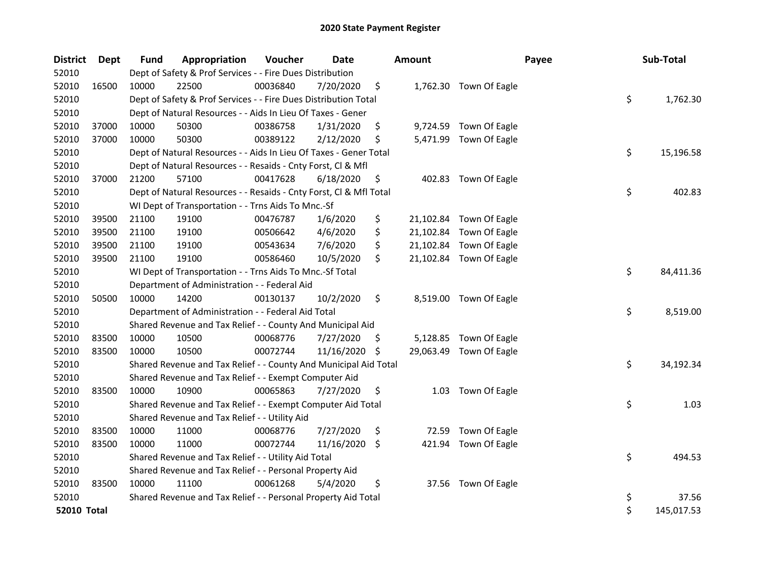# 2020 State Payment Register

| District | Dept | Fund | Appropriation | Voucher | Date | Amount | Payee | Sub-Total |
|---|---|---|---|---|---|---|---|---|
| 52010 | | Dept of Safety & Prof Services - - Fire Dues Distribution | | | | | | |
| 52010 | 16500 | 10000 | 22500 | 00036840 | 7/20/2020 | $ 1,762.30 | Town Of Eagle | |
| 52010 | | Dept of Safety & Prof Services - - Fire Dues Distribution Total | | | | | | $ 1,762.30 |
| 52010 | | Dept of Natural Resources - - Aids In Lieu Of Taxes - Gener | | | | | | |
| 52010 | 37000 | 10000 | 50300 | 00386758 | 1/31/2020 | $ 9,724.59 | Town Of Eagle | |
| 52010 | 37000 | 10000 | 50300 | 00389122 | 2/12/2020 | $ 5,471.99 | Town Of Eagle | |
| 52010 | | Dept of Natural Resources - - Aids In Lieu Of Taxes - Gener Total | | | | | | $ 15,196.58 |
| 52010 | | Dept of Natural Resources - - Resaids - Cnty Forst, Cl & Mfl | | | | | | |
| 52010 | 37000 | 21200 | 57100 | 00417628 | 6/18/2020 | $ 402.83 | Town Of Eagle | |
| 52010 | | Dept of Natural Resources - - Resaids - Cnty Forst, Cl & Mfl Total | | | | | | $ 402.83 |
| 52010 | | WI Dept of Transportation - - Trns Aids To Mnc.-Sf | | | | | | |
| 52010 | 39500 | 21100 | 19100 | 00476787 | 1/6/2020 | $ 21,102.84 | Town Of Eagle | |
| 52010 | 39500 | 21100 | 19100 | 00506642 | 4/6/2020 | $ 21,102.84 | Town Of Eagle | |
| 52010 | 39500 | 21100 | 19100 | 00543634 | 7/6/2020 | $ 21,102.84 | Town Of Eagle | |
| 52010 | 39500 | 21100 | 19100 | 00586460 | 10/5/2020 | $ 21,102.84 | Town Of Eagle | |
| 52010 | | WI Dept of Transportation - - Trns Aids To Mnc.-Sf Total | | | | | | $ 84,411.36 |
| 52010 | | Department of Administration - - Federal Aid | | | | | | |
| 52010 | 50500 | 10000 | 14200 | 00130137 | 10/2/2020 | $ 8,519.00 | Town Of Eagle | |
| 52010 | | Department of Administration - - Federal Aid Total | | | | | | $ 8,519.00 |
| 52010 | | Shared Revenue and Tax Relief - - County And Municipal Aid | | | | | | |
| 52010 | 83500 | 10000 | 10500 | 00068776 | 7/27/2020 | $ 5,128.85 | Town Of Eagle | |
| 52010 | 83500 | 10000 | 10500 | 00072744 | 11/16/2020 | $ 29,063.49 | Town Of Eagle | |
| 52010 | | Shared Revenue and Tax Relief - - County And Municipal Aid Total | | | | | | $ 34,192.34 |
| 52010 | | Shared Revenue and Tax Relief - - Exempt Computer Aid | | | | | | |
| 52010 | 83500 | 10000 | 10900 | 00065863 | 7/27/2020 | $ 1.03 | Town Of Eagle | |
| 52010 | | Shared Revenue and Tax Relief - - Exempt Computer Aid Total | | | | | | $ 1.03 |
| 52010 | | Shared Revenue and Tax Relief - - Utility Aid | | | | | | |
| 52010 | 83500 | 10000 | 11000 | 00068776 | 7/27/2020 | $ 72.59 | Town Of Eagle | |
| 52010 | 83500 | 10000 | 11000 | 00072744 | 11/16/2020 | $ 421.94 | Town Of Eagle | |
| 52010 | | Shared Revenue and Tax Relief - - Utility Aid Total | | | | | | $ 494.53 |
| 52010 | | Shared Revenue and Tax Relief - - Personal Property Aid | | | | | | |
| 52010 | 83500 | 10000 | 11100 | 00061268 | 5/4/2020 | $ 37.56 | Town Of Eagle | |
| 52010 | | Shared Revenue and Tax Relief - - Personal Property Aid Total | | | | | | $ 37.56 |
| **52010 Total** | | | | | | | | $ 145,017.53 |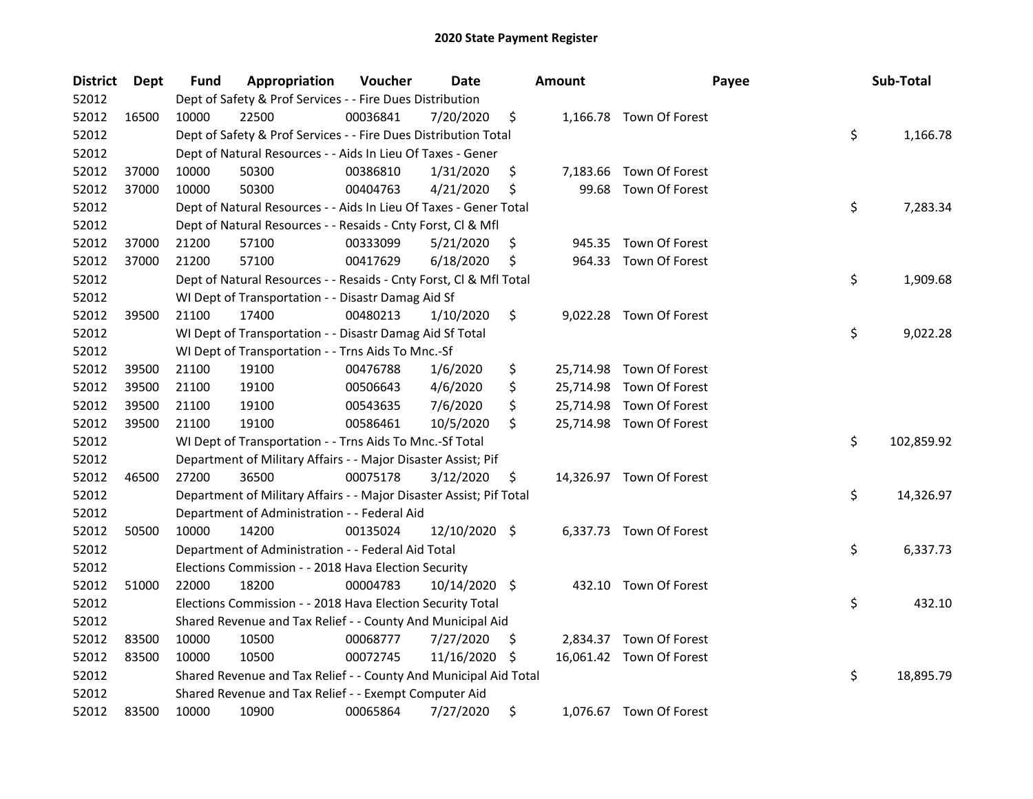# 2020 State Payment Register

| District | Dept | Fund | Appropriation | Voucher | Date | Amount | Payee | Sub-Total |
|---|---|---|---|---|---|---|---|---|
| 52012 | | Dept of Safety & Prof Services - - Fire Dues Distribution | | | | | | |
| 52012 | 16500 | 10000 | 22500 | 00036841 | 7/20/2020 | $ 1,166.78 | Town Of Forest | |
| 52012 | | Dept of Safety & Prof Services - - Fire Dues Distribution Total | | | | | | $ 1,166.78 |
| 52012 | | Dept of Natural Resources - - Aids In Lieu Of Taxes - Gener | | | | | | |
| 52012 | 37000 | 10000 | 50300 | 00386810 | 1/31/2020 | $ 7,183.66 | Town Of Forest | |
| 52012 | 37000 | 10000 | 50300 | 00404763 | 4/21/2020 | $ 99.68 | Town Of Forest | |
| 52012 | | Dept of Natural Resources - - Aids In Lieu Of Taxes - Gener Total | | | | | | $ 7,283.34 |
| 52012 | | Dept of Natural Resources - - Resaids - Cnty Forst, Cl & Mfl | | | | | | |
| 52012 | 37000 | 21200 | 57100 | 00333099 | 5/21/2020 | $ 945.35 | Town Of Forest | |
| 52012 | 37000 | 21200 | 57100 | 00417629 | 6/18/2020 | $ 964.33 | Town Of Forest | |
| 52012 | | Dept of Natural Resources - - Resaids - Cnty Forst, Cl & Mfl Total | | | | | | $ 1,909.68 |
| 52012 | | WI Dept of Transportation - - Disastr Damag Aid Sf | | | | | | |
| 52012 | 39500 | 21100 | 17400 | 00480213 | 1/10/2020 | $ 9,022.28 | Town Of Forest | |
| 52012 | | WI Dept of Transportation - - Disastr Damag Aid Sf Total | | | | | | $ 9,022.28 |
| 52012 | | WI Dept of Transportation - - Trns Aids To Mnc.-Sf | | | | | | |
| 52012 | 39500 | 21100 | 19100 | 00476788 | 1/6/2020 | $ 25,714.98 | Town Of Forest | |
| 52012 | 39500 | 21100 | 19100 | 00506643 | 4/6/2020 | $ 25,714.98 | Town Of Forest | |
| 52012 | 39500 | 21100 | 19100 | 00543635 | 7/6/2020 | $ 25,714.98 | Town Of Forest | |
| 52012 | 39500 | 21100 | 19100 | 00586461 | 10/5/2020 | $ 25,714.98 | Town Of Forest | |
| 52012 | | WI Dept of Transportation - - Trns Aids To Mnc.-Sf Total | | | | | | $ 102,859.92 |
| 52012 | | Department of Military Affairs - - Major Disaster Assist; Pif | | | | | | |
| 52012 | 46500 | 27200 | 36500 | 00075178 | 3/12/2020 | $ 14,326.97 | Town Of Forest | |
| 52012 | | Department of Military Affairs - - Major Disaster Assist; Pif Total | | | | | | $ 14,326.97 |
| 52012 | | Department of Administration - - Federal Aid | | | | | | |
| 52012 | 50500 | 10000 | 14200 | 00135024 | 12/10/2020 | $ 6,337.73 | Town Of Forest | |
| 52012 | | Department of Administration - - Federal Aid Total | | | | | | $ 6,337.73 |
| 52012 | | Elections Commission - - 2018 Hava Election Security | | | | | | |
| 52012 | 51000 | 22000 | 18200 | 00004783 | 10/14/2020 | $ 432.10 | Town Of Forest | |
| 52012 | | Elections Commission - - 2018 Hava Election Security Total | | | | | | $ 432.10 |
| 52012 | | Shared Revenue and Tax Relief - - County And Municipal Aid | | | | | | |
| 52012 | 83500 | 10000 | 10500 | 00068777 | 7/27/2020 | $ 2,834.37 | Town Of Forest | |
| 52012 | 83500 | 10000 | 10500 | 00072745 | 11/16/2020 | $ 16,061.42 | Town Of Forest | |
| 52012 | | Shared Revenue and Tax Relief - - County And Municipal Aid Total | | | | | | $ 18,895.79 |
| 52012 | | Shared Revenue and Tax Relief - - Exempt Computer Aid | | | | | | |
| 52012 | 83500 | 10000 | 10900 | 00065864 | 7/27/2020 | $ 1,076.67 | Town Of Forest | |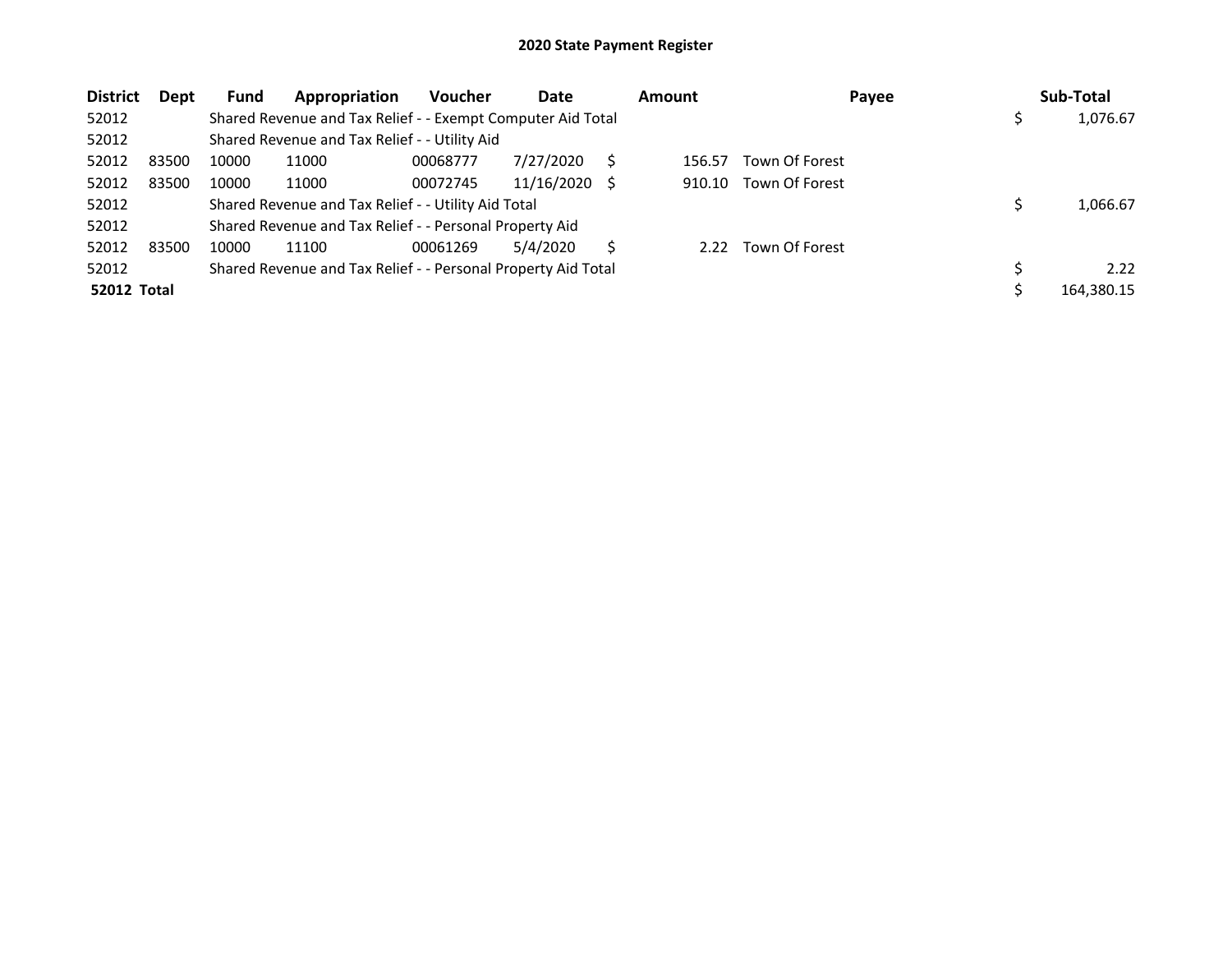## 2020 State Payment Register

| District | Dept | Fund | Appropriation | Voucher | Date | Amount | Payee | Sub-Total |
|---|---|---|---|---|---|---|---|---|
| 52012 | | Shared Revenue and Tax Relief - - Exempt Computer Aid Total | | | | | | $ 1,076.67 |
| 52012 | | Shared Revenue and Tax Relief - - Utility Aid | | | | | | |
| 52012 | 83500 | 10000 | 11000 | 00068777 | 7/27/2020 | $ 156.57 | Town Of Forest | |
| 52012 | 83500 | 10000 | 11000 | 00072745 | 11/16/2020 | $ 910.10 | Town Of Forest | |
| 52012 | | Shared Revenue and Tax Relief - - Utility Aid Total | | | | | | $ 1,066.67 |
| 52012 | | Shared Revenue and Tax Relief - - Personal Property Aid | | | | | | |
| 52012 | 83500 | 10000 | 11100 | 00061269 | 5/4/2020 | $ 2.22 | Town Of Forest | |
| 52012 | | Shared Revenue and Tax Relief - - Personal Property Aid Total | | | | | | $ 2.22 |
| **52012 Total** | | | | | | | | $ 164,380.15 |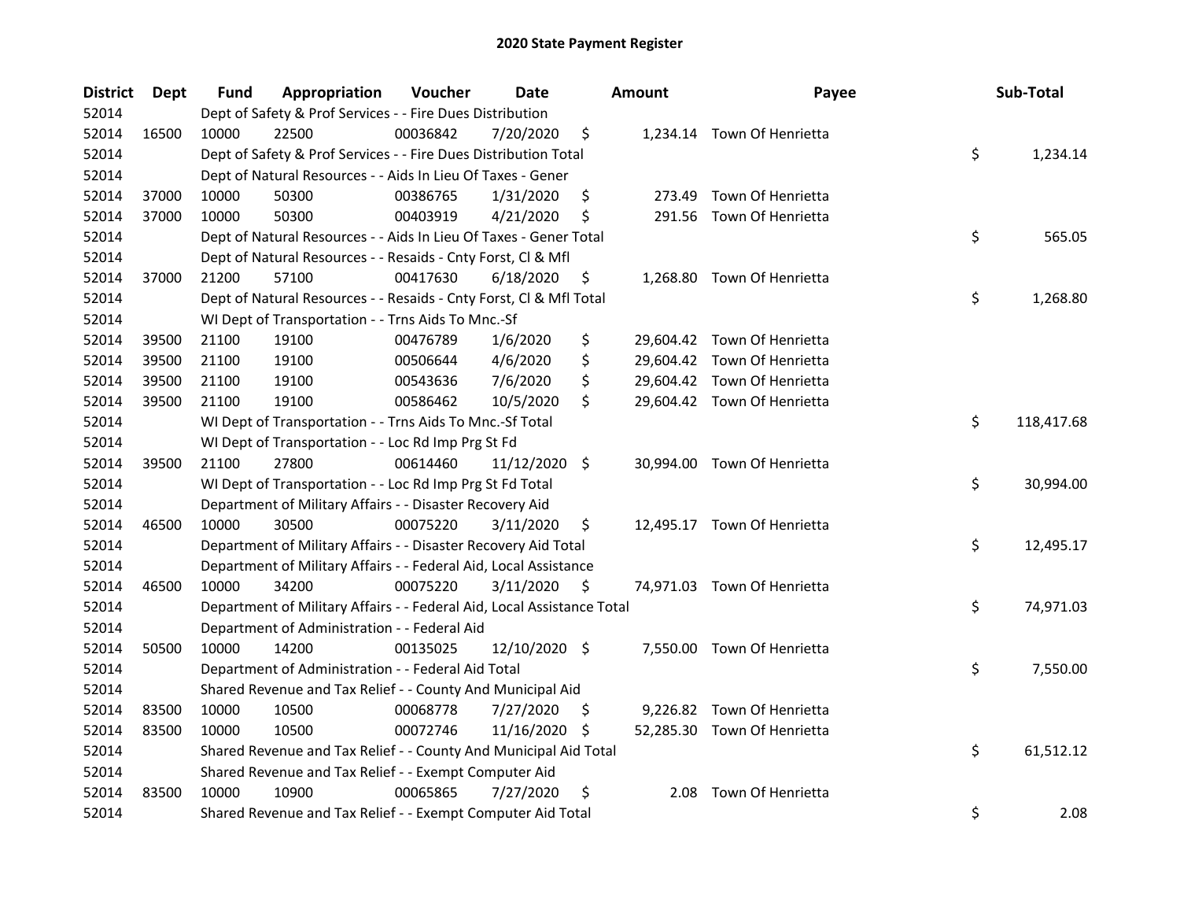# 2020 State Payment Register

| District | Dept | Fund | Appropriation | Voucher | Date | Amount | Payee | Sub-Total |
|---|---|---|---|---|---|---|---|---|
| 52014 | | Dept of Safety & Prof Services - - Fire Dues Distribution | | | | | | |
| 52014 | 16500 | 10000 | 22500 | 00036842 | 7/20/2020 | $ 1,234.14 | Town Of Henrietta | |
| 52014 | | Dept of Safety & Prof Services - - Fire Dues Distribution Total | | | | | | $ 1,234.14 |
| 52014 | | Dept of Natural Resources - - Aids In Lieu Of Taxes - Gener | | | | | | |
| 52014 | 37000 | 10000 | 50300 | 00386765 | 1/31/2020 | $ 273.49 | Town Of Henrietta | |
| 52014 | 37000 | 10000 | 50300 | 00403919 | 4/21/2020 | $ 291.56 | Town Of Henrietta | |
| 52014 | | Dept of Natural Resources - - Aids In Lieu Of Taxes - Gener Total | | | | | | $ 565.05 |
| 52014 | | Dept of Natural Resources - - Resaids - Cnty Forst, Cl & Mfl | | | | | | |
| 52014 | 37000 | 21200 | 57100 | 00417630 | 6/18/2020 | $ 1,268.80 | Town Of Henrietta | |
| 52014 | | Dept of Natural Resources - - Resaids - Cnty Forst, Cl & Mfl Total | | | | | | $ 1,268.80 |
| 52014 | | WI Dept of Transportation - - Trns Aids To Mnc.-Sf | | | | | | |
| 52014 | 39500 | 21100 | 19100 | 00476789 | 1/6/2020 | $ 29,604.42 | Town Of Henrietta | |
| 52014 | 39500 | 21100 | 19100 | 00506644 | 4/6/2020 | $ 29,604.42 | Town Of Henrietta | |
| 52014 | 39500 | 21100 | 19100 | 00543636 | 7/6/2020 | $ 29,604.42 | Town Of Henrietta | |
| 52014 | 39500 | 21100 | 19100 | 00586462 | 10/5/2020 | $ 29,604.42 | Town Of Henrietta | |
| 52014 | | WI Dept of Transportation - - Trns Aids To Mnc.-Sf Total | | | | | | $ 118,417.68 |
| 52014 | | WI Dept of Transportation - - Loc Rd Imp Prg St Fd | | | | | | |
| 52014 | 39500 | 21100 | 27800 | 00614460 | 11/12/2020 | $ 30,994.00 | Town Of Henrietta | |
| 52014 | | WI Dept of Transportation - - Loc Rd Imp Prg St Fd Total | | | | | | $ 30,994.00 |
| 52014 | | Department of Military Affairs - - Disaster Recovery Aid | | | | | | |
| 52014 | 46500 | 10000 | 30500 | 00075220 | 3/11/2020 | $ 12,495.17 | Town Of Henrietta | |
| 52014 | | Department of Military Affairs - - Disaster Recovery Aid Total | | | | | | $ 12,495.17 |
| 52014 | | Department of Military Affairs - - Federal Aid, Local Assistance | | | | | | |
| 52014 | 46500 | 10000 | 34200 | 00075220 | 3/11/2020 | $ 74,971.03 | Town Of Henrietta | |
| 52014 | | Department of Military Affairs - - Federal Aid, Local Assistance Total | | | | | | $ 74,971.03 |
| 52014 | | Department of Administration - - Federal Aid | | | | | | |
| 52014 | 50500 | 10000 | 14200 | 00135025 | 12/10/2020 | $ 7,550.00 | Town Of Henrietta | |
| 52014 | | Department of Administration - - Federal Aid Total | | | | | | $ 7,550.00 |
| 52014 | | Shared Revenue and Tax Relief - - County And Municipal Aid | | | | | | |
| 52014 | 83500 | 10000 | 10500 | 00068778 | 7/27/2020 | $ 9,226.82 | Town Of Henrietta | |
| 52014 | 83500 | 10000 | 10500 | 00072746 | 11/16/2020 | $ 52,285.30 | Town Of Henrietta | |
| 52014 | | Shared Revenue and Tax Relief - - County And Municipal Aid Total | | | | | | $ 61,512.12 |
| 52014 | | Shared Revenue and Tax Relief - - Exempt Computer Aid | | | | | | |
| 52014 | 83500 | 10000 | 10900 | 00065865 | 7/27/2020 | $ 2.08 | Town Of Henrietta | |
| 52014 | | Shared Revenue and Tax Relief - - Exempt Computer Aid Total | | | | | | $ 2.08 |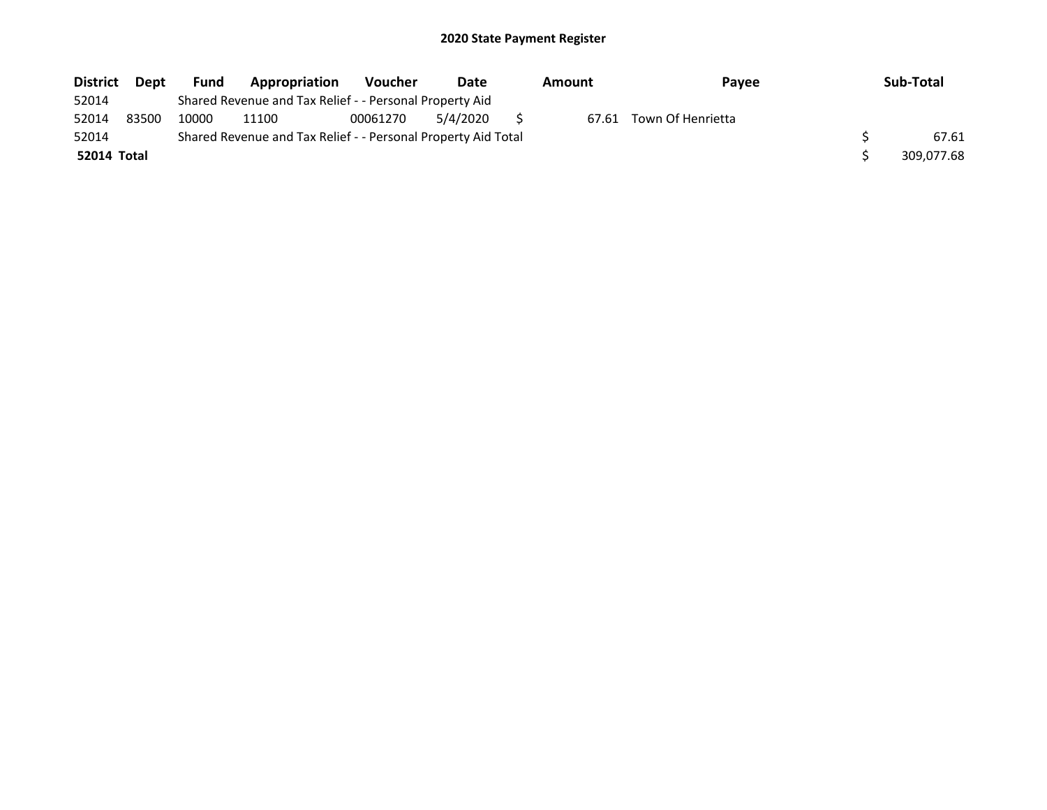# 2020 State Payment Register

| District | Dept | Fund | Appropriation | Voucher | Date | Amount | Payee | Sub-Total |
|---|---|---|---|---|---|---|---|---|
| 52014 | | Shared Revenue and Tax Relief - - Personal Property Aid | | | | | | |
| 52014 | 83500 | 10000 | 11100 | 00061270 | 5/4/2020 | $ 67.61 | Town Of Henrietta | |
| 52014 | | Shared Revenue and Tax Relief - - Personal Property Aid Total | | | | | | $ 67.61 |
| **52014 Total** | | | | | | | | $ 309,077.68 |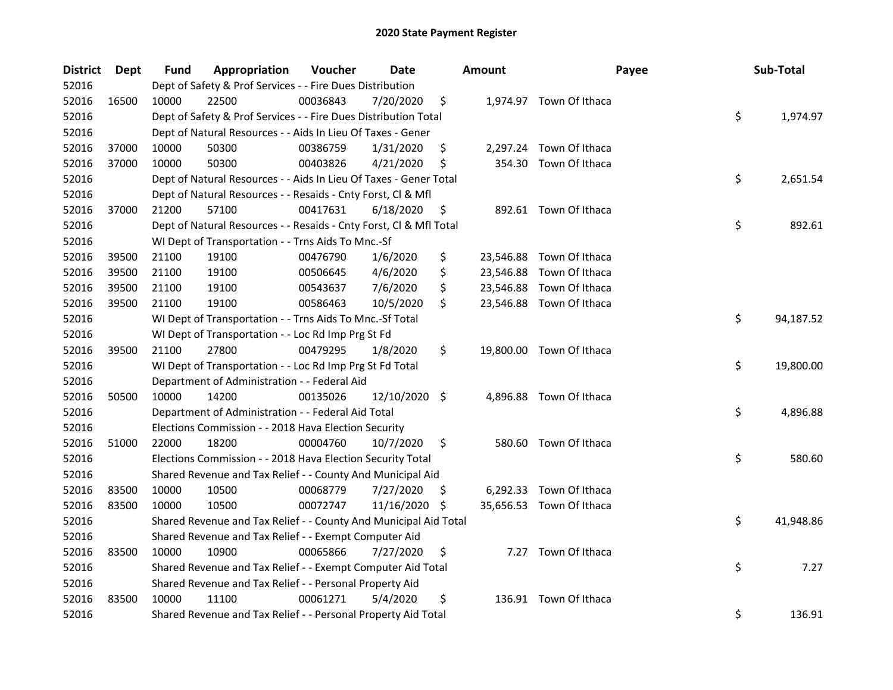# 2020 State Payment Register

| District | Dept | Fund | Appropriation | Voucher | Date | Amount | Payee | Sub-Total |
|---|---|---|---|---|---|---|---|---|
| 52016 | | Dept of Safety & Prof Services - - Fire Dues Distribution | | | | | | |
| 52016 | 16500 | 10000 | 22500 | 00036843 | 7/20/2020 | $ 1,974.97 | Town Of Ithaca | |
| 52016 | | Dept of Safety & Prof Services - - Fire Dues Distribution Total | | | | | | $ 1,974.97 |
| 52016 | | Dept of Natural Resources - - Aids In Lieu Of Taxes - Gener | | | | | | |
| 52016 | 37000 | 10000 | 50300 | 00386759 | 1/31/2020 | $ 2,297.24 | Town Of Ithaca | |
| 52016 | 37000 | 10000 | 50300 | 00403826 | 4/21/2020 | $ 354.30 | Town Of Ithaca | |
| 52016 | | Dept of Natural Resources - - Aids In Lieu Of Taxes - Gener Total | | | | | | $ 2,651.54 |
| 52016 | | Dept of Natural Resources - - Resaids - Cnty Forst, Cl & Mfl | | | | | | |
| 52016 | 37000 | 21200 | 57100 | 00417631 | 6/18/2020 | $ 892.61 | Town Of Ithaca | |
| 52016 | | Dept of Natural Resources - - Resaids - Cnty Forst, Cl & Mfl Total | | | | | | $ 892.61 |
| 52016 | | WI Dept of Transportation - - Trns Aids To Mnc.-Sf | | | | | | |
| 52016 | 39500 | 21100 | 19100 | 00476790 | 1/6/2020 | $ 23,546.88 | Town Of Ithaca | |
| 52016 | 39500 | 21100 | 19100 | 00506645 | 4/6/2020 | $ 23,546.88 | Town Of Ithaca | |
| 52016 | 39500 | 21100 | 19100 | 00543637 | 7/6/2020 | $ 23,546.88 | Town Of Ithaca | |
| 52016 | 39500 | 21100 | 19100 | 00586463 | 10/5/2020 | $ 23,546.88 | Town Of Ithaca | |
| 52016 | | WI Dept of Transportation - - Trns Aids To Mnc.-Sf Total | | | | | | $ 94,187.52 |
| 52016 | | WI Dept of Transportation - - Loc Rd Imp Prg St Fd | | | | | | |
| 52016 | 39500 | 21100 | 27800 | 00479295 | 1/8/2020 | $ 19,800.00 | Town Of Ithaca | |
| 52016 | | WI Dept of Transportation - - Loc Rd Imp Prg St Fd Total | | | | | | $ 19,800.00 |
| 52016 | | Department of Administration - - Federal Aid | | | | | | |
| 52016 | 50500 | 10000 | 14200 | 00135026 | 12/10/2020 | $ 4,896.88 | Town Of Ithaca | |
| 52016 | | Department of Administration - - Federal Aid Total | | | | | | $ 4,896.88 |
| 52016 | | Elections Commission - - 2018 Hava Election Security | | | | | | |
| 52016 | 51000 | 22000 | 18200 | 00004760 | 10/7/2020 | $ 580.60 | Town Of Ithaca | |
| 52016 | | Elections Commission - - 2018 Hava Election Security Total | | | | | | $ 580.60 |
| 52016 | | Shared Revenue and Tax Relief - - County And Municipal Aid | | | | | | |
| 52016 | 83500 | 10000 | 10500 | 00068779 | 7/27/2020 | $ 6,292.33 | Town Of Ithaca | |
| 52016 | 83500 | 10000 | 10500 | 00072747 | 11/16/2020 | $ 35,656.53 | Town Of Ithaca | |
| 52016 | | Shared Revenue and Tax Relief - - County And Municipal Aid Total | | | | | | $ 41,948.86 |
| 52016 | | Shared Revenue and Tax Relief - - Exempt Computer Aid | | | | | | |
| 52016 | 83500 | 10000 | 10900 | 00065866 | 7/27/2020 | $ 7.27 | Town Of Ithaca | |
| 52016 | | Shared Revenue and Tax Relief - - Exempt Computer Aid Total | | | | | | $ 7.27 |
| 52016 | | Shared Revenue and Tax Relief - - Personal Property Aid | | | | | | |
| 52016 | 83500 | 10000 | 11100 | 00061271 | 5/4/2020 | $ 136.91 | Town Of Ithaca | |
| 52016 | | Shared Revenue and Tax Relief - - Personal Property Aid Total | | | | | | $ 136.91 |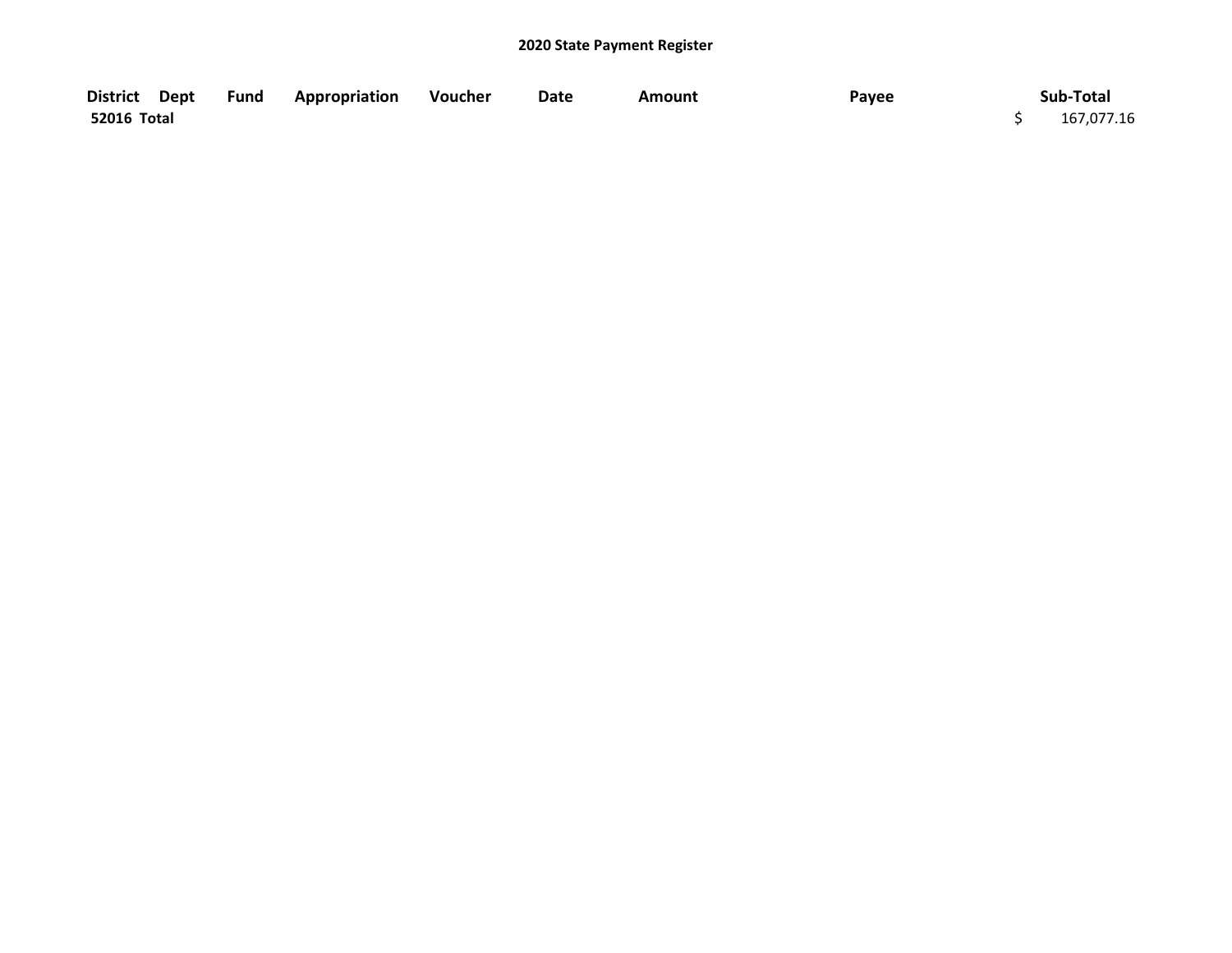## 2020 State Payment Register

| District | Dept | Fund | Appropriation | Voucher | Date | Amount | Payee | Sub-Total |
| --- | --- | --- | --- | --- | --- | --- | --- | --- |
| **52016 Total** | | | | | | | | $ 167,077.16 |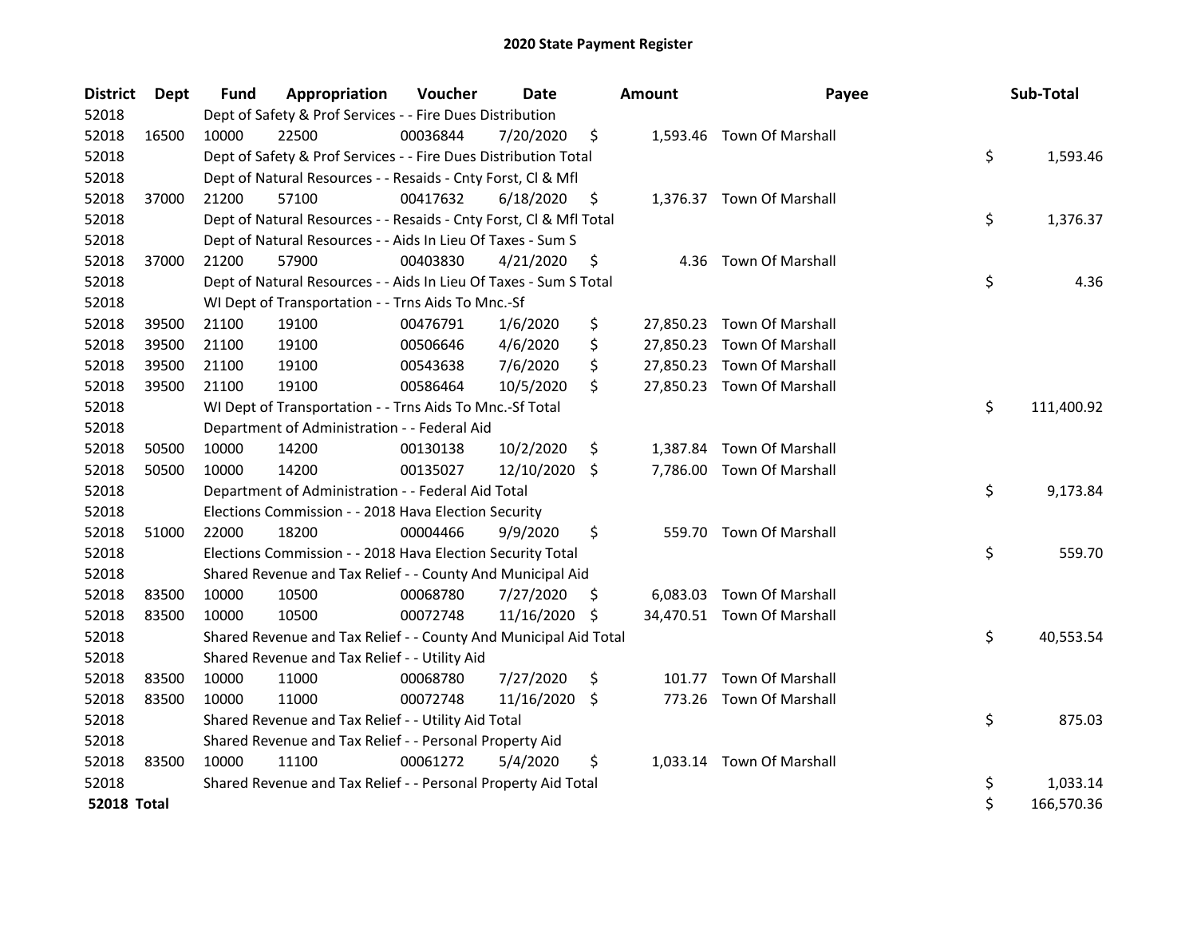# 2020 State Payment Register

| District | Dept | Fund | Appropriation | Voucher | Date | Amount | Payee | Sub-Total |
|---|---|---|---|---|---|---|---|---|
| 52018 | | Dept of Safety & Prof Services - - Fire Dues Distribution | | | | | | |
| 52018 | 16500 | 10000 | 22500 | 00036844 | 7/20/2020 | $ 1,593.46 | Town Of Marshall | |
| 52018 | | Dept of Safety & Prof Services - - Fire Dues Distribution Total | | | | | | $ 1,593.46 |
| 52018 | | Dept of Natural Resources - - Resaids - Cnty Forst, Cl & Mfl | | | | | | |
| 52018 | 37000 | 21200 | 57100 | 00417632 | 6/18/2020 | $ 1,376.37 | Town Of Marshall | |
| 52018 | | Dept of Natural Resources - - Resaids - Cnty Forst, Cl & Mfl Total | | | | | | $ 1,376.37 |
| 52018 | | Dept of Natural Resources - - Aids In Lieu Of Taxes - Sum S | | | | | | |
| 52018 | 37000 | 21200 | 57900 | 00403830 | 4/21/2020 | $ 4.36 | Town Of Marshall | |
| 52018 | | Dept of Natural Resources - - Aids In Lieu Of Taxes - Sum S Total | | | | | | $ 4.36 |
| 52018 | | WI Dept of Transportation - - Trns Aids To Mnc.-Sf | | | | | | |
| 52018 | 39500 | 21100 | 19100 | 00476791 | 1/6/2020 | $ 27,850.23 | Town Of Marshall | |
| 52018 | 39500 | 21100 | 19100 | 00506646 | 4/6/2020 | $ 27,850.23 | Town Of Marshall | |
| 52018 | 39500 | 21100 | 19100 | 00543638 | 7/6/2020 | $ 27,850.23 | Town Of Marshall | |
| 52018 | 39500 | 21100 | 19100 | 00586464 | 10/5/2020 | $ 27,850.23 | Town Of Marshall | |
| 52018 | | WI Dept of Transportation - - Trns Aids To Mnc.-Sf Total | | | | | | $ 111,400.92 |
| 52018 | | Department of Administration - - Federal Aid | | | | | | |
| 52018 | 50500 | 10000 | 14200 | 00130138 | 10/2/2020 | $ 1,387.84 | Town Of Marshall | |
| 52018 | 50500 | 10000 | 14200 | 00135027 | 12/10/2020 | $ 7,786.00 | Town Of Marshall | |
| 52018 | | Department of Administration - - Federal Aid Total | | | | | | $ 9,173.84 |
| 52018 | | Elections Commission - - 2018 Hava Election Security | | | | | | |
| 52018 | 51000 | 22000 | 18200 | 00004466 | 9/9/2020 | $ 559.70 | Town Of Marshall | |
| 52018 | | Elections Commission - - 2018 Hava Election Security Total | | | | | | $ 559.70 |
| 52018 | | Shared Revenue and Tax Relief - - County And Municipal Aid | | | | | | |
| 52018 | 83500 | 10000 | 10500 | 00068780 | 7/27/2020 | $ 6,083.03 | Town Of Marshall | |
| 52018 | 83500 | 10000 | 10500 | 00072748 | 11/16/2020 | $ 34,470.51 | Town Of Marshall | |
| 52018 | | Shared Revenue and Tax Relief - - County And Municipal Aid Total | | | | | | $ 40,553.54 |
| 52018 | | Shared Revenue and Tax Relief - - Utility Aid | | | | | | |
| 52018 | 83500 | 10000 | 11000 | 00068780 | 7/27/2020 | $ 101.77 | Town Of Marshall | |
| 52018 | 83500 | 10000 | 11000 | 00072748 | 11/16/2020 | $ 773.26 | Town Of Marshall | |
| 52018 | | Shared Revenue and Tax Relief - - Utility Aid Total | | | | | | $ 875.03 |
| 52018 | | Shared Revenue and Tax Relief - - Personal Property Aid | | | | | | |
| 52018 | 83500 | 10000 | 11100 | 00061272 | 5/4/2020 | $ 1,033.14 | Town Of Marshall | |
| 52018 | | Shared Revenue and Tax Relief - - Personal Property Aid Total | | | | | | $ 1,033.14 |
| **52018 Total** | | | | | | | | $ 166,570.36 |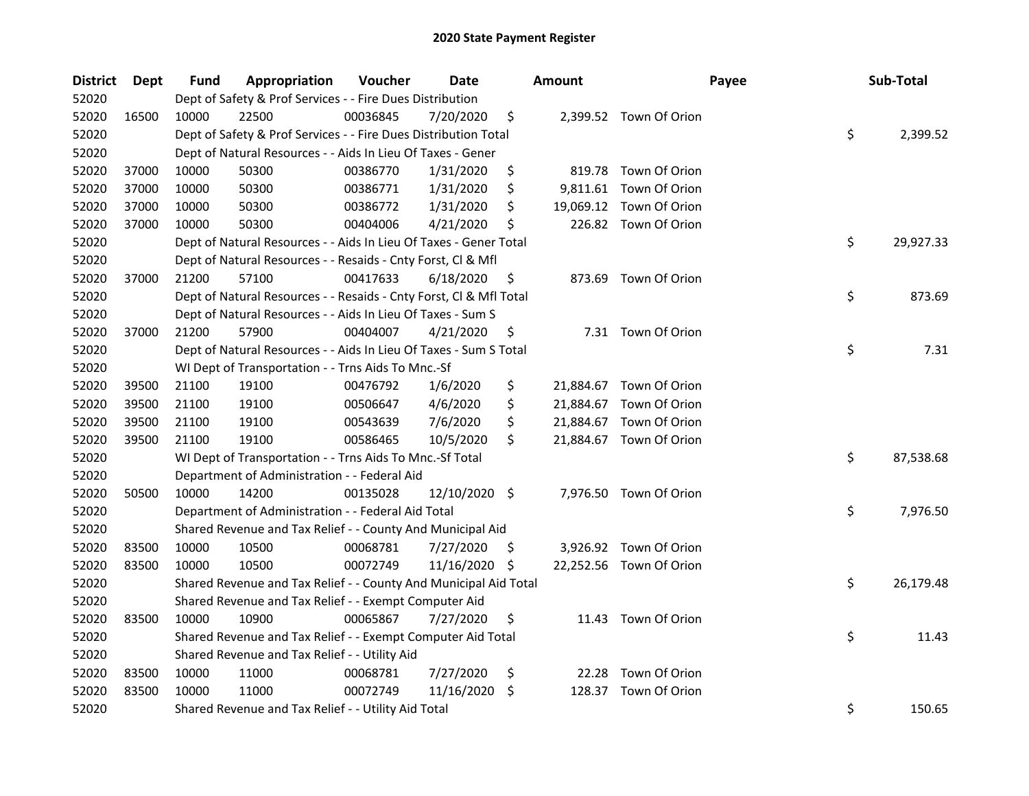# 2020 State Payment Register

| District | Dept | Fund | Appropriation | Voucher | Date | Amount | Payee | Sub-Total |
|---|---|---|---|---|---|---|---|---|
| 52020 | | Dept of Safety & Prof Services - - Fire Dues Distribution | | | | | | |
| 52020 | 16500 | 10000 | 22500 | 00036845 | 7/20/2020 | $ 2,399.52 | Town Of Orion | |
| 52020 | | Dept of Safety & Prof Services - - Fire Dues Distribution Total | | | | | | $ 2,399.52 |
| 52020 | | Dept of Natural Resources - - Aids In Lieu Of Taxes - Gener | | | | | | |
| 52020 | 37000 | 10000 | 50300 | 00386770 | 1/31/2020 | $ 819.78 | Town Of Orion | |
| 52020 | 37000 | 10000 | 50300 | 00386771 | 1/31/2020 | $ 9,811.61 | Town Of Orion | |
| 52020 | 37000 | 10000 | 50300 | 00386772 | 1/31/2020 | $ 19,069.12 | Town Of Orion | |
| 52020 | 37000 | 10000 | 50300 | 00404006 | 4/21/2020 | $ 226.82 | Town Of Orion | |
| 52020 | | Dept of Natural Resources - - Aids In Lieu Of Taxes - Gener Total | | | | | | $ 29,927.33 |
| 52020 | | Dept of Natural Resources - - Resaids - Cnty Forst, Cl & Mfl | | | | | | |
| 52020 | 37000 | 21200 | 57100 | 00417633 | 6/18/2020 | $ 873.69 | Town Of Orion | |
| 52020 | | Dept of Natural Resources - - Resaids - Cnty Forst, Cl & Mfl Total | | | | | | $ 873.69 |
| 52020 | | Dept of Natural Resources - - Aids In Lieu Of Taxes - Sum S | | | | | | |
| 52020 | 37000 | 21200 | 57900 | 00404007 | 4/21/2020 | $ 7.31 | Town Of Orion | |
| 52020 | | Dept of Natural Resources - - Aids In Lieu Of Taxes - Sum S Total | | | | | | $ 7.31 |
| 52020 | | WI Dept of Transportation - - Trns Aids To Mnc.-Sf | | | | | | |
| 52020 | 39500 | 21100 | 19100 | 00476792 | 1/6/2020 | $ 21,884.67 | Town Of Orion | |
| 52020 | 39500 | 21100 | 19100 | 00506647 | 4/6/2020 | $ 21,884.67 | Town Of Orion | |
| 52020 | 39500 | 21100 | 19100 | 00543639 | 7/6/2020 | $ 21,884.67 | Town Of Orion | |
| 52020 | 39500 | 21100 | 19100 | 00586465 | 10/5/2020 | $ 21,884.67 | Town Of Orion | |
| 52020 | | WI Dept of Transportation - - Trns Aids To Mnc.-Sf Total | | | | | | $ 87,538.68 |
| 52020 | | Department of Administration - - Federal Aid | | | | | | |
| 52020 | 50500 | 10000 | 14200 | 00135028 | 12/10/2020 | $ 7,976.50 | Town Of Orion | |
| 52020 | | Department of Administration - - Federal Aid Total | | | | | | $ 7,976.50 |
| 52020 | | Shared Revenue and Tax Relief - - County And Municipal Aid | | | | | | |
| 52020 | 83500 | 10000 | 10500 | 00068781 | 7/27/2020 | $ 3,926.92 | Town Of Orion | |
| 52020 | 83500 | 10000 | 10500 | 00072749 | 11/16/2020 | $ 22,252.56 | Town Of Orion | |
| 52020 | | Shared Revenue and Tax Relief - - County And Municipal Aid Total | | | | | | $ 26,179.48 |
| 52020 | | Shared Revenue and Tax Relief - - Exempt Computer Aid | | | | | | |
| 52020 | 83500 | 10000 | 10900 | 00065867 | 7/27/2020 | $ 11.43 | Town Of Orion | |
| 52020 | | Shared Revenue and Tax Relief - - Exempt Computer Aid Total | | | | | | $ 11.43 |
| 52020 | | Shared Revenue and Tax Relief - - Utility Aid | | | | | | |
| 52020 | 83500 | 10000 | 11000 | 00068781 | 7/27/2020 | $ 22.28 | Town Of Orion | |
| 52020 | 83500 | 10000 | 11000 | 00072749 | 11/16/2020 | $ 128.37 | Town Of Orion | |
| 52020 | | Shared Revenue and Tax Relief - - Utility Aid Total | | | | | | $ 150.65 |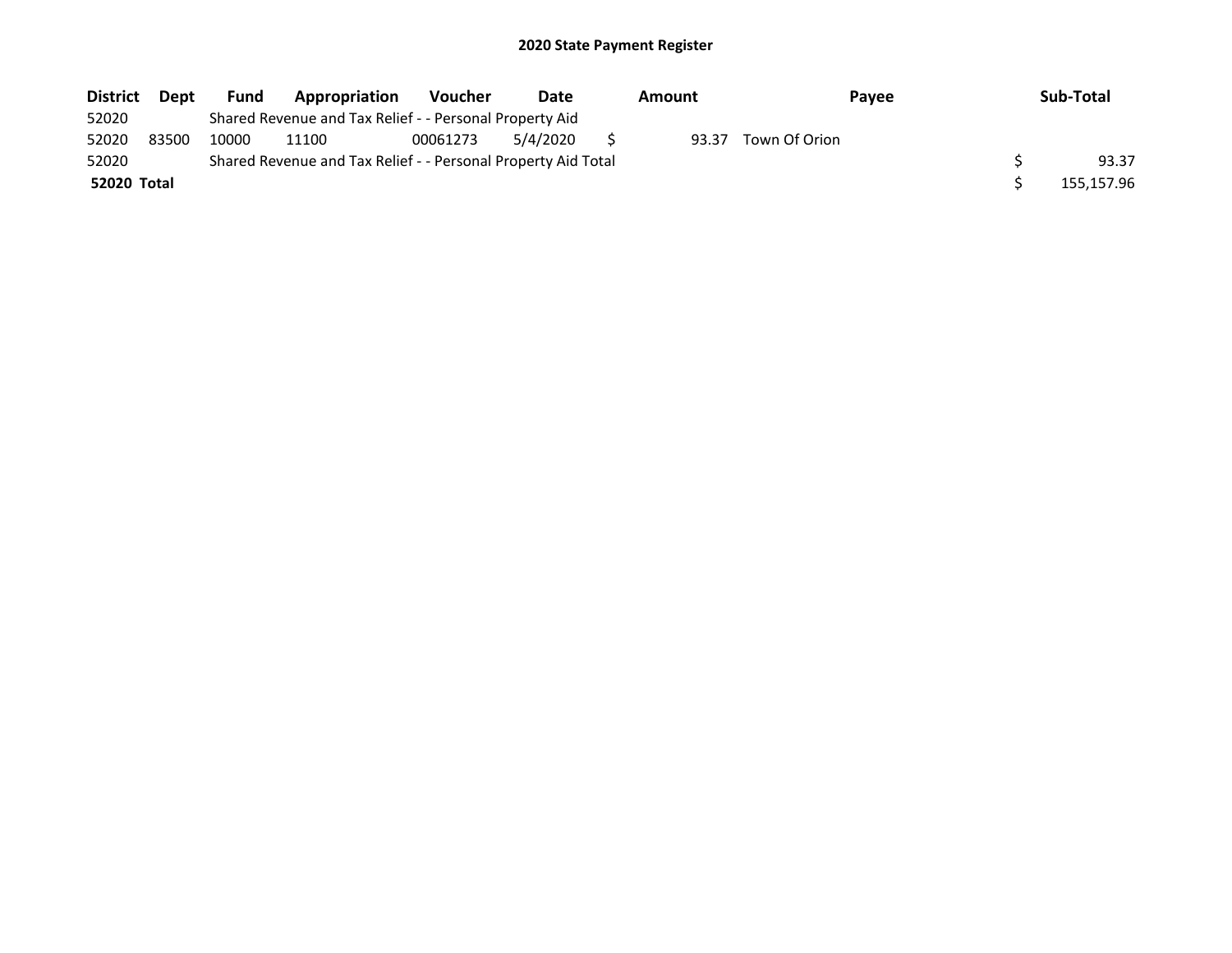# 2020 State Payment Register

| District | Dept | Fund | Appropriation | Voucher | Date | Amount | Payee | Sub-Total |
|---|---|---|---|---|---|---|---|---|
| 52020 | | Shared Revenue and Tax Relief - - Personal Property Aid | | | | | | |
| 52020 | 83500 | 10000 | 11100 | 00061273 | 5/4/2020 | $ 93.37 | Town Of Orion | |
| 52020 | | Shared Revenue and Tax Relief - - Personal Property Aid Total | | | | | | $ 93.37 |
| **52020 Total** | | | | | | | | $ 155,157.96 |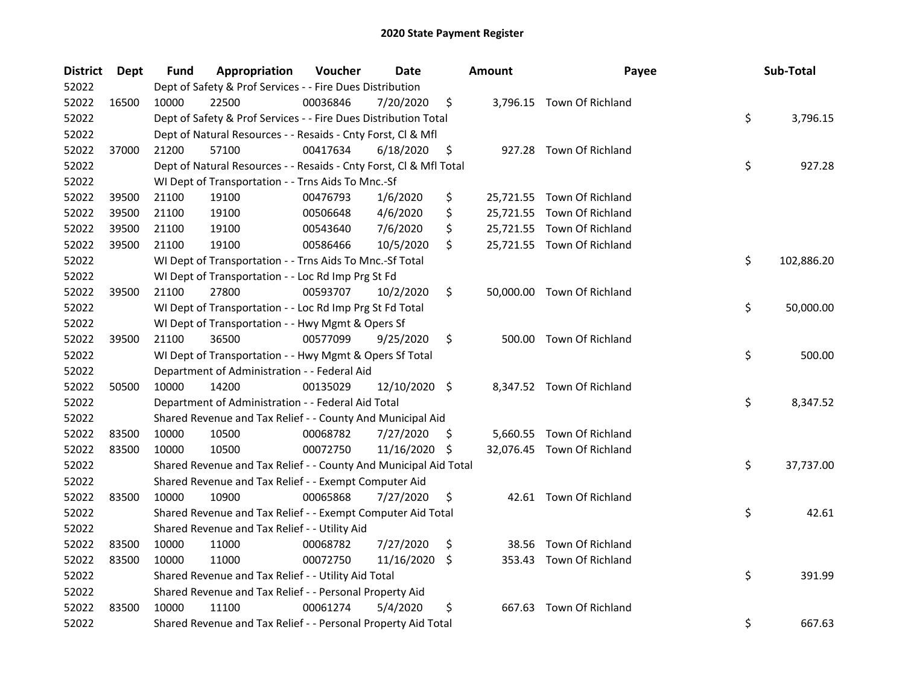# 2020 State Payment Register

| District | Dept | Fund | Appropriation | Voucher | Date | Amount | Payee | Sub-Total |
|---|---|---|---|---|---|---|---|---|
| 52022 | | Dept of Safety & Prof Services - - Fire Dues Distribution | | | | | | |
| 52022 | 16500 | 10000 | 22500 | 00036846 | 7/20/2020 | $ 3,796.15 | Town Of Richland | |
| 52022 | | Dept of Safety & Prof Services - - Fire Dues Distribution Total | | | | | | $ 3,796.15 |
| 52022 | | Dept of Natural Resources - - Resaids - Cnty Forst, Cl & Mfl | | | | | | |
| 52022 | 37000 | 21200 | 57100 | 00417634 | 6/18/2020 | $ 927.28 | Town Of Richland | |
| 52022 | | Dept of Natural Resources - - Resaids - Cnty Forst, Cl & Mfl Total | | | | | | $ 927.28 |
| 52022 | | WI Dept of Transportation - - Trns Aids To Mnc.-Sf | | | | | | |
| 52022 | 39500 | 21100 | 19100 | 00476793 | 1/6/2020 | $ 25,721.55 | Town Of Richland | |
| 52022 | 39500 | 21100 | 19100 | 00506648 | 4/6/2020 | $ 25,721.55 | Town Of Richland | |
| 52022 | 39500 | 21100 | 19100 | 00543640 | 7/6/2020 | $ 25,721.55 | Town Of Richland | |
| 52022 | 39500 | 21100 | 19100 | 00586466 | 10/5/2020 | $ 25,721.55 | Town Of Richland | |
| 52022 | | WI Dept of Transportation - - Trns Aids To Mnc.-Sf Total | | | | | | $ 102,886.20 |
| 52022 | | WI Dept of Transportation - - Loc Rd Imp Prg St Fd | | | | | | |
| 52022 | 39500 | 21100 | 27800 | 00593707 | 10/2/2020 | $ 50,000.00 | Town Of Richland | |
| 52022 | | WI Dept of Transportation - - Loc Rd Imp Prg St Fd Total | | | | | | $ 50,000.00 |
| 52022 | | WI Dept of Transportation - - Hwy Mgmt & Opers Sf | | | | | | |
| 52022 | 39500 | 21100 | 36500 | 00577099 | 9/25/2020 | $ 500.00 | Town Of Richland | |
| 52022 | | WI Dept of Transportation - - Hwy Mgmt & Opers Sf Total | | | | | | $ 500.00 |
| 52022 | | Department of Administration - - Federal Aid | | | | | | |
| 52022 | 50500 | 10000 | 14200 | 00135029 | 12/10/2020 | $ 8,347.52 | Town Of Richland | |
| 52022 | | Department of Administration - - Federal Aid Total | | | | | | $ 8,347.52 |
| 52022 | | Shared Revenue and Tax Relief - - County And Municipal Aid | | | | | | |
| 52022 | 83500 | 10000 | 10500 | 00068782 | 7/27/2020 | $ 5,660.55 | Town Of Richland | |
| 52022 | 83500 | 10000 | 10500 | 00072750 | 11/16/2020 | $ 32,076.45 | Town Of Richland | |
| 52022 | | Shared Revenue and Tax Relief - - County And Municipal Aid Total | | | | | | $ 37,737.00 |
| 52022 | | Shared Revenue and Tax Relief - - Exempt Computer Aid | | | | | | |
| 52022 | 83500 | 10000 | 10900 | 00065868 | 7/27/2020 | $ 42.61 | Town Of Richland | |
| 52022 | | Shared Revenue and Tax Relief - - Exempt Computer Aid Total | | | | | | $ 42.61 |
| 52022 | | Shared Revenue and Tax Relief - - Utility Aid | | | | | | |
| 52022 | 83500 | 10000 | 11000 | 00068782 | 7/27/2020 | $ 38.56 | Town Of Richland | |
| 52022 | 83500 | 10000 | 11000 | 00072750 | 11/16/2020 | $ 353.43 | Town Of Richland | |
| 52022 | | Shared Revenue and Tax Relief - - Utility Aid Total | | | | | | $ 391.99 |
| 52022 | | Shared Revenue and Tax Relief - - Personal Property Aid | | | | | | |
| 52022 | 83500 | 10000 | 11100 | 00061274 | 5/4/2020 | $ 667.63 | Town Of Richland | |
| 52022 | | Shared Revenue and Tax Relief - - Personal Property Aid Total | | | | | | $ 667.63 |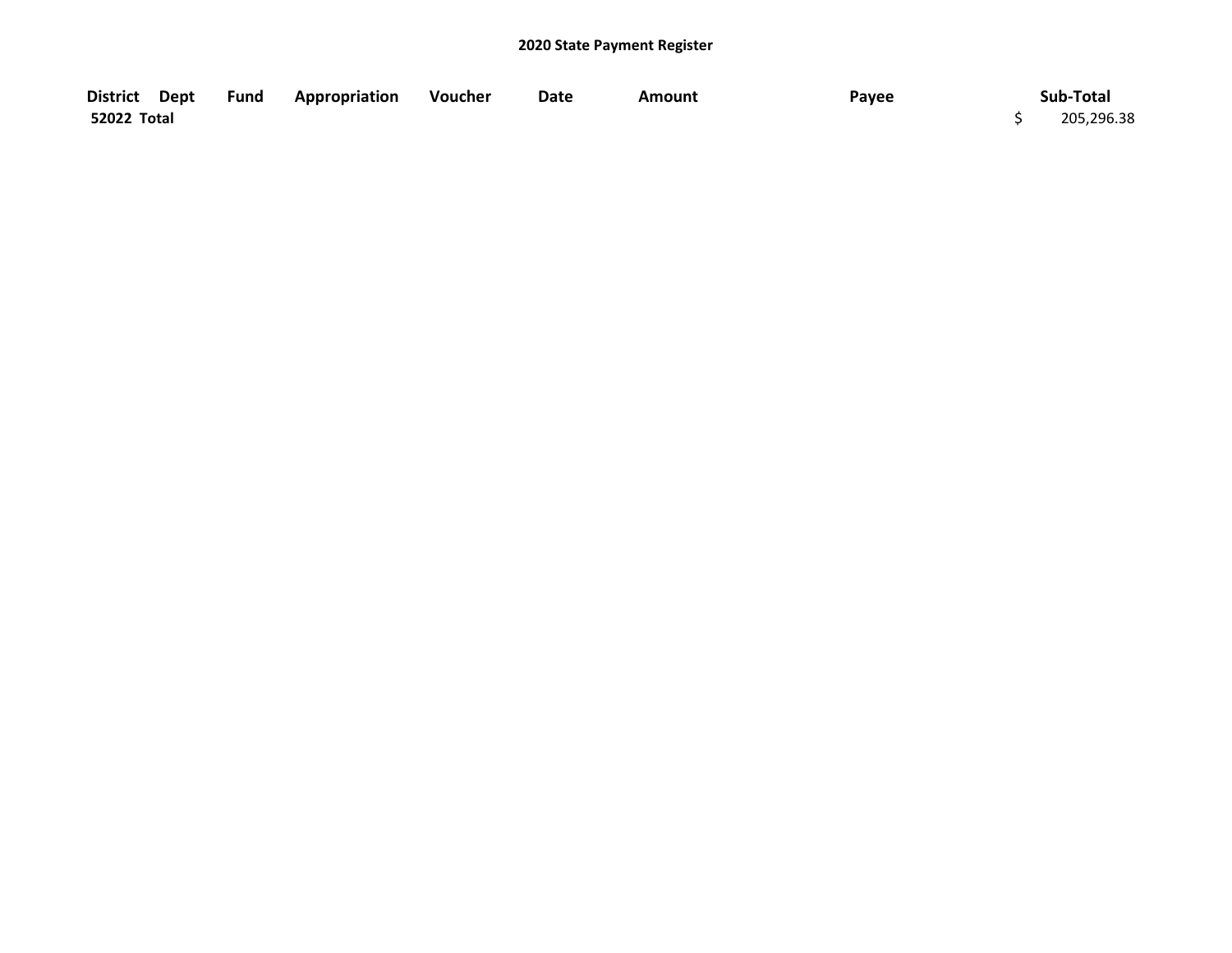## 2020 State Payment Register

| District | Dept | Fund | Appropriation | Voucher | Date | Amount | Payee | Sub-Total |
|---|---|---|---|---|---|---|---|---|
| 52022 Total | | | | | | | | $ 205,296.38 |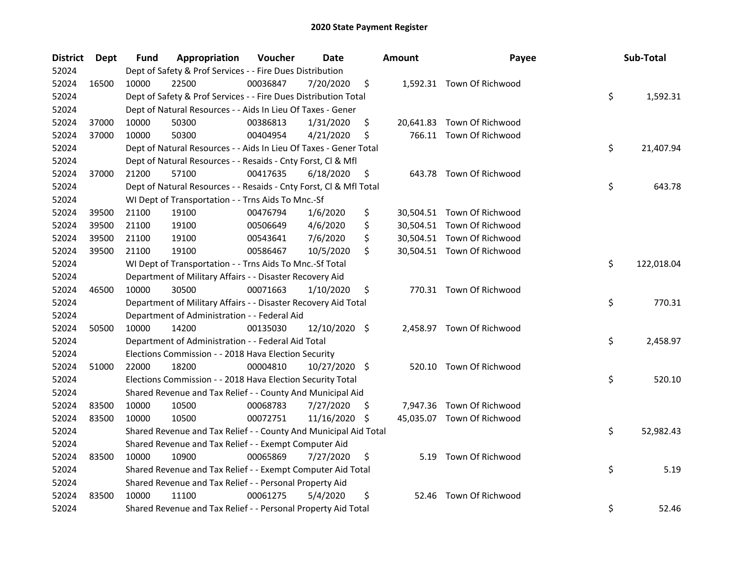# 2020 State Payment Register

| District | Dept | Fund | Appropriation | Voucher | Date | Amount | Payee | Sub-Total |
|---|---|---|---|---|---|---|---|---|
| 52024 | | Dept of Safety & Prof Services - - Fire Dues Distribution | | | | | | |
| 52024 | 16500 | 10000 | 22500 | 00036847 | 7/20/2020 | $ 1,592.31 | Town Of Richwood | |
| 52024 | | Dept of Safety & Prof Services - - Fire Dues Distribution Total | | | | | | $ 1,592.31 |
| 52024 | | Dept of Natural Resources - - Aids In Lieu Of Taxes - Gener | | | | | | |
| 52024 | 37000 | 10000 | 50300 | 00386813 | 1/31/2020 | $ 20,641.83 | Town Of Richwood | |
| 52024 | 37000 | 10000 | 50300 | 00404954 | 4/21/2020 | $ 766.11 | Town Of Richwood | |
| 52024 | | Dept of Natural Resources - - Aids In Lieu Of Taxes - Gener Total | | | | | | $ 21,407.94 |
| 52024 | | Dept of Natural Resources - - Resaids - Cnty Forst, Cl & Mfl | | | | | | |
| 52024 | 37000 | 21200 | 57100 | 00417635 | 6/18/2020 | $ 643.78 | Town Of Richwood | |
| 52024 | | Dept of Natural Resources - - Resaids - Cnty Forst, Cl & Mfl Total | | | | | | $ 643.78 |
| 52024 | | WI Dept of Transportation - - Trns Aids To Mnc.-Sf | | | | | | |
| 52024 | 39500 | 21100 | 19100 | 00476794 | 1/6/2020 | $ 30,504.51 | Town Of Richwood | |
| 52024 | 39500 | 21100 | 19100 | 00506649 | 4/6/2020 | $ 30,504.51 | Town Of Richwood | |
| 52024 | 39500 | 21100 | 19100 | 00543641 | 7/6/2020 | $ 30,504.51 | Town Of Richwood | |
| 52024 | 39500 | 21100 | 19100 | 00586467 | 10/5/2020 | $ 30,504.51 | Town Of Richwood | |
| 52024 | | WI Dept of Transportation - - Trns Aids To Mnc.-Sf Total | | | | | | $ 122,018.04 |
| 52024 | | Department of Military Affairs - - Disaster Recovery Aid | | | | | | |
| 52024 | 46500 | 10000 | 30500 | 00071663 | 1/10/2020 | $ 770.31 | Town Of Richwood | |
| 52024 | | Department of Military Affairs - - Disaster Recovery Aid Total | | | | | | $ 770.31 |
| 52024 | | Department of Administration - - Federal Aid | | | | | | |
| 52024 | 50500 | 10000 | 14200 | 00135030 | 12/10/2020 | $ 2,458.97 | Town Of Richwood | |
| 52024 | | Department of Administration - - Federal Aid Total | | | | | | $ 2,458.97 |
| 52024 | | Elections Commission - - 2018 Hava Election Security | | | | | | |
| 52024 | 51000 | 22000 | 18200 | 00004810 | 10/27/2020 | $ 520.10 | Town Of Richwood | |
| 52024 | | Elections Commission - - 2018 Hava Election Security Total | | | | | | $ 520.10 |
| 52024 | | Shared Revenue and Tax Relief - - County And Municipal Aid | | | | | | |
| 52024 | 83500 | 10000 | 10500 | 00068783 | 7/27/2020 | $ 7,947.36 | Town Of Richwood | |
| 52024 | 83500 | 10000 | 10500 | 00072751 | 11/16/2020 | $ 45,035.07 | Town Of Richwood | |
| 52024 | | Shared Revenue and Tax Relief - - County And Municipal Aid Total | | | | | | $ 52,982.43 |
| 52024 | | Shared Revenue and Tax Relief - - Exempt Computer Aid | | | | | | |
| 52024 | 83500 | 10000 | 10900 | 00065869 | 7/27/2020 | $ 5.19 | Town Of Richwood | |
| 52024 | | Shared Revenue and Tax Relief - - Exempt Computer Aid Total | | | | | | $ 5.19 |
| 52024 | | Shared Revenue and Tax Relief - - Personal Property Aid | | | | | | |
| 52024 | 83500 | 10000 | 11100 | 00061275 | 5/4/2020 | $ 52.46 | Town Of Richwood | |
| 52024 | | Shared Revenue and Tax Relief - - Personal Property Aid Total | | | | | | $ 52.46 |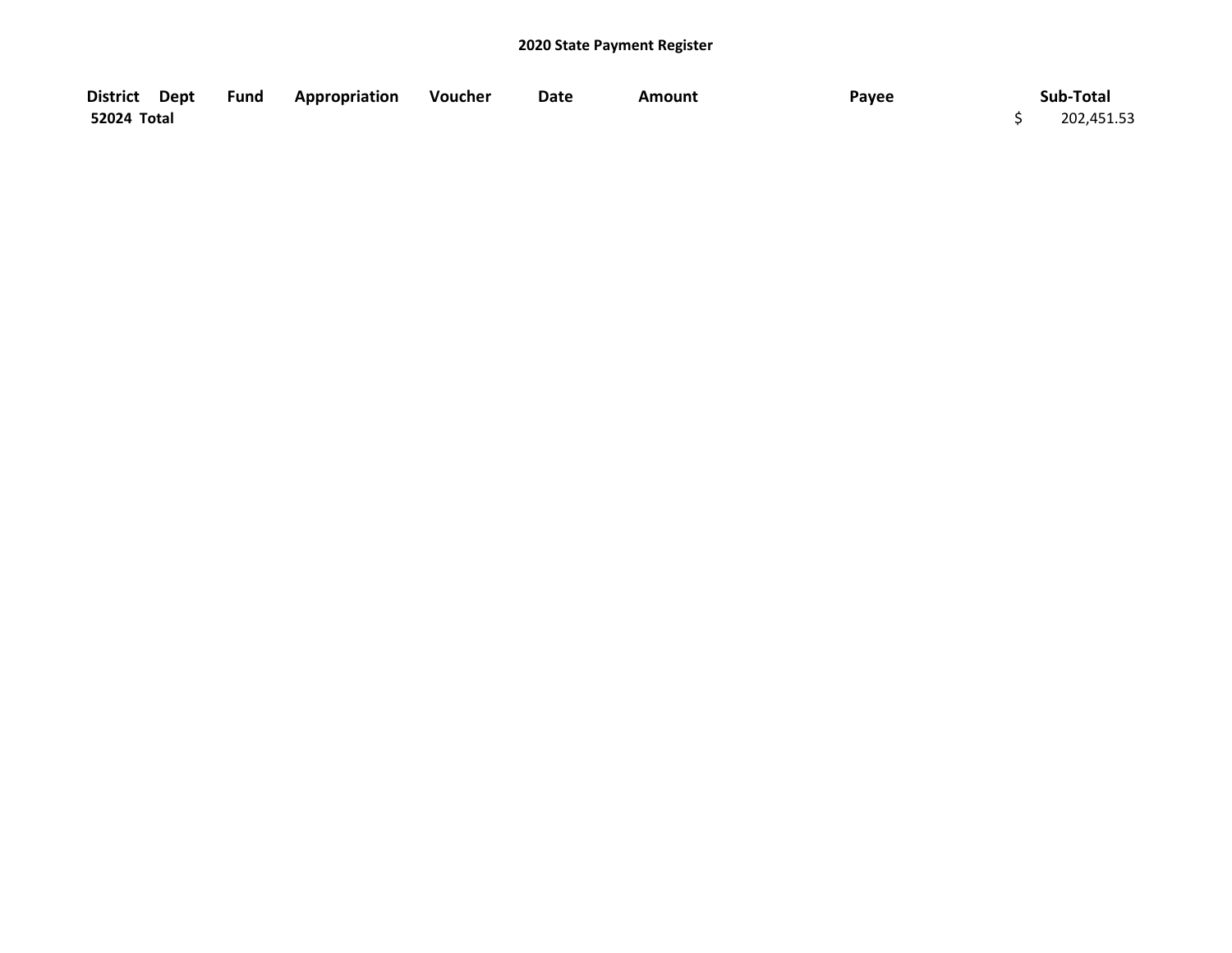**2020 State Payment Register**

| District | Dept | Fund | Appropriation | Voucher | Date | Amount | Payee | Sub-Total |
|---|---|---|---|---|---|---|---|---|
| **52024 Total** | | | | | | | | $ 202,451.53 |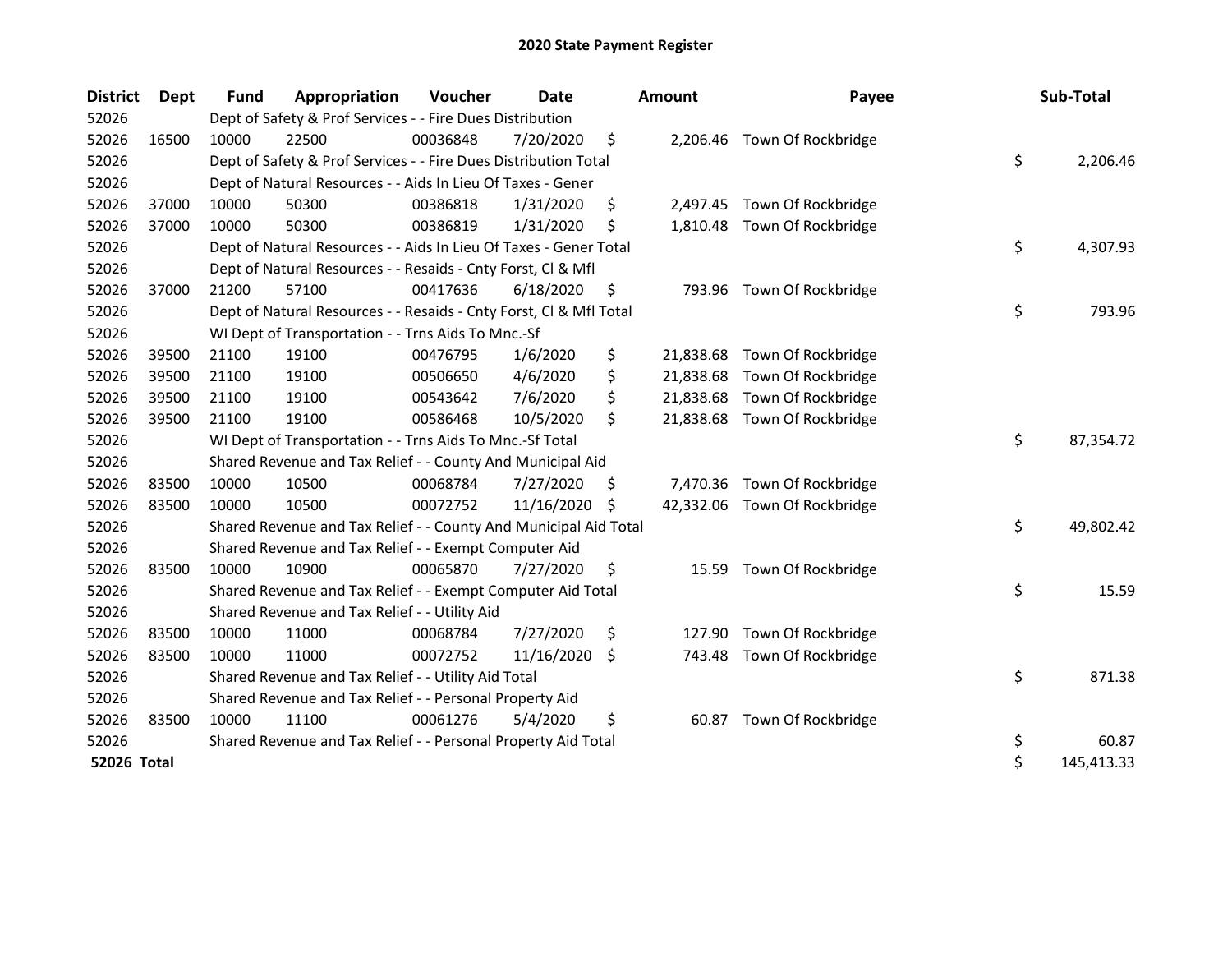# 2020 State Payment Register

| District | Dept | Fund | Appropriation | Voucher | Date | Amount | Payee | Sub-Total |
|---|---|---|---|---|---|---|---|---|
| 52026 | | Dept of Safety & Prof Services - - Fire Dues Distribution | | | | | | |
| 52026 | 16500 | 10000 | 22500 | 00036848 | 7/20/2020 | $ 2,206.46 | Town Of Rockbridge | |
| 52026 | | Dept of Safety & Prof Services - - Fire Dues Distribution Total | | | | | | $ 2,206.46 |
| 52026 | | Dept of Natural Resources - - Aids In Lieu Of Taxes - Gener | | | | | | |
| 52026 | 37000 | 10000 | 50300 | 00386818 | 1/31/2020 | $ 2,497.45 | Town Of Rockbridge | |
| 52026 | 37000 | 10000 | 50300 | 00386819 | 1/31/2020 | $ 1,810.48 | Town Of Rockbridge | |
| 52026 | | Dept of Natural Resources - - Aids In Lieu Of Taxes - Gener Total | | | | | | $ 4,307.93 |
| 52026 | | Dept of Natural Resources - - Resaids - Cnty Forst, Cl & Mfl | | | | | | |
| 52026 | 37000 | 21200 | 57100 | 00417636 | 6/18/2020 | $ 793.96 | Town Of Rockbridge | |
| 52026 | | Dept of Natural Resources - - Resaids - Cnty Forst, Cl & Mfl Total | | | | | | $ 793.96 |
| 52026 | | WI Dept of Transportation - - Trns Aids To Mnc.-Sf | | | | | | |
| 52026 | 39500 | 21100 | 19100 | 00476795 | 1/6/2020 | $ 21,838.68 | Town Of Rockbridge | |
| 52026 | 39500 | 21100 | 19100 | 00506650 | 4/6/2020 | $ 21,838.68 | Town Of Rockbridge | |
| 52026 | 39500 | 21100 | 19100 | 00543642 | 7/6/2020 | $ 21,838.68 | Town Of Rockbridge | |
| 52026 | 39500 | 21100 | 19100 | 00586468 | 10/5/2020 | $ 21,838.68 | Town Of Rockbridge | |
| 52026 | | WI Dept of Transportation - - Trns Aids To Mnc.-Sf Total | | | | | | $ 87,354.72 |
| 52026 | | Shared Revenue and Tax Relief - - County And Municipal Aid | | | | | | |
| 52026 | 83500 | 10000 | 10500 | 00068784 | 7/27/2020 | $ 7,470.36 | Town Of Rockbridge | |
| 52026 | 83500 | 10000 | 10500 | 00072752 | 11/16/2020 | $ 42,332.06 | Town Of Rockbridge | |
| 52026 | | Shared Revenue and Tax Relief - - County And Municipal Aid Total | | | | | | $ 49,802.42 |
| 52026 | | Shared Revenue and Tax Relief - - Exempt Computer Aid | | | | | | |
| 52026 | 83500 | 10000 | 10900 | 00065870 | 7/27/2020 | $ 15.59 | Town Of Rockbridge | |
| 52026 | | Shared Revenue and Tax Relief - - Exempt Computer Aid Total | | | | | | $ 15.59 |
| 52026 | | Shared Revenue and Tax Relief - - Utility Aid | | | | | | |
| 52026 | 83500 | 10000 | 11000 | 00068784 | 7/27/2020 | $ 127.90 | Town Of Rockbridge | |
| 52026 | 83500 | 10000 | 11000 | 00072752 | 11/16/2020 | $ 743.48 | Town Of Rockbridge | |
| 52026 | | Shared Revenue and Tax Relief - - Utility Aid Total | | | | | | $ 871.38 |
| 52026 | | Shared Revenue and Tax Relief - - Personal Property Aid | | | | | | |
| 52026 | 83500 | 10000 | 11100 | 00061276 | 5/4/2020 | $ 60.87 | Town Of Rockbridge | |
| 52026 | | Shared Revenue and Tax Relief - - Personal Property Aid Total | | | | | | $ 60.87 |
| **52026 Total** | | | | | | | | $ 145,413.33 |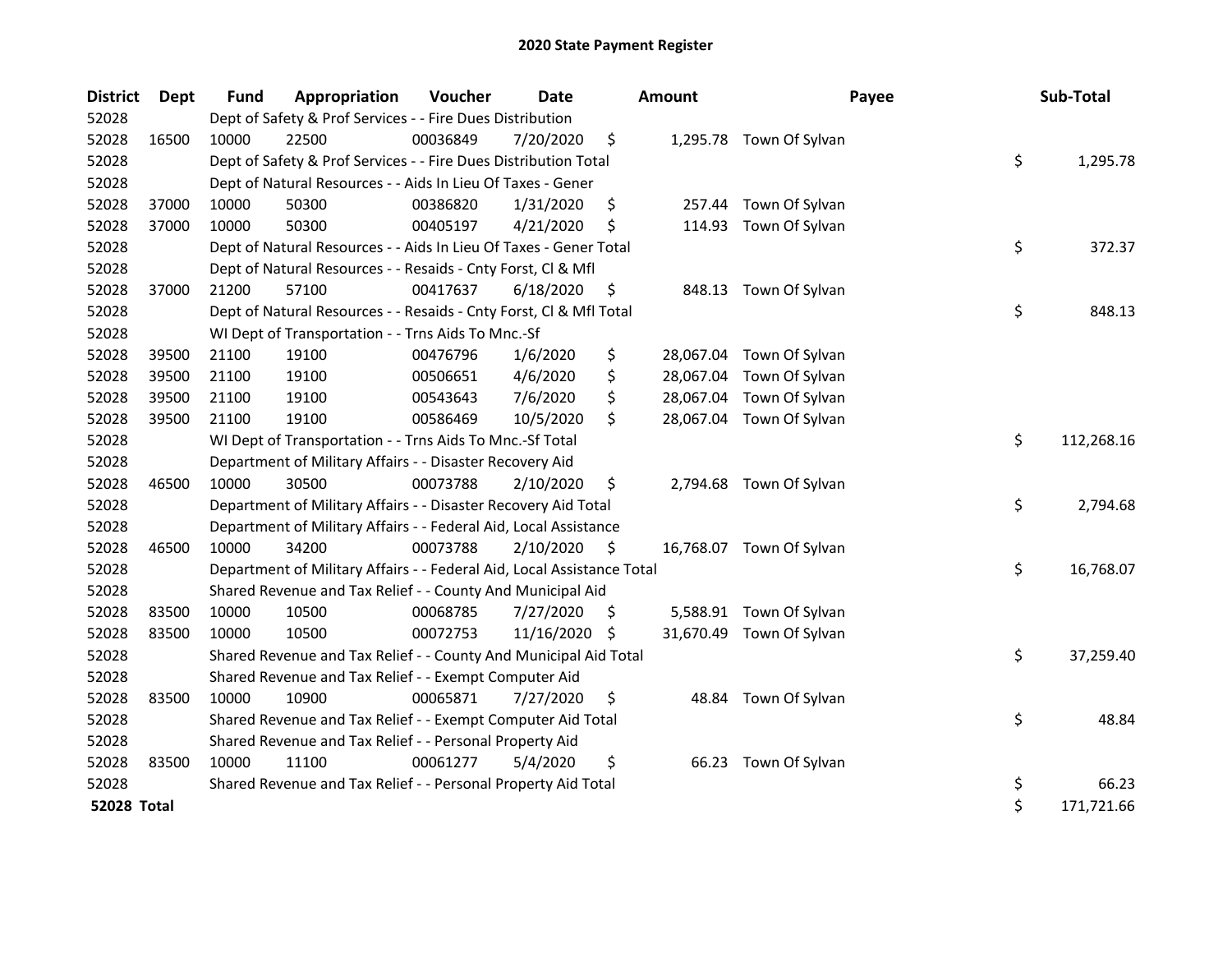# 2020 State Payment Register

| District | Dept | Fund | Appropriation | Voucher | Date | Amount | Payee | Sub-Total |
|---|---|---|---|---|---|---|---|---|
| 52028 | | Dept of Safety & Prof Services - - Fire Dues Distribution | | | | | | |
| 52028 | 16500 | 10000 | 22500 | 00036849 | 7/20/2020 | $ 1,295.78 | Town Of Sylvan | |
| 52028 | | Dept of Safety & Prof Services - - Fire Dues Distribution Total | | | | | | $ 1,295.78 |
| 52028 | | Dept of Natural Resources - - Aids In Lieu Of Taxes - Gener | | | | | | |
| 52028 | 37000 | 10000 | 50300 | 00386820 | 1/31/2020 | $ 257.44 | Town Of Sylvan | |
| 52028 | 37000 | 10000 | 50300 | 00405197 | 4/21/2020 | $ 114.93 | Town Of Sylvan | |
| 52028 | | Dept of Natural Resources - - Aids In Lieu Of Taxes - Gener Total | | | | | | $ 372.37 |
| 52028 | | Dept of Natural Resources - - Resaids - Cnty Forst, Cl & Mfl | | | | | | |
| 52028 | 37000 | 21200 | 57100 | 00417637 | 6/18/2020 | $ 848.13 | Town Of Sylvan | |
| 52028 | | Dept of Natural Resources - - Resaids - Cnty Forst, Cl & Mfl Total | | | | | | $ 848.13 |
| 52028 | | WI Dept of Transportation - - Trns Aids To Mnc.-Sf | | | | | | |
| 52028 | 39500 | 21100 | 19100 | 00476796 | 1/6/2020 | $ 28,067.04 | Town Of Sylvan | |
| 52028 | 39500 | 21100 | 19100 | 00506651 | 4/6/2020 | $ 28,067.04 | Town Of Sylvan | |
| 52028 | 39500 | 21100 | 19100 | 00543643 | 7/6/2020 | $ 28,067.04 | Town Of Sylvan | |
| 52028 | 39500 | 21100 | 19100 | 00586469 | 10/5/2020 | $ 28,067.04 | Town Of Sylvan | |
| 52028 | | WI Dept of Transportation - - Trns Aids To Mnc.-Sf Total | | | | | | $ 112,268.16 |
| 52028 | | Department of Military Affairs - - Disaster Recovery Aid | | | | | | |
| 52028 | 46500 | 10000 | 30500 | 00073788 | 2/10/2020 | $ 2,794.68 | Town Of Sylvan | |
| 52028 | | Department of Military Affairs - - Disaster Recovery Aid Total | | | | | | $ 2,794.68 |
| 52028 | | Department of Military Affairs - - Federal Aid, Local Assistance | | | | | | |
| 52028 | 46500 | 10000 | 34200 | 00073788 | 2/10/2020 | $ 16,768.07 | Town Of Sylvan | |
| 52028 | | Department of Military Affairs - - Federal Aid, Local Assistance Total | | | | | | $ 16,768.07 |
| 52028 | | Shared Revenue and Tax Relief - - County And Municipal Aid | | | | | | |
| 52028 | 83500 | 10000 | 10500 | 00068785 | 7/27/2020 | $ 5,588.91 | Town Of Sylvan | |
| 52028 | 83500 | 10000 | 10500 | 00072753 | 11/16/2020 | $ 31,670.49 | Town Of Sylvan | |
| 52028 | | Shared Revenue and Tax Relief - - County And Municipal Aid Total | | | | | | $ 37,259.40 |
| 52028 | | Shared Revenue and Tax Relief - - Exempt Computer Aid | | | | | | |
| 52028 | 83500 | 10000 | 10900 | 00065871 | 7/27/2020 | $ 48.84 | Town Of Sylvan | |
| 52028 | | Shared Revenue and Tax Relief - - Exempt Computer Aid Total | | | | | | $ 48.84 |
| 52028 | | Shared Revenue and Tax Relief - - Personal Property Aid | | | | | | |
| 52028 | 83500 | 10000 | 11100 | 00061277 | 5/4/2020 | $ 66.23 | Town Of Sylvan | |
| 52028 | | Shared Revenue and Tax Relief - - Personal Property Aid Total | | | | | | $ 66.23 |
| **52028 Total** | | | | | | | | $ 171,721.66 |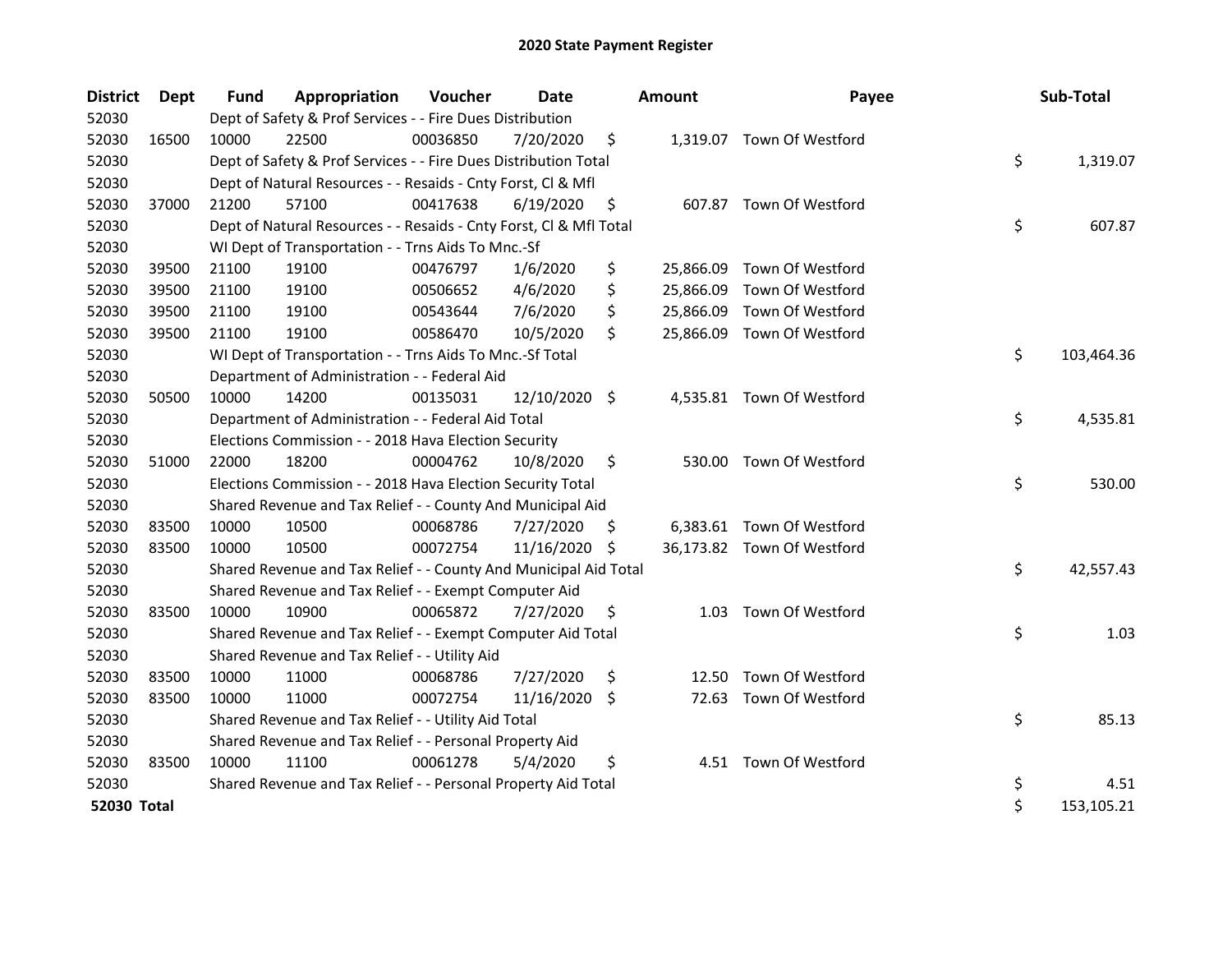# 2020 State Payment Register

| District | Dept | Fund | Appropriation | Voucher | Date | Amount | Payee | Sub-Total |
|---|---|---|---|---|---|---|---|---|
| 52030 | | Dept of Safety & Prof Services - - Fire Dues Distribution | | | | | | |
| 52030 | 16500 | 10000 | 22500 | 00036850 | 7/20/2020 | $ 1,319.07 | Town Of Westford | |
| 52030 | | Dept of Safety & Prof Services - - Fire Dues Distribution Total | | | | | | $ 1,319.07 |
| 52030 | | Dept of Natural Resources - - Resaids - Cnty Forst, Cl & Mfl | | | | | | |
| 52030 | 37000 | 21200 | 57100 | 00417638 | 6/19/2020 | $ 607.87 | Town Of Westford | |
| 52030 | | Dept of Natural Resources - - Resaids - Cnty Forst, Cl & Mfl Total | | | | | | $ 607.87 |
| 52030 | | WI Dept of Transportation - - Trns Aids To Mnc.-Sf | | | | | | |
| 52030 | 39500 | 21100 | 19100 | 00476797 | 1/6/2020 | $ 25,866.09 | Town Of Westford | |
| 52030 | 39500 | 21100 | 19100 | 00506652 | 4/6/2020 | $ 25,866.09 | Town Of Westford | |
| 52030 | 39500 | 21100 | 19100 | 00543644 | 7/6/2020 | $ 25,866.09 | Town Of Westford | |
| 52030 | 39500 | 21100 | 19100 | 00586470 | 10/5/2020 | $ 25,866.09 | Town Of Westford | |
| 52030 | | WI Dept of Transportation - - Trns Aids To Mnc.-Sf Total | | | | | | $ 103,464.36 |
| 52030 | | Department of Administration - - Federal Aid | | | | | | |
| 52030 | 50500 | 10000 | 14200 | 00135031 | 12/10/2020 | $ 4,535.81 | Town Of Westford | |
| 52030 | | Department of Administration - - Federal Aid Total | | | | | | $ 4,535.81 |
| 52030 | | Elections Commission - - 2018 Hava Election Security | | | | | | |
| 52030 | 51000 | 22000 | 18200 | 00004762 | 10/8/2020 | $ 530.00 | Town Of Westford | |
| 52030 | | Elections Commission - - 2018 Hava Election Security Total | | | | | | $ 530.00 |
| 52030 | | Shared Revenue and Tax Relief - - County And Municipal Aid | | | | | | |
| 52030 | 83500 | 10000 | 10500 | 00068786 | 7/27/2020 | $ 6,383.61 | Town Of Westford | |
| 52030 | 83500 | 10000 | 10500 | 00072754 | 11/16/2020 | $ 36,173.82 | Town Of Westford | |
| 52030 | | Shared Revenue and Tax Relief - - County And Municipal Aid Total | | | | | | $ 42,557.43 |
| 52030 | | Shared Revenue and Tax Relief - - Exempt Computer Aid | | | | | | |
| 52030 | 83500 | 10000 | 10900 | 00065872 | 7/27/2020 | $ 1.03 | Town Of Westford | |
| 52030 | | Shared Revenue and Tax Relief - - Exempt Computer Aid Total | | | | | | $ 1.03 |
| 52030 | | Shared Revenue and Tax Relief - - Utility Aid | | | | | | |
| 52030 | 83500 | 10000 | 11000 | 00068786 | 7/27/2020 | $ 12.50 | Town Of Westford | |
| 52030 | 83500 | 10000 | 11000 | 00072754 | 11/16/2020 | $ 72.63 | Town Of Westford | |
| 52030 | | Shared Revenue and Tax Relief - - Utility Aid Total | | | | | | $ 85.13 |
| 52030 | | Shared Revenue and Tax Relief - - Personal Property Aid | | | | | | |
| 52030 | 83500 | 10000 | 11100 | 00061278 | 5/4/2020 | $ 4.51 | Town Of Westford | |
| 52030 | | Shared Revenue and Tax Relief - - Personal Property Aid Total | | | | | | $ 4.51 |
| **52030 Total** | | | | | | | | $ 153,105.21 |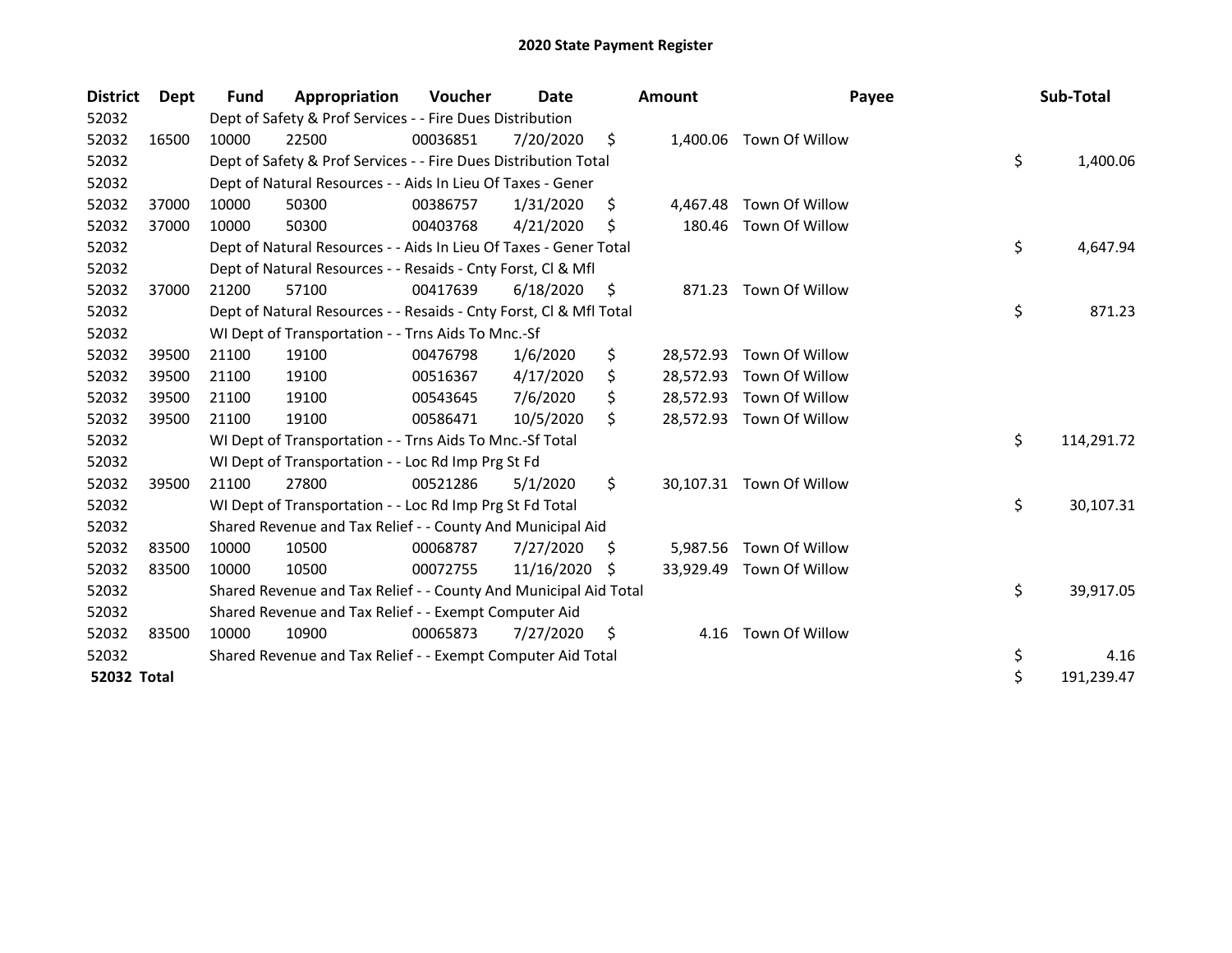# 2020 State Payment Register

| District | Dept | Fund | Appropriation | Voucher | Date | Amount | Payee | Sub-Total |
|---|---|---|---|---|---|---|---|---|
| 52032 | | Dept of Safety & Prof Services - - Fire Dues Distribution | | | | | | |
| 52032 | 16500 | 10000 | 22500 | 00036851 | 7/20/2020 | $ 1,400.06 | Town Of Willow | |
| 52032 | | Dept of Safety & Prof Services - - Fire Dues Distribution Total | | | | | | $ 1,400.06 |
| 52032 | | Dept of Natural Resources - - Aids In Lieu Of Taxes - Gener | | | | | | |
| 52032 | 37000 | 10000 | 50300 | 00386757 | 1/31/2020 | $ 4,467.48 | Town Of Willow | |
| 52032 | 37000 | 10000 | 50300 | 00403768 | 4/21/2020 | $ 180.46 | Town Of Willow | |
| 52032 | | Dept of Natural Resources - - Aids In Lieu Of Taxes - Gener Total | | | | | | $ 4,647.94 |
| 52032 | | Dept of Natural Resources - - Resaids - Cnty Forst, Cl & Mfl | | | | | | |
| 52032 | 37000 | 21200 | 57100 | 00417639 | 6/18/2020 | $ 871.23 | Town Of Willow | |
| 52032 | | Dept of Natural Resources - - Resaids - Cnty Forst, Cl & Mfl Total | | | | | | $ 871.23 |
| 52032 | | WI Dept of Transportation - - Trns Aids To Mnc.-Sf | | | | | | |
| 52032 | 39500 | 21100 | 19100 | 00476798 | 1/6/2020 | $ 28,572.93 | Town Of Willow | |
| 52032 | 39500 | 21100 | 19100 | 00516367 | 4/17/2020 | $ 28,572.93 | Town Of Willow | |
| 52032 | 39500 | 21100 | 19100 | 00543645 | 7/6/2020 | $ 28,572.93 | Town Of Willow | |
| 52032 | 39500 | 21100 | 19100 | 00586471 | 10/5/2020 | $ 28,572.93 | Town Of Willow | |
| 52032 | | WI Dept of Transportation - - Trns Aids To Mnc.-Sf Total | | | | | | $ 114,291.72 |
| 52032 | | WI Dept of Transportation - - Loc Rd Imp Prg St Fd | | | | | | |
| 52032 | 39500 | 21100 | 27800 | 00521286 | 5/1/2020 | $ 30,107.31 | Town Of Willow | |
| 52032 | | WI Dept of Transportation - - Loc Rd Imp Prg St Fd Total | | | | | | $ 30,107.31 |
| 52032 | | Shared Revenue and Tax Relief - - County And Municipal Aid | | | | | | |
| 52032 | 83500 | 10000 | 10500 | 00068787 | 7/27/2020 | $ 5,987.56 | Town Of Willow | |
| 52032 | 83500 | 10000 | 10500 | 00072755 | 11/16/2020 | $ 33,929.49 | Town Of Willow | |
| 52032 | | Shared Revenue and Tax Relief - - County And Municipal Aid Total | | | | | | $ 39,917.05 |
| 52032 | | Shared Revenue and Tax Relief - - Exempt Computer Aid | | | | | | |
| 52032 | 83500 | 10000 | 10900 | 00065873 | 7/27/2020 | $ 4.16 | Town Of Willow | |
| 52032 | | Shared Revenue and Tax Relief - - Exempt Computer Aid Total | | | | | | $ 4.16 |
| **52032 Total** | | | | | | | | $ 191,239.47 |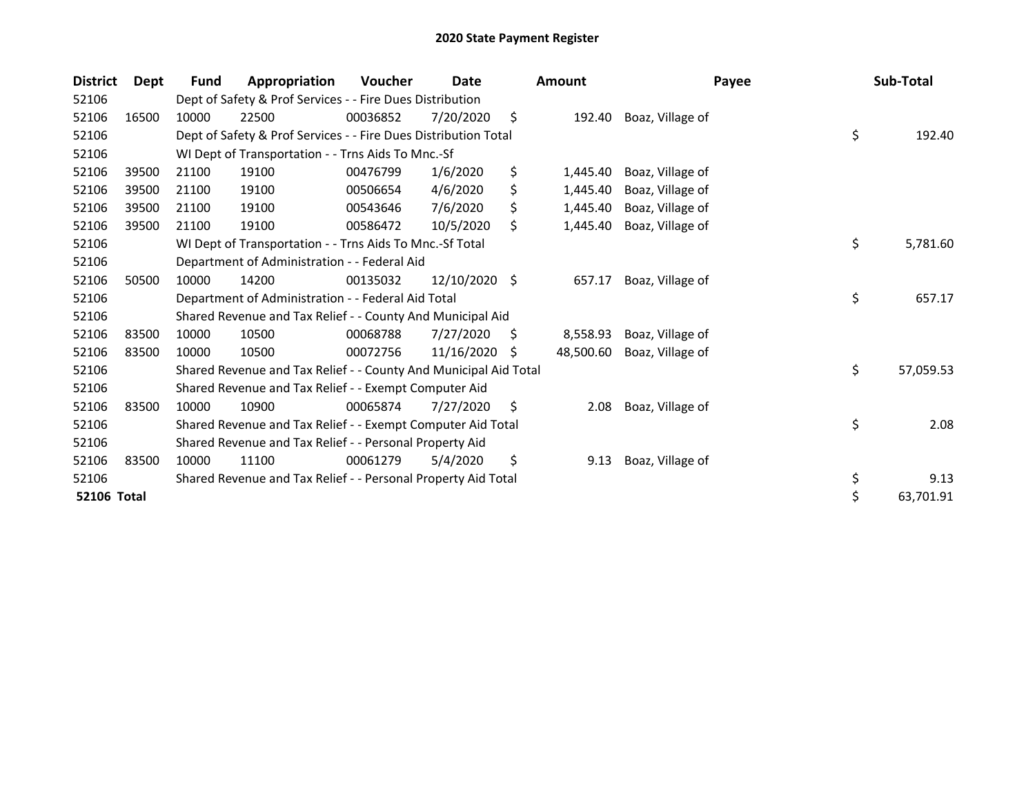# 2020 State Payment Register

| District | Dept | Fund | Appropriation | Voucher | Date | Amount | Payee | Sub-Total |
|---|---|---|---|---|---|---|---|---|
| 52106 | | Dept of Safety & Prof Services - - Fire Dues Distribution | | | | | | |
| 52106 | 16500 | 10000 | 22500 | 00036852 | 7/20/2020 | $ 192.40 | Boaz, Village of | |
| 52106 | | Dept of Safety & Prof Services - - Fire Dues Distribution Total | | | | | | $ 192.40 |
| 52106 | | WI Dept of Transportation - - Trns Aids To Mnc.-Sf | | | | | | |
| 52106 | 39500 | 21100 | 19100 | 00476799 | 1/6/2020 | $ 1,445.40 | Boaz, Village of | |
| 52106 | 39500 | 21100 | 19100 | 00506654 | 4/6/2020 | $ 1,445.40 | Boaz, Village of | |
| 52106 | 39500 | 21100 | 19100 | 00543646 | 7/6/2020 | $ 1,445.40 | Boaz, Village of | |
| 52106 | 39500 | 21100 | 19100 | 00586472 | 10/5/2020 | $ 1,445.40 | Boaz, Village of | |
| 52106 | | WI Dept of Transportation - - Trns Aids To Mnc.-Sf Total | | | | | | $ 5,781.60 |
| 52106 | | Department of Administration - - Federal Aid | | | | | | |
| 52106 | 50500 | 10000 | 14200 | 00135032 | 12/10/2020 | $ 657.17 | Boaz, Village of | |
| 52106 | | Department of Administration - - Federal Aid Total | | | | | | $ 657.17 |
| 52106 | | Shared Revenue and Tax Relief - - County And Municipal Aid | | | | | | |
| 52106 | 83500 | 10000 | 10500 | 00068788 | 7/27/2020 | $ 8,558.93 | Boaz, Village of | |
| 52106 | 83500 | 10000 | 10500 | 00072756 | 11/16/2020 | $ 48,500.60 | Boaz, Village of | |
| 52106 | | Shared Revenue and Tax Relief - - County And Municipal Aid Total | | | | | | $ 57,059.53 |
| 52106 | | Shared Revenue and Tax Relief - - Exempt Computer Aid | | | | | | |
| 52106 | 83500 | 10000 | 10900 | 00065874 | 7/27/2020 | $ 2.08 | Boaz, Village of | |
| 52106 | | Shared Revenue and Tax Relief - - Exempt Computer Aid Total | | | | | | $ 2.08 |
| 52106 | | Shared Revenue and Tax Relief - - Personal Property Aid | | | | | | |
| 52106 | 83500 | 10000 | 11100 | 00061279 | 5/4/2020 | $ 9.13 | Boaz, Village of | |
| 52106 | | Shared Revenue and Tax Relief - - Personal Property Aid Total | | | | | | $ 9.13 |
| **52106 Total** | | | | | | | | $ 63,701.91 |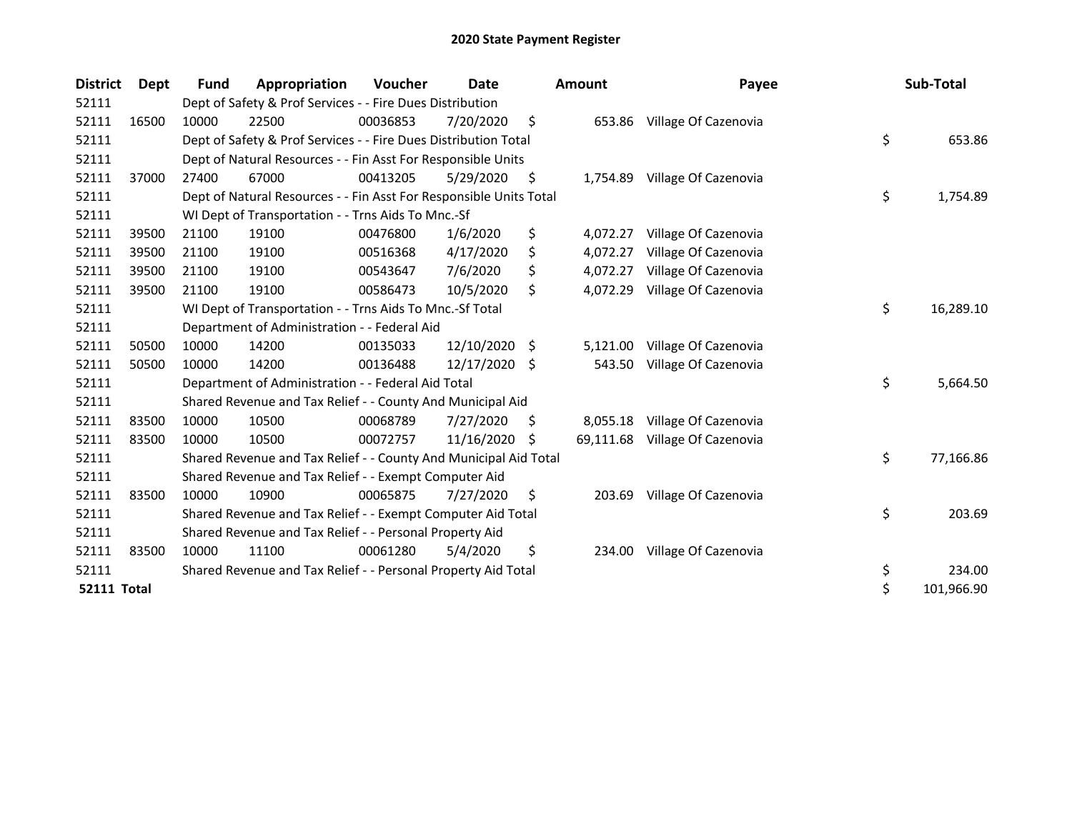# 2020 State Payment Register

| District | Dept | Fund | Appropriation | Voucher | Date | Amount | Payee | Sub-Total |
|---|---|---|---|---|---|---|---|---|
| 52111 | | Dept of Safety & Prof Services - - Fire Dues Distribution | | | | | | |
| 52111 | 16500 | 10000 | 22500 | 00036853 | 7/20/2020 | $ 653.86 | Village Of Cazenovia | |
| 52111 | | Dept of Safety & Prof Services - - Fire Dues Distribution Total | | | | | | $ 653.86 |
| 52111 | | Dept of Natural Resources - - Fin Asst For Responsible Units | | | | | | |
| 52111 | 37000 | 27400 | 67000 | 00413205 | 5/29/2020 | $ 1,754.89 | Village Of Cazenovia | |
| 52111 | | Dept of Natural Resources - - Fin Asst For Responsible Units Total | | | | | | $ 1,754.89 |
| 52111 | | WI Dept of Transportation - - Trns Aids To Mnc.-Sf | | | | | | |
| 52111 | 39500 | 21100 | 19100 | 00476800 | 1/6/2020 | $ 4,072.27 | Village Of Cazenovia | |
| 52111 | 39500 | 21100 | 19100 | 00516368 | 4/17/2020 | $ 4,072.27 | Village Of Cazenovia | |
| 52111 | 39500 | 21100 | 19100 | 00543647 | 7/6/2020 | $ 4,072.27 | Village Of Cazenovia | |
| 52111 | 39500 | 21100 | 19100 | 00586473 | 10/5/2020 | $ 4,072.29 | Village Of Cazenovia | |
| 52111 | | WI Dept of Transportation - - Trns Aids To Mnc.-Sf Total | | | | | | $ 16,289.10 |
| 52111 | | Department of Administration - - Federal Aid | | | | | | |
| 52111 | 50500 | 10000 | 14200 | 00135033 | 12/10/2020 | $ 5,121.00 | Village Of Cazenovia | |
| 52111 | 50500 | 10000 | 14200 | 00136488 | 12/17/2020 | $ 543.50 | Village Of Cazenovia | |
| 52111 | | Department of Administration - - Federal Aid Total | | | | | | $ 5,664.50 |
| 52111 | | Shared Revenue and Tax Relief - - County And Municipal Aid | | | | | | |
| 52111 | 83500 | 10000 | 10500 | 00068789 | 7/27/2020 | $ 8,055.18 | Village Of Cazenovia | |
| 52111 | 83500 | 10000 | 10500 | 00072757 | 11/16/2020 | $ 69,111.68 | Village Of Cazenovia | |
| 52111 | | Shared Revenue and Tax Relief - - County And Municipal Aid Total | | | | | | $ 77,166.86 |
| 52111 | | Shared Revenue and Tax Relief - - Exempt Computer Aid | | | | | | |
| 52111 | 83500 | 10000 | 10900 | 00065875 | 7/27/2020 | $ 203.69 | Village Of Cazenovia | |
| 52111 | | Shared Revenue and Tax Relief - - Exempt Computer Aid Total | | | | | | $ 203.69 |
| 52111 | | Shared Revenue and Tax Relief - - Personal Property Aid | | | | | | |
| 52111 | 83500 | 10000 | 11100 | 00061280 | 5/4/2020 | $ 234.00 | Village Of Cazenovia | |
| 52111 | | Shared Revenue and Tax Relief - - Personal Property Aid Total | | | | | | $ 234.00 |
| **52111 Total** | | | | | | | | $ 101,966.90 |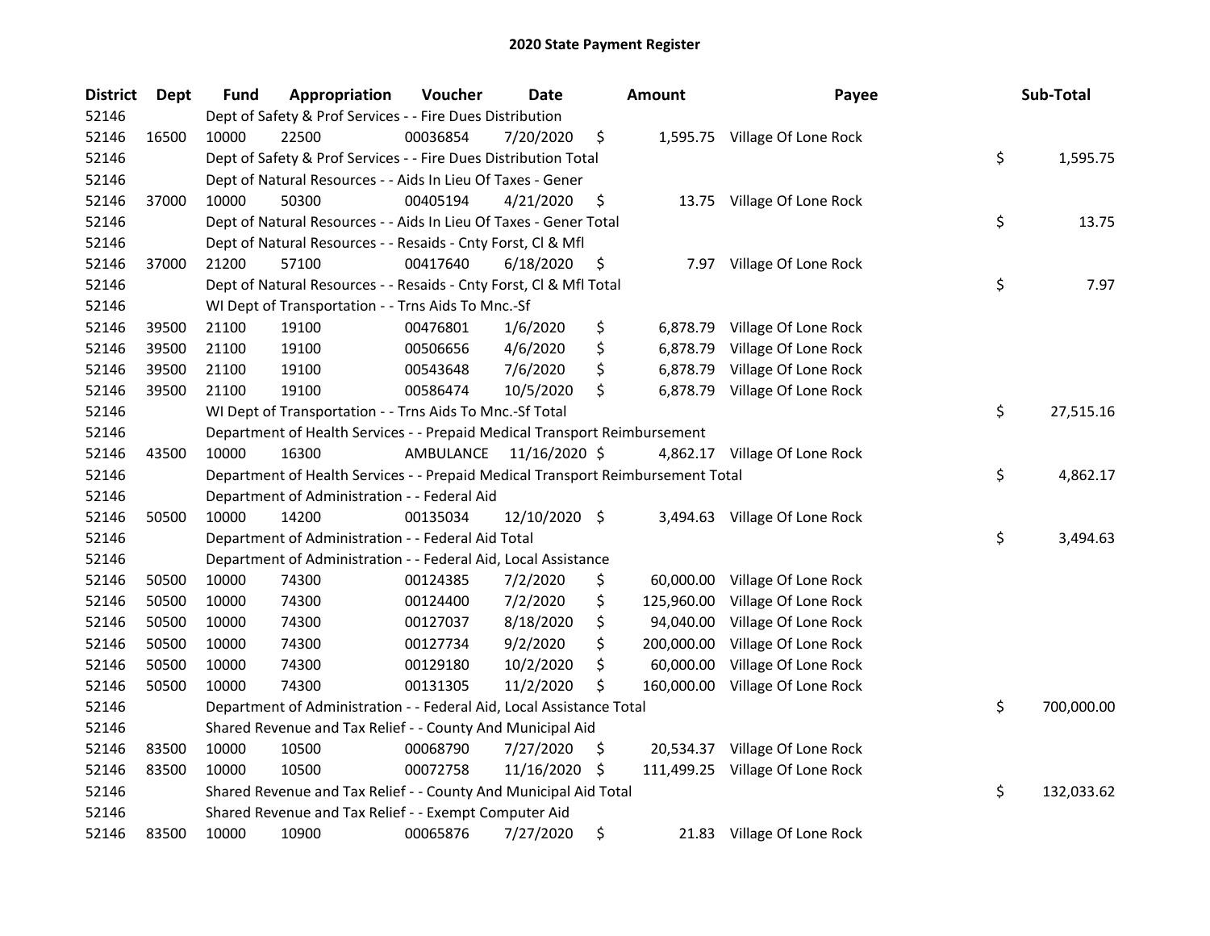## 2020 State Payment Register

| District | Dept | Fund | Appropriation | Voucher | Date | Amount | Payee | Sub-Total |
|---|---|---|---|---|---|---|---|---|
| 52146 | | Dept of Safety & Prof Services - - Fire Dues Distribution | | | | | | |
| 52146 | 16500 | 10000 | 22500 | 00036854 | 7/20/2020 | $ 1,595.75 | Village Of Lone Rock | |
| 52146 | | Dept of Safety & Prof Services - - Fire Dues Distribution Total | | | | | | $ 1,595.75 |
| 52146 | | Dept of Natural Resources - - Aids In Lieu Of Taxes - Gener | | | | | | |
| 52146 | 37000 | 10000 | 50300 | 00405194 | 4/21/2020 | $ 13.75 | Village Of Lone Rock | |
| 52146 | | Dept of Natural Resources - - Aids In Lieu Of Taxes - Gener Total | | | | | | $ 13.75 |
| 52146 | | Dept of Natural Resources - - Resaids - Cnty Forst, Cl & Mfl | | | | | | |
| 52146 | 37000 | 21200 | 57100 | 00417640 | 6/18/2020 | $ 7.97 | Village Of Lone Rock | |
| 52146 | | Dept of Natural Resources - - Resaids - Cnty Forst, Cl & Mfl Total | | | | | | $ 7.97 |
| 52146 | | WI Dept of Transportation - - Trns Aids To Mnc.-Sf | | | | | | |
| 52146 | 39500 | 21100 | 19100 | 00476801 | 1/6/2020 | $ 6,878.79 | Village Of Lone Rock | |
| 52146 | 39500 | 21100 | 19100 | 00506656 | 4/6/2020 | $ 6,878.79 | Village Of Lone Rock | |
| 52146 | 39500 | 21100 | 19100 | 00543648 | 7/6/2020 | $ 6,878.79 | Village Of Lone Rock | |
| 52146 | 39500 | 21100 | 19100 | 00586474 | 10/5/2020 | $ 6,878.79 | Village Of Lone Rock | |
| 52146 | | WI Dept of Transportation - - Trns Aids To Mnc.-Sf Total | | | | | | $ 27,515.16 |
| 52146 | | Department of Health Services - - Prepaid Medical Transport Reimbursement | | | | | | |
| 52146 | 43500 | 10000 | 16300 | AMBULANCE | 11/16/2020 | $ 4,862.17 | Village Of Lone Rock | |
| 52146 | | Department of Health Services - - Prepaid Medical Transport Reimbursement Total | | | | | | $ 4,862.17 |
| 52146 | | Department of Administration - - Federal Aid | | | | | | |
| 52146 | 50500 | 10000 | 14200 | 00135034 | 12/10/2020 | $ 3,494.63 | Village Of Lone Rock | |
| 52146 | | Department of Administration - - Federal Aid Total | | | | | | $ 3,494.63 |
| 52146 | | Department of Administration - - Federal Aid, Local Assistance | | | | | | |
| 52146 | 50500 | 10000 | 74300 | 00124385 | 7/2/2020 | $ 60,000.00 | Village Of Lone Rock | |
| 52146 | 50500 | 10000 | 74300 | 00124400 | 7/2/2020 | $ 125,960.00 | Village Of Lone Rock | |
| 52146 | 50500 | 10000 | 74300 | 00127037 | 8/18/2020 | $ 94,040.00 | Village Of Lone Rock | |
| 52146 | 50500 | 10000 | 74300 | 00127734 | 9/2/2020 | $ 200,000.00 | Village Of Lone Rock | |
| 52146 | 50500 | 10000 | 74300 | 00129180 | 10/2/2020 | $ 60,000.00 | Village Of Lone Rock | |
| 52146 | 50500 | 10000 | 74300 | 00131305 | 11/2/2020 | $ 160,000.00 | Village Of Lone Rock | |
| 52146 | | Department of Administration - - Federal Aid, Local Assistance Total | | | | | | $ 700,000.00 |
| 52146 | | Shared Revenue and Tax Relief - - County And Municipal Aid | | | | | | |
| 52146 | 83500 | 10000 | 10500 | 00068790 | 7/27/2020 | $ 20,534.37 | Village Of Lone Rock | |
| 52146 | 83500 | 10000 | 10500 | 00072758 | 11/16/2020 | $ 111,499.25 | Village Of Lone Rock | |
| 52146 | | Shared Revenue and Tax Relief - - County And Municipal Aid Total | | | | | | $ 132,033.62 |
| 52146 | | Shared Revenue and Tax Relief - - Exempt Computer Aid | | | | | | |
| 52146 | 83500 | 10000 | 10900 | 00065876 | 7/27/2020 | $ 21.83 | Village Of Lone Rock | |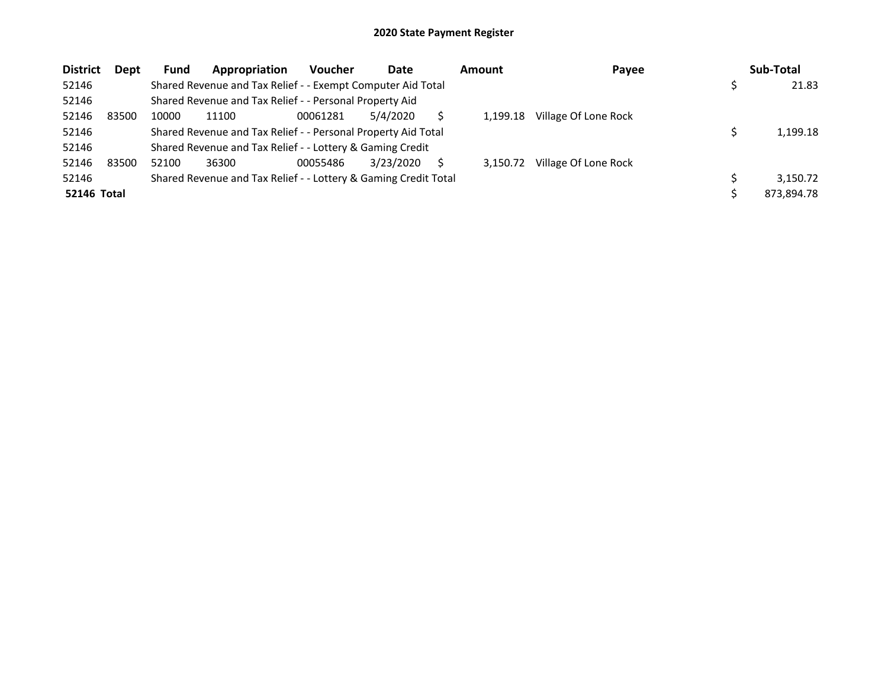## 2020 State Payment Register

| District | Dept | Fund | Appropriation | Voucher | Date | Amount | Payee | Sub-Total |
|---|---|---|---|---|---|---|---|---|
| 52146 | | Shared Revenue and Tax Relief - - Exempt Computer Aid Total | | | | | | $ 21.83 |
| 52146 | | Shared Revenue and Tax Relief - - Personal Property Aid | | | | | | |
| 52146 | 83500 | 10000 | 11100 | 00061281 | 5/4/2020 | $ 1,199.18 | Village Of Lone Rock | |
| 52146 | | Shared Revenue and Tax Relief - - Personal Property Aid Total | | | | | | $ 1,199.18 |
| 52146 | | Shared Revenue and Tax Relief - - Lottery & Gaming Credit | | | | | | |
| 52146 | 83500 | 52100 | 36300 | 00055486 | 3/23/2020 | $ 3,150.72 | Village Of Lone Rock | |
| 52146 | | Shared Revenue and Tax Relief - - Lottery & Gaming Credit Total | | | | | | $ 3,150.72 |
| **52146 Total** | | | | | | | | $ 873,894.78 |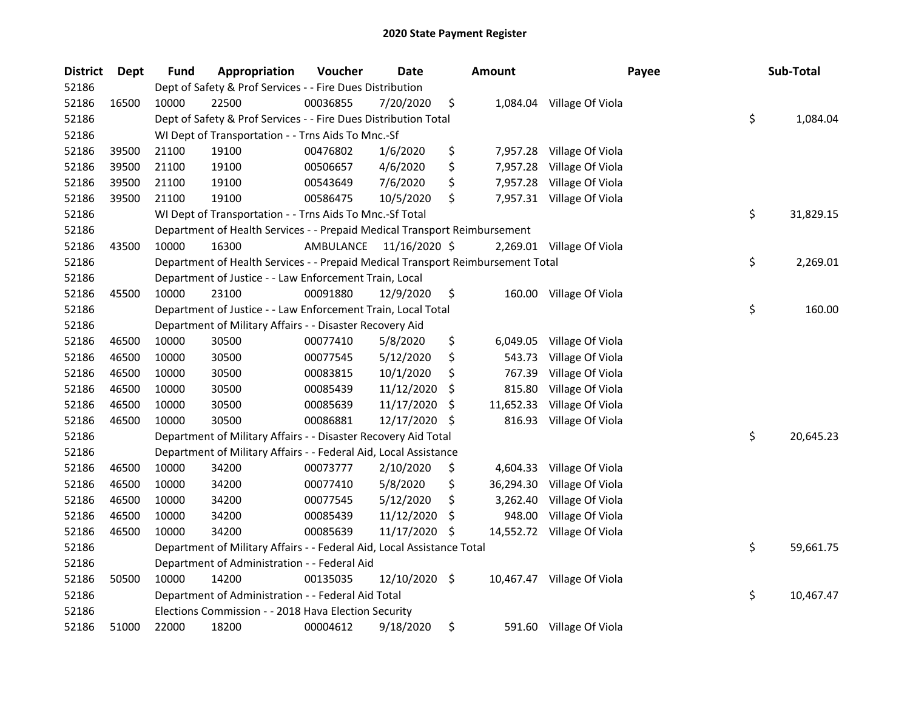# 2020 State Payment Register

| District | Dept | Fund | Appropriation | Voucher | Date | Amount | Payee | Sub-Total |
|---|---|---|---|---|---|---|---|---|
| 52186 | | Dept of Safety & Prof Services - - Fire Dues Distribution | | | | | | |
| 52186 | 16500 | 10000 | 22500 | 00036855 | 7/20/2020 | $ 1,084.04 | Village Of Viola | |
| 52186 | | Dept of Safety & Prof Services - - Fire Dues Distribution Total | | | | | | $ 1,084.04 |
| 52186 | | WI Dept of Transportation - - Trns Aids To Mnc.-Sf | | | | | | |
| 52186 | 39500 | 21100 | 19100 | 00476802 | 1/6/2020 | $ 7,957.28 | Village Of Viola | |
| 52186 | 39500 | 21100 | 19100 | 00506657 | 4/6/2020 | $ 7,957.28 | Village Of Viola | |
| 52186 | 39500 | 21100 | 19100 | 00543649 | 7/6/2020 | $ 7,957.28 | Village Of Viola | |
| 52186 | 39500 | 21100 | 19100 | 00586475 | 10/5/2020 | $ 7,957.31 | Village Of Viola | |
| 52186 | | WI Dept of Transportation - - Trns Aids To Mnc.-Sf Total | | | | | | $ 31,829.15 |
| 52186 | | Department of Health Services - - Prepaid Medical Transport Reimbursement | | | | | | |
| 52186 | 43500 | 10000 | 16300 | AMBULANCE | 11/16/2020 | $ 2,269.01 | Village Of Viola | |
| 52186 | | Department of Health Services - - Prepaid Medical Transport Reimbursement Total | | | | | | $ 2,269.01 |
| 52186 | | Department of Justice - - Law Enforcement Train, Local | | | | | | |
| 52186 | 45500 | 10000 | 23100 | 00091880 | 12/9/2020 | $ 160.00 | Village Of Viola | |
| 52186 | | Department of Justice - - Law Enforcement Train, Local Total | | | | | | $ 160.00 |
| 52186 | | Department of Military Affairs - - Disaster Recovery Aid | | | | | | |
| 52186 | 46500 | 10000 | 30500 | 00077410 | 5/8/2020 | $ 6,049.05 | Village Of Viola | |
| 52186 | 46500 | 10000 | 30500 | 00077545 | 5/12/2020 | $ 543.73 | Village Of Viola | |
| 52186 | 46500 | 10000 | 30500 | 00083815 | 10/1/2020 | $ 767.39 | Village Of Viola | |
| 52186 | 46500 | 10000 | 30500 | 00085439 | 11/12/2020 | $ 815.80 | Village Of Viola | |
| 52186 | 46500 | 10000 | 30500 | 00085639 | 11/17/2020 | $ 11,652.33 | Village Of Viola | |
| 52186 | 46500 | 10000 | 30500 | 00086881 | 12/17/2020 | $ 816.93 | Village Of Viola | |
| 52186 | | Department of Military Affairs - - Disaster Recovery Aid Total | | | | | | $ 20,645.23 |
| 52186 | | Department of Military Affairs - - Federal Aid, Local Assistance | | | | | | |
| 52186 | 46500 | 10000 | 34200 | 00073777 | 2/10/2020 | $ 4,604.33 | Village Of Viola | |
| 52186 | 46500 | 10000 | 34200 | 00077410 | 5/8/2020 | $ 36,294.30 | Village Of Viola | |
| 52186 | 46500 | 10000 | 34200 | 00077545 | 5/12/2020 | $ 3,262.40 | Village Of Viola | |
| 52186 | 46500 | 10000 | 34200 | 00085439 | 11/12/2020 | $ 948.00 | Village Of Viola | |
| 52186 | 46500 | 10000 | 34200 | 00085639 | 11/17/2020 | $ 14,552.72 | Village Of Viola | |
| 52186 | | Department of Military Affairs - - Federal Aid, Local Assistance Total | | | | | | $ 59,661.75 |
| 52186 | | Department of Administration - - Federal Aid | | | | | | |
| 52186 | 50500 | 10000 | 14200 | 00135035 | 12/10/2020 | $ 10,467.47 | Village Of Viola | |
| 52186 | | Department of Administration - - Federal Aid Total | | | | | | $ 10,467.47 |
| 52186 | | Elections Commission - - 2018 Hava Election Security | | | | | | |
| 52186 | 51000 | 22000 | 18200 | 00004612 | 9/18/2020 | $ 591.60 | Village Of Viola | |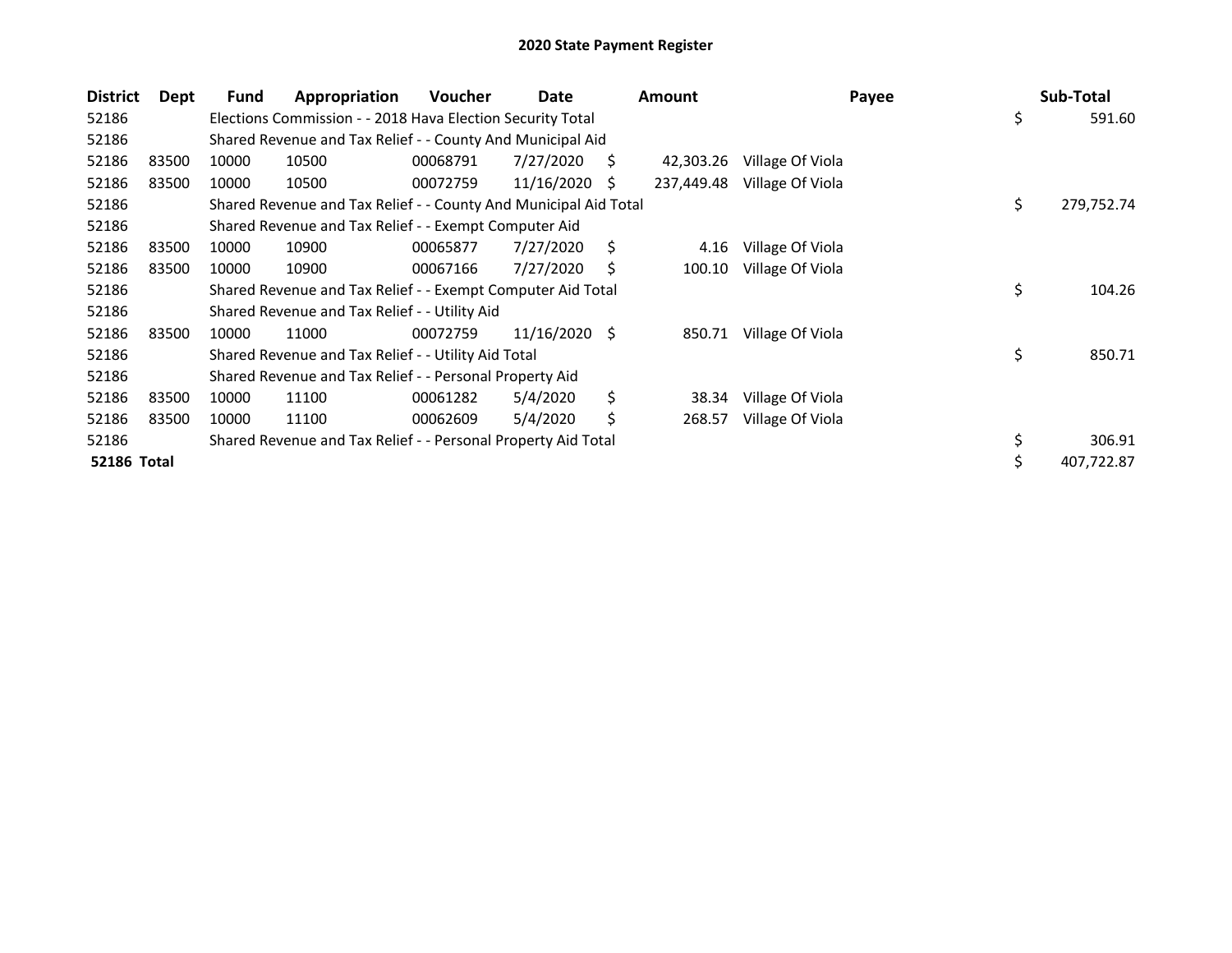# 2020 State Payment Register

| District | Dept | Fund | Appropriation | Voucher | Date | Amount | Payee | Sub-Total |
|---|---|---|---|---|---|---|---|---|
| 52186 | | Elections Commission - - 2018 Hava Election Security Total | | | | | | $ 591.60 |
| 52186 | | Shared Revenue and Tax Relief - - County And Municipal Aid | | | | | | |
| 52186 | 83500 | 10000 | 10500 | 00068791 | 7/27/2020 | $ 42,303.26 | Village Of Viola | |
| 52186 | 83500 | 10000 | 10500 | 00072759 | 11/16/2020 | $ 237,449.48 | Village Of Viola | |
| 52186 | | Shared Revenue and Tax Relief - - County And Municipal Aid Total | | | | | | $ 279,752.74 |
| 52186 | | Shared Revenue and Tax Relief - - Exempt Computer Aid | | | | | | |
| 52186 | 83500 | 10000 | 10900 | 00065877 | 7/27/2020 | $ 4.16 | Village Of Viola | |
| 52186 | 83500 | 10000 | 10900 | 00067166 | 7/27/2020 | $ 100.10 | Village Of Viola | |
| 52186 | | Shared Revenue and Tax Relief - - Exempt Computer Aid Total | | | | | | $ 104.26 |
| 52186 | | Shared Revenue and Tax Relief - - Utility Aid | | | | | | |
| 52186 | 83500 | 10000 | 11000 | 00072759 | 11/16/2020 | $ 850.71 | Village Of Viola | |
| 52186 | | Shared Revenue and Tax Relief - - Utility Aid Total | | | | | | $ 850.71 |
| 52186 | | Shared Revenue and Tax Relief - - Personal Property Aid | | | | | | |
| 52186 | 83500 | 10000 | 11100 | 00061282 | 5/4/2020 | $ 38.34 | Village Of Viola | |
| 52186 | 83500 | 10000 | 11100 | 00062609 | 5/4/2020 | $ 268.57 | Village Of Viola | |
| 52186 | | Shared Revenue and Tax Relief - - Personal Property Aid Total | | | | | | $ 306.91 |
| **52186 Total** | | | | | | | | $ 407,722.87 |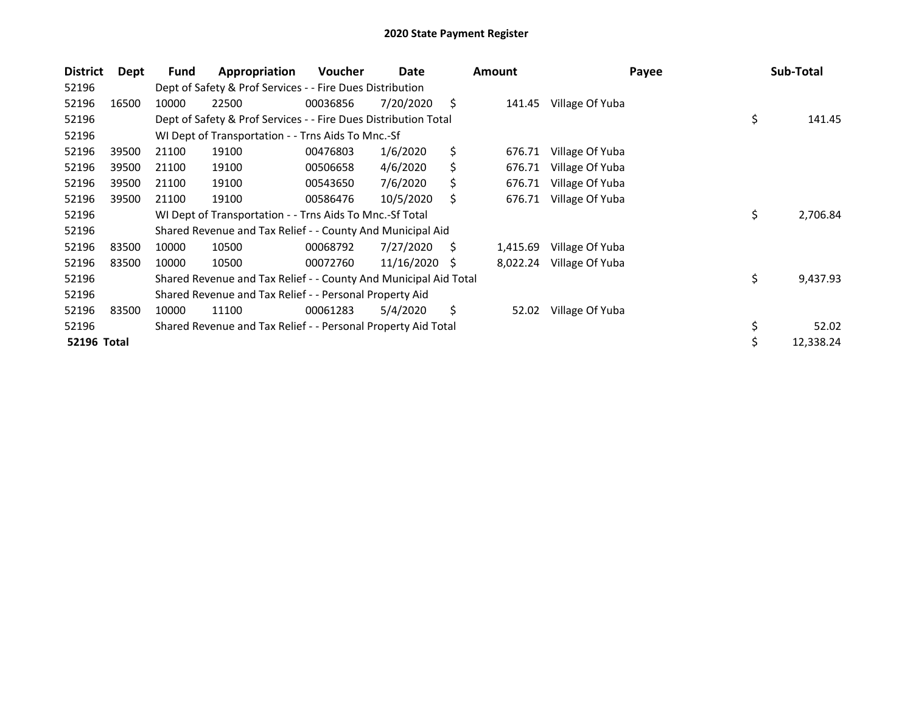# 2020 State Payment Register

| District | Dept | Fund | Appropriation | Voucher | Date | Amount | Payee | Sub-Total |
|---|---|---|---|---|---|---|---|---|
| 52196 | | Dept of Safety & Prof Services - - Fire Dues Distribution | | | | | | |
| 52196 | 16500 | 10000 | 22500 | 00036856 | 7/20/2020 | $ 141.45 | Village Of Yuba | |
| 52196 | | Dept of Safety & Prof Services - - Fire Dues Distribution Total | | | | | | $ 141.45 |
| 52196 | | WI Dept of Transportation - - Trns Aids To Mnc.-Sf | | | | | | |
| 52196 | 39500 | 21100 | 19100 | 00476803 | 1/6/2020 | $ 676.71 | Village Of Yuba | |
| 52196 | 39500 | 21100 | 19100 | 00506658 | 4/6/2020 | $ 676.71 | Village Of Yuba | |
| 52196 | 39500 | 21100 | 19100 | 00543650 | 7/6/2020 | $ 676.71 | Village Of Yuba | |
| 52196 | 39500 | 21100 | 19100 | 00586476 | 10/5/2020 | $ 676.71 | Village Of Yuba | |
| 52196 | | WI Dept of Transportation - - Trns Aids To Mnc.-Sf Total | | | | | | $ 2,706.84 |
| 52196 | | Shared Revenue and Tax Relief - - County And Municipal Aid | | | | | | |
| 52196 | 83500 | 10000 | 10500 | 00068792 | 7/27/2020 | $ 1,415.69 | Village Of Yuba | |
| 52196 | 83500 | 10000 | 10500 | 00072760 | 11/16/2020 | $ 8,022.24 | Village Of Yuba | |
| 52196 | | Shared Revenue and Tax Relief - - County And Municipal Aid Total | | | | | | $ 9,437.93 |
| 52196 | | Shared Revenue and Tax Relief - - Personal Property Aid | | | | | | |
| 52196 | 83500 | 10000 | 11100 | 00061283 | 5/4/2020 | $ 52.02 | Village Of Yuba | |
| 52196 | | Shared Revenue and Tax Relief - - Personal Property Aid Total | | | | | | $ 52.02 |
| **52196 Total** | | | | | | | | $ 12,338.24 |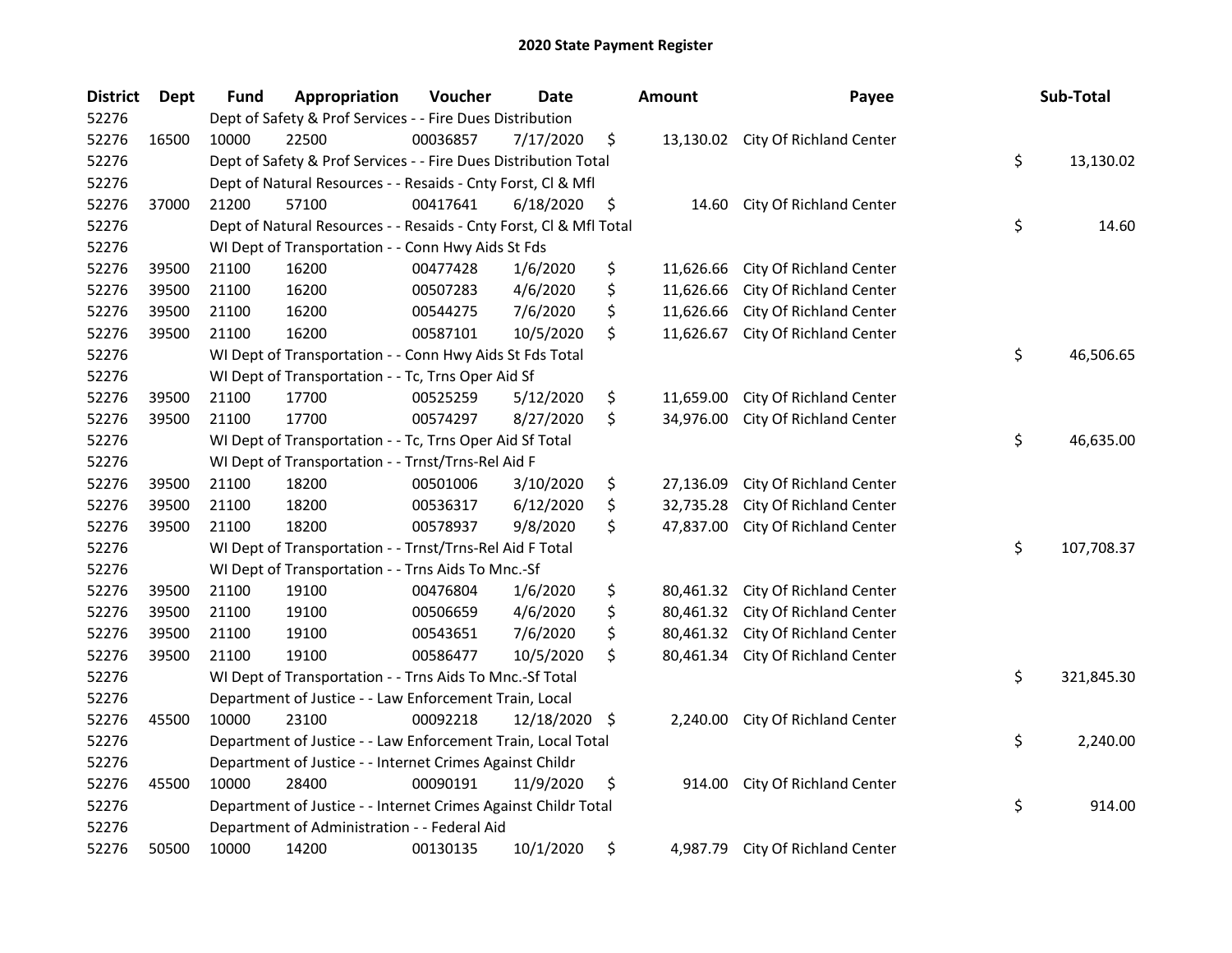# 2020 State Payment Register

| District | Dept | Fund | Appropriation | Voucher | Date | Amount | Payee | Sub-Total |
|---|---|---|---|---|---|---|---|---|
| 52276 | | Dept of Safety & Prof Services - - Fire Dues Distribution | | | | | | |
| 52276 | 16500 | 10000 | 22500 | 00036857 | 7/17/2020 | $ 13,130.02 | City Of Richland Center | |
| 52276 | | Dept of Safety & Prof Services - - Fire Dues Distribution Total | | | | | | $ 13,130.02 |
| 52276 | | Dept of Natural Resources - - Resaids - Cnty Forst, Cl & Mfl | | | | | | |
| 52276 | 37000 | 21200 | 57100 | 00417641 | 6/18/2020 | $ 14.60 | City Of Richland Center | |
| 52276 | | Dept of Natural Resources - - Resaids - Cnty Forst, Cl & Mfl Total | | | | | | $ 14.60 |
| 52276 | | WI Dept of Transportation - - Conn Hwy Aids St Fds | | | | | | |
| 52276 | 39500 | 21100 | 16200 | 00477428 | 1/6/2020 | $ 11,626.66 | City Of Richland Center | |
| 52276 | 39500 | 21100 | 16200 | 00507283 | 4/6/2020 | $ 11,626.66 | City Of Richland Center | |
| 52276 | 39500 | 21100 | 16200 | 00544275 | 7/6/2020 | $ 11,626.66 | City Of Richland Center | |
| 52276 | 39500 | 21100 | 16200 | 00587101 | 10/5/2020 | $ 11,626.67 | City Of Richland Center | |
| 52276 | | WI Dept of Transportation - - Conn Hwy Aids St Fds Total | | | | | | $ 46,506.65 |
| 52276 | | WI Dept of Transportation - - Tc, Trns Oper Aid Sf | | | | | | |
| 52276 | 39500 | 21100 | 17700 | 00525259 | 5/12/2020 | $ 11,659.00 | City Of Richland Center | |
| 52276 | 39500 | 21100 | 17700 | 00574297 | 8/27/2020 | $ 34,976.00 | City Of Richland Center | |
| 52276 | | WI Dept of Transportation - - Tc, Trns Oper Aid Sf Total | | | | | | $ 46,635.00 |
| 52276 | | WI Dept of Transportation - - Trnst/Trns-Rel Aid F | | | | | | |
| 52276 | 39500 | 21100 | 18200 | 00501006 | 3/10/2020 | $ 27,136.09 | City Of Richland Center | |
| 52276 | 39500 | 21100 | 18200 | 00536317 | 6/12/2020 | $ 32,735.28 | City Of Richland Center | |
| 52276 | 39500 | 21100 | 18200 | 00578937 | 9/8/2020 | $ 47,837.00 | City Of Richland Center | |
| 52276 | | WI Dept of Transportation - - Trnst/Trns-Rel Aid F Total | | | | | | $ 107,708.37 |
| 52276 | | WI Dept of Transportation - - Trns Aids To Mnc.-Sf | | | | | | |
| 52276 | 39500 | 21100 | 19100 | 00476804 | 1/6/2020 | $ 80,461.32 | City Of Richland Center | |
| 52276 | 39500 | 21100 | 19100 | 00506659 | 4/6/2020 | $ 80,461.32 | City Of Richland Center | |
| 52276 | 39500 | 21100 | 19100 | 00543651 | 7/6/2020 | $ 80,461.32 | City Of Richland Center | |
| 52276 | 39500 | 21100 | 19100 | 00586477 | 10/5/2020 | $ 80,461.34 | City Of Richland Center | |
| 52276 | | WI Dept of Transportation - - Trns Aids To Mnc.-Sf Total | | | | | | $ 321,845.30 |
| 52276 | | Department of Justice - - Law Enforcement Train, Local | | | | | | |
| 52276 | 45500 | 10000 | 23100 | 00092218 | 12/18/2020 | $ 2,240.00 | City Of Richland Center | |
| 52276 | | Department of Justice - - Law Enforcement Train, Local Total | | | | | | $ 2,240.00 |
| 52276 | | Department of Justice - - Internet Crimes Against Childr | | | | | | |
| 52276 | 45500 | 10000 | 28400 | 00090191 | 11/9/2020 | $ 914.00 | City Of Richland Center | |
| 52276 | | Department of Justice - - Internet Crimes Against Childr Total | | | | | | $ 914.00 |
| 52276 | | Department of Administration - - Federal Aid | | | | | | |
| 52276 | 50500 | 10000 | 14200 | 00130135 | 10/1/2020 | $ 4,987.79 | City Of Richland Center | |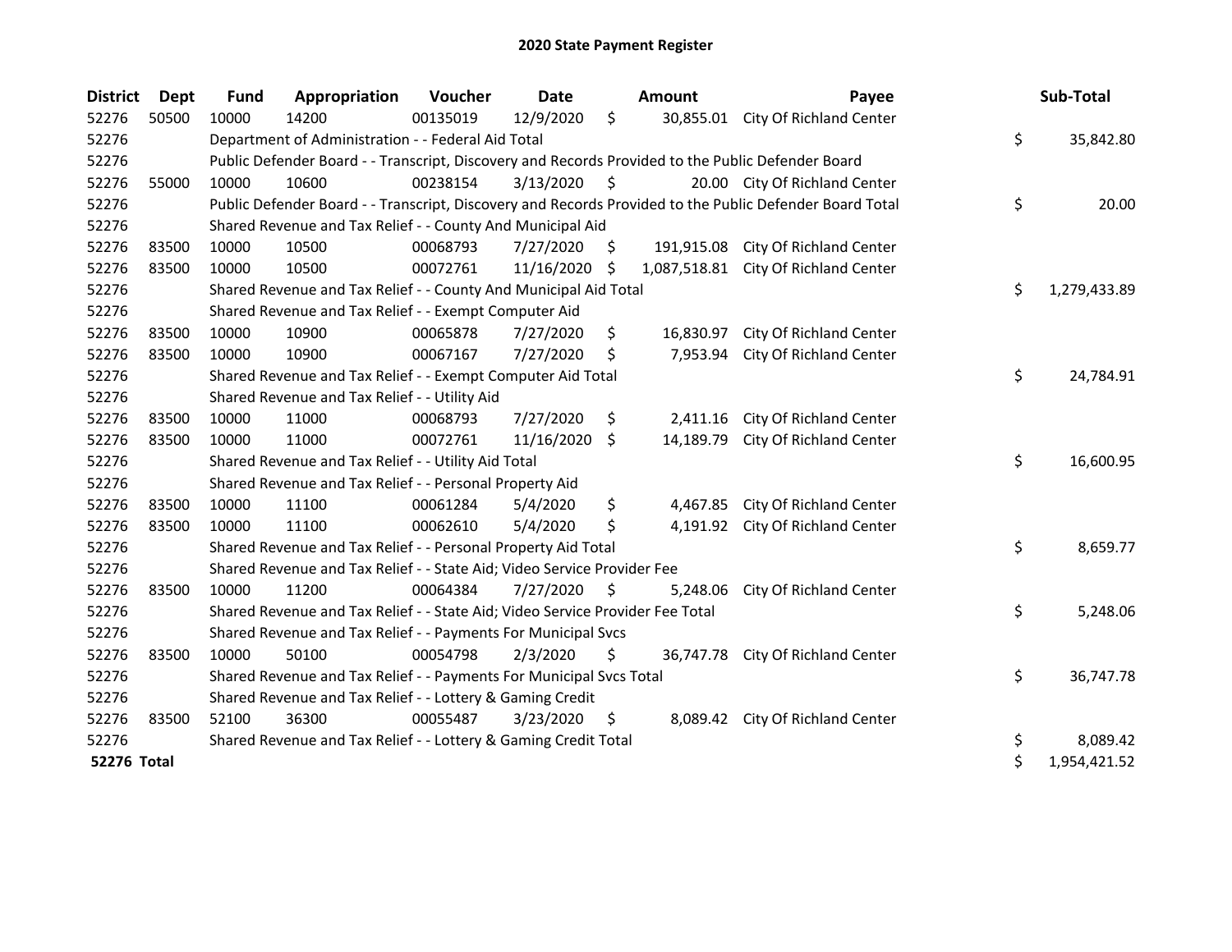# 2020 State Payment Register

| District | Dept | Fund | Appropriation | Voucher | Date | Amount | Payee | Sub-Total |
|---|---|---|---|---|---|---|---|---|
| 52276 | 50500 | 10000 | 14200 | 00135019 | 12/9/2020 | $ 30,855.01 | City Of Richland Center | |
| 52276 | | Department of Administration - - Federal Aid Total | | | | | | $ 35,842.80 |
| 52276 | | Public Defender Board - - Transcript, Discovery and Records Provided to the Public Defender Board | | | | | | |
| 52276 | 55000 | 10000 | 10600 | 00238154 | 3/13/2020 | $ 20.00 | City Of Richland Center | |
| 52276 | | Public Defender Board - - Transcript, Discovery and Records Provided to the Public Defender Board Total | | | | | | $ 20.00 |
| 52276 | | Shared Revenue and Tax Relief - - County And Municipal Aid | | | | | | |
| 52276 | 83500 | 10000 | 10500 | 00068793 | 7/27/2020 | $ 191,915.08 | City Of Richland Center | |
| 52276 | 83500 | 10000 | 10500 | 00072761 | 11/16/2020 | $ 1,087,518.81 | City Of Richland Center | |
| 52276 | | Shared Revenue and Tax Relief - - County And Municipal Aid Total | | | | | | $ 1,279,433.89 |
| 52276 | | Shared Revenue and Tax Relief - - Exempt Computer Aid | | | | | | |
| 52276 | 83500 | 10000 | 10900 | 00065878 | 7/27/2020 | $ 16,830.97 | City Of Richland Center | |
| 52276 | 83500 | 10000 | 10900 | 00067167 | 7/27/2020 | $ 7,953.94 | City Of Richland Center | |
| 52276 | | Shared Revenue and Tax Relief - - Exempt Computer Aid Total | | | | | | $ 24,784.91 |
| 52276 | | Shared Revenue and Tax Relief - - Utility Aid | | | | | | |
| 52276 | 83500 | 10000 | 11000 | 00068793 | 7/27/2020 | $ 2,411.16 | City Of Richland Center | |
| 52276 | 83500 | 10000 | 11000 | 00072761 | 11/16/2020 | $ 14,189.79 | City Of Richland Center | |
| 52276 | | Shared Revenue and Tax Relief - - Utility Aid Total | | | | | | $ 16,600.95 |
| 52276 | | Shared Revenue and Tax Relief - - Personal Property Aid | | | | | | |
| 52276 | 83500 | 10000 | 11100 | 00061284 | 5/4/2020 | $ 4,467.85 | City Of Richland Center | |
| 52276 | 83500 | 10000 | 11100 | 00062610 | 5/4/2020 | $ 4,191.92 | City Of Richland Center | |
| 52276 | | Shared Revenue and Tax Relief - - Personal Property Aid Total | | | | | | $ 8,659.77 |
| 52276 | | Shared Revenue and Tax Relief - - State Aid; Video Service Provider Fee | | | | | | |
| 52276 | 83500 | 10000 | 11200 | 00064384 | 7/27/2020 | $ 5,248.06 | City Of Richland Center | |
| 52276 | | Shared Revenue and Tax Relief - - State Aid; Video Service Provider Fee Total | | | | | | $ 5,248.06 |
| 52276 | | Shared Revenue and Tax Relief - - Payments For Municipal Svcs | | | | | | |
| 52276 | 83500 | 10000 | 50100 | 00054798 | 2/3/2020 | $ 36,747.78 | City Of Richland Center | |
| 52276 | | Shared Revenue and Tax Relief - - Payments For Municipal Svcs Total | | | | | | $ 36,747.78 |
| 52276 | | Shared Revenue and Tax Relief - - Lottery & Gaming Credit | | | | | | |
| 52276 | 83500 | 52100 | 36300 | 00055487 | 3/23/2020 | $ 8,089.42 | City Of Richland Center | |
| 52276 | | Shared Revenue and Tax Relief - - Lottery & Gaming Credit Total | | | | | | $ 8,089.42 |
| **52276 Total** | | | | | | | | $ 1,954,421.52 |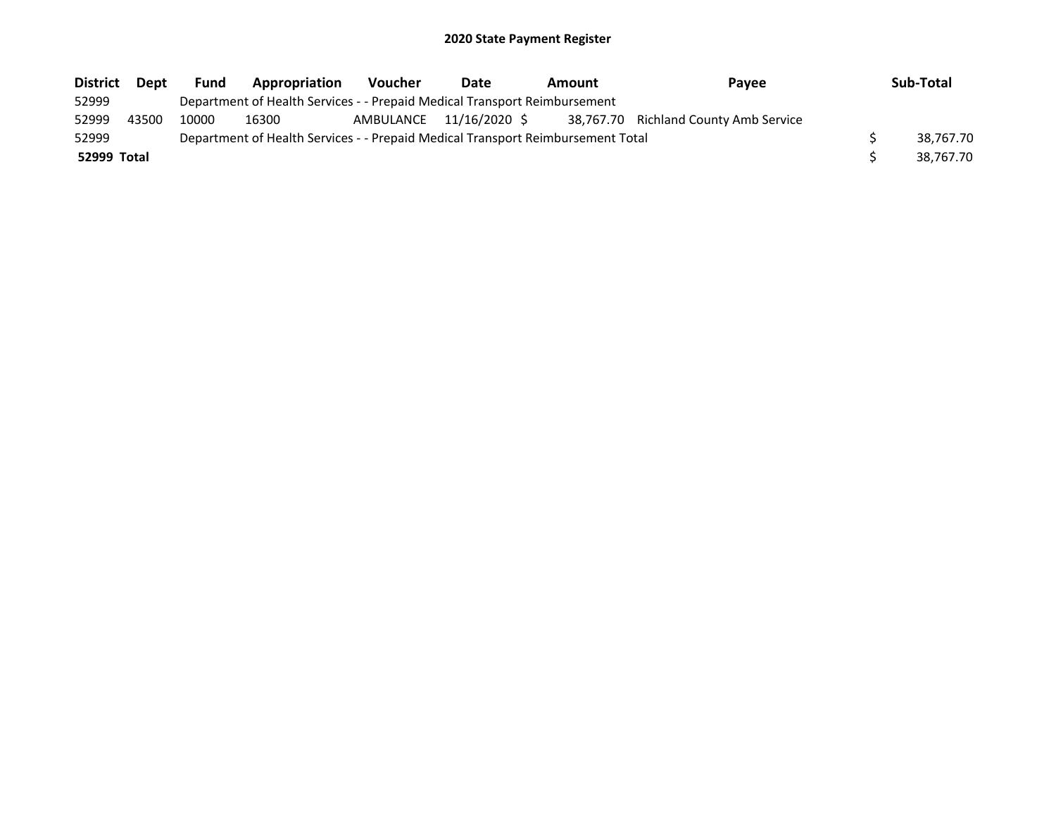# 2020 State Payment Register

| District | Dept | Fund | Appropriation | Voucher | Date | Amount | Payee | Sub-Total |
|---|---|---|---|---|---|---|---|---|
| 52999 | | Department of Health Services - - Prepaid Medical Transport Reimbursement | | | | | | |
| 52999 | 43500 | 10000 | 16300 | AMBULANCE | 11/16/2020 | $ 38,767.70 | Richland County Amb Service | |
| 52999 | | Department of Health Services - - Prepaid Medical Transport Reimbursement Total | | | | | | $ 38,767.70 |
| **52999 Total** | | | | | | | | $ 38,767.70 |